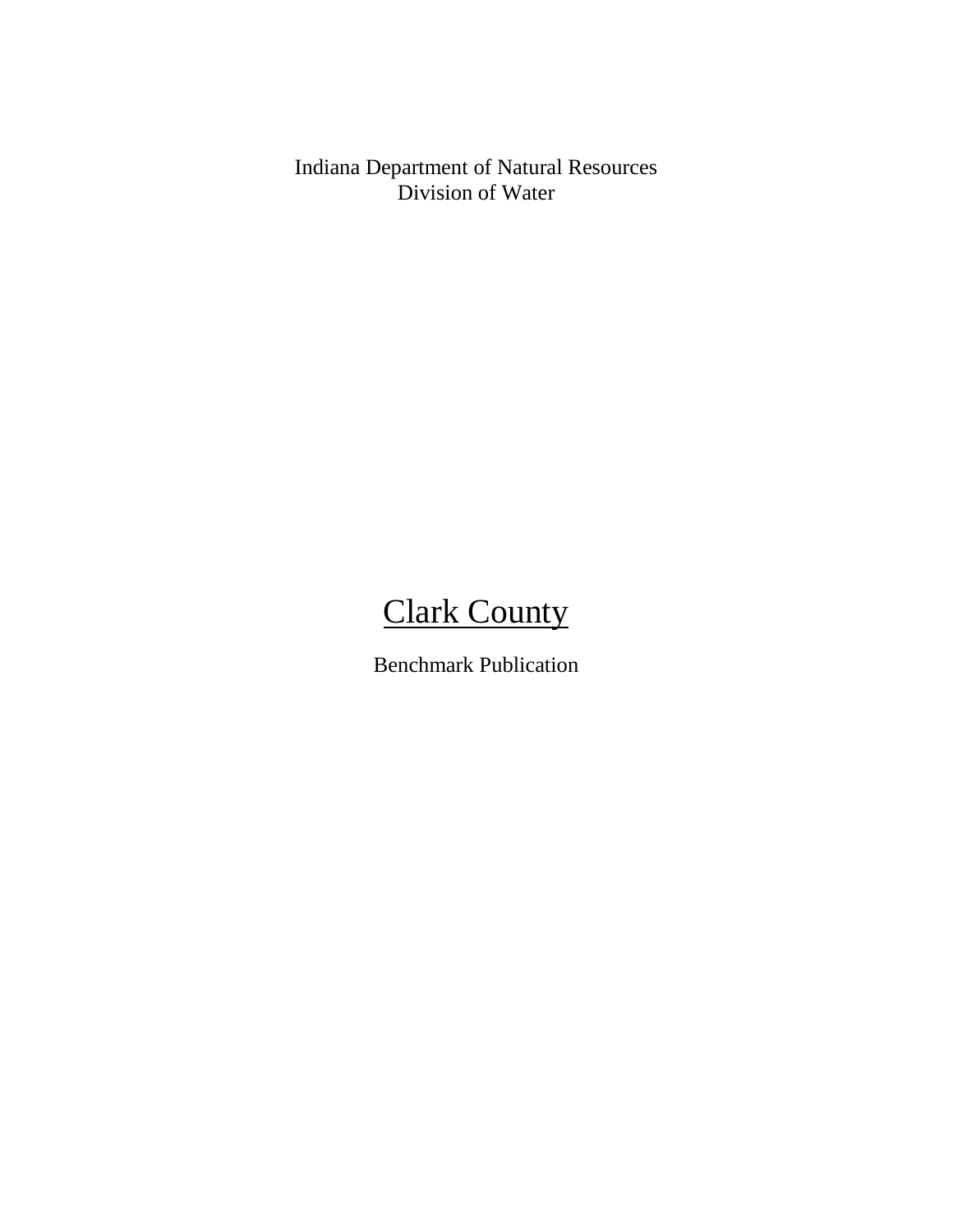Indiana Department of Natural Resources
Division of Water

# Clark County

Benchmark Publication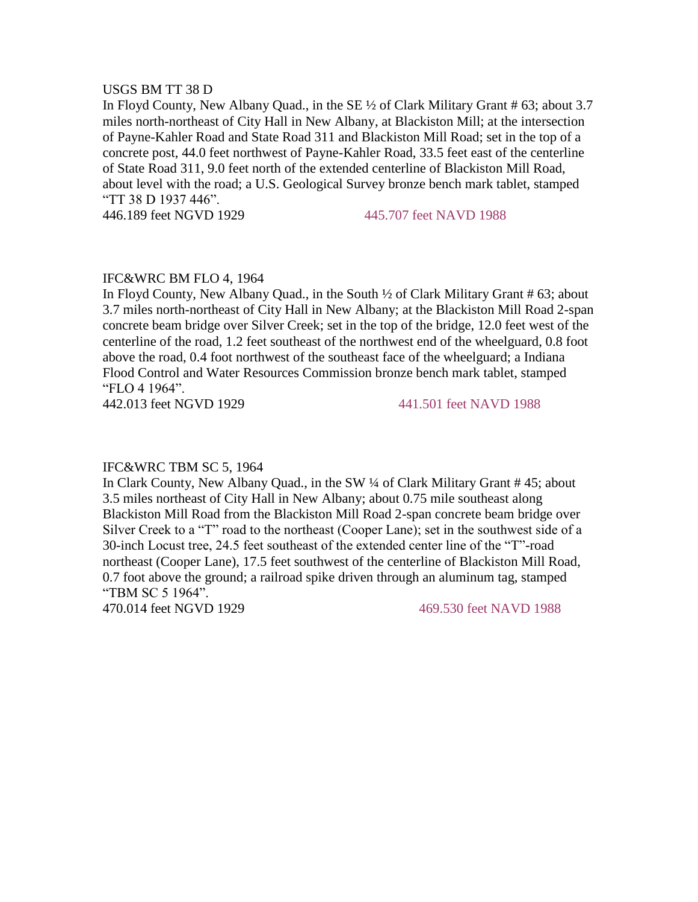USGS BM TT 38 D

In Floyd County, New Albany Quad., in the SE ½ of Clark Military Grant # 63; about 3.7 miles north-northeast of City Hall in New Albany, at Blackiston Mill; at the intersection of Payne-Kahler Road and State Road 311 and Blackiston Mill Road; set in the top of a concrete post, 44.0 feet northwest of Payne-Kahler Road, 33.5 feet east of the centerline of State Road 311, 9.0 feet north of the extended centerline of Blackiston Mill Road, about level with the road; a U.S. Geological Survey bronze bench mark tablet, stamped "TT 38 D 1937 446".

446.189 feet NGVD 1929 445.707 feet NAVD 1988

IFC&WRC BM FLO 4, 1964

In Floyd County, New Albany Quad., in the South ½ of Clark Military Grant # 63; about 3.7 miles north-northeast of City Hall in New Albany; at the Blackiston Mill Road 2-span concrete beam bridge over Silver Creek; set in the top of the bridge, 12.0 feet west of the centerline of the road, 1.2 feet southeast of the northwest end of the wheelguard, 0.8 foot above the road, 0.4 foot northwest of the southeast face of the wheelguard; a Indiana Flood Control and Water Resources Commission bronze bench mark tablet, stamped "FLO 4 1964".

442.013 feet NGVD 1929 441.501 feet NAVD 1988

IFC&WRC TBM SC 5, 1964

In Clark County, New Albany Quad., in the SW ¼ of Clark Military Grant # 45; about 3.5 miles northeast of City Hall in New Albany; about 0.75 mile southeast along Blackiston Mill Road from the Blackiston Mill Road 2-span concrete beam bridge over Silver Creek to a "T" road to the northeast (Cooper Lane); set in the southwest side of a 30-inch Locust tree, 24.5 feet southeast of the extended center line of the "T"-road northeast (Cooper Lane), 17.5 feet southwest of the centerline of Blackiston Mill Road, 0.7 foot above the ground; a railroad spike driven through an aluminum tag, stamped "TBM SC 5 1964".

470.014 feet NGVD 1929 469.530 feet NAVD 1988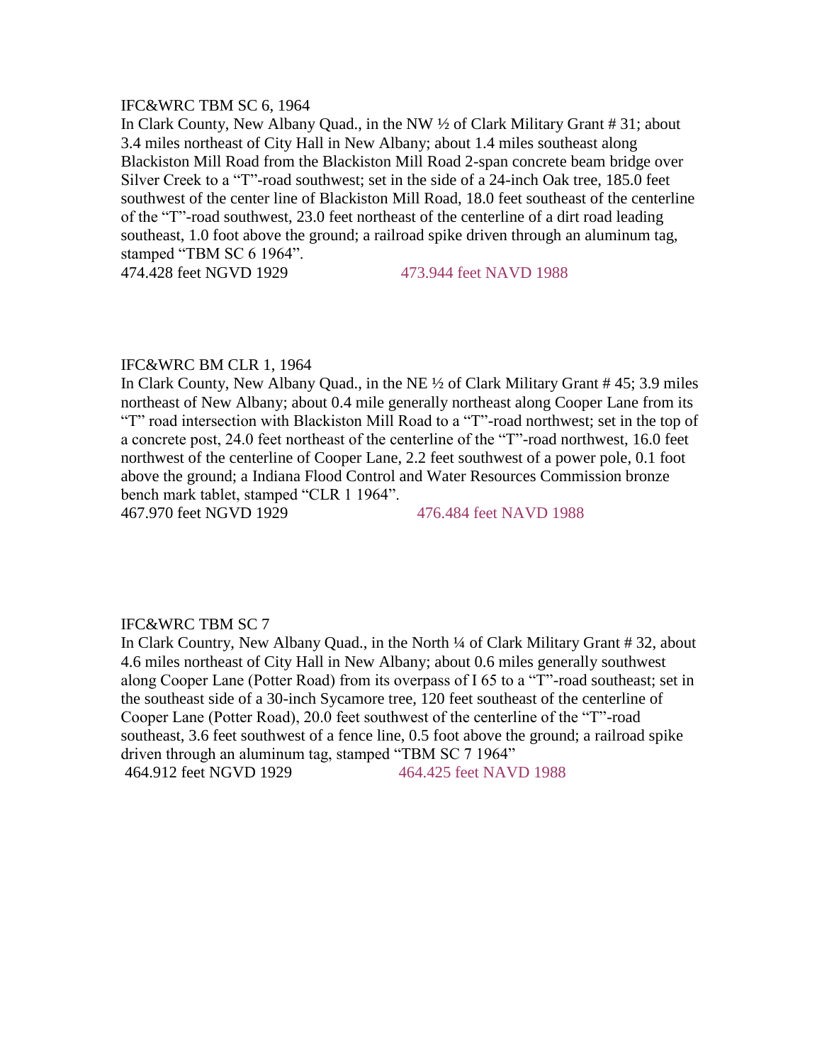IFC&WRC TBM SC 6, 1964

In Clark County, New Albany Quad., in the NW ½ of Clark Military Grant # 31; about 3.4 miles northeast of City Hall in New Albany; about 1.4 miles southeast along Blackiston Mill Road from the Blackiston Mill Road 2-span concrete beam bridge over Silver Creek to a "T"-road southwest; set in the side of a 24-inch Oak tree, 185.0 feet southwest of the center line of Blackiston Mill Road, 18.0 feet southeast of the centerline of the "T"-road southwest, 23.0 feet northeast of the centerline of a dirt road leading southeast, 1.0 foot above the ground; a railroad spike driven through an aluminum tag, stamped "TBM SC 6 1964".

474.428 feet NGVD 1929 473.944 feet NAVD 1988

IFC&WRC BM CLR 1, 1964

In Clark County, New Albany Quad., in the NE ½ of Clark Military Grant # 45; 3.9 miles northeast of New Albany; about 0.4 mile generally northeast along Cooper Lane from its "T" road intersection with Blackiston Mill Road to a "T"-road northwest; set in the top of a concrete post, 24.0 feet northeast of the centerline of the "T"-road northwest, 16.0 feet northwest of the centerline of Cooper Lane, 2.2 feet southwest of a power pole, 0.1 foot above the ground; a Indiana Flood Control and Water Resources Commission bronze bench mark tablet, stamped "CLR 1 1964".

467.970 feet NGVD 1929 476.484 feet NAVD 1988

IFC&WRC TBM SC 7

In Clark Country, New Albany Quad., in the North ¼ of Clark Military Grant # 32, about 4.6 miles northeast of City Hall in New Albany; about 0.6 miles generally southwest along Cooper Lane (Potter Road) from its overpass of I 65 to a "T"-road southeast; set in the southeast side of a 30-inch Sycamore tree, 120 feet southeast of the centerline of Cooper Lane (Potter Road), 20.0 feet southwest of the centerline of the "T"-road southeast, 3.6 feet southwest of a fence line, 0.5 foot above the ground; a railroad spike driven through an aluminum tag, stamped "TBM SC 7 1964"

464.912 feet NGVD 1929 464.425 feet NAVD 1988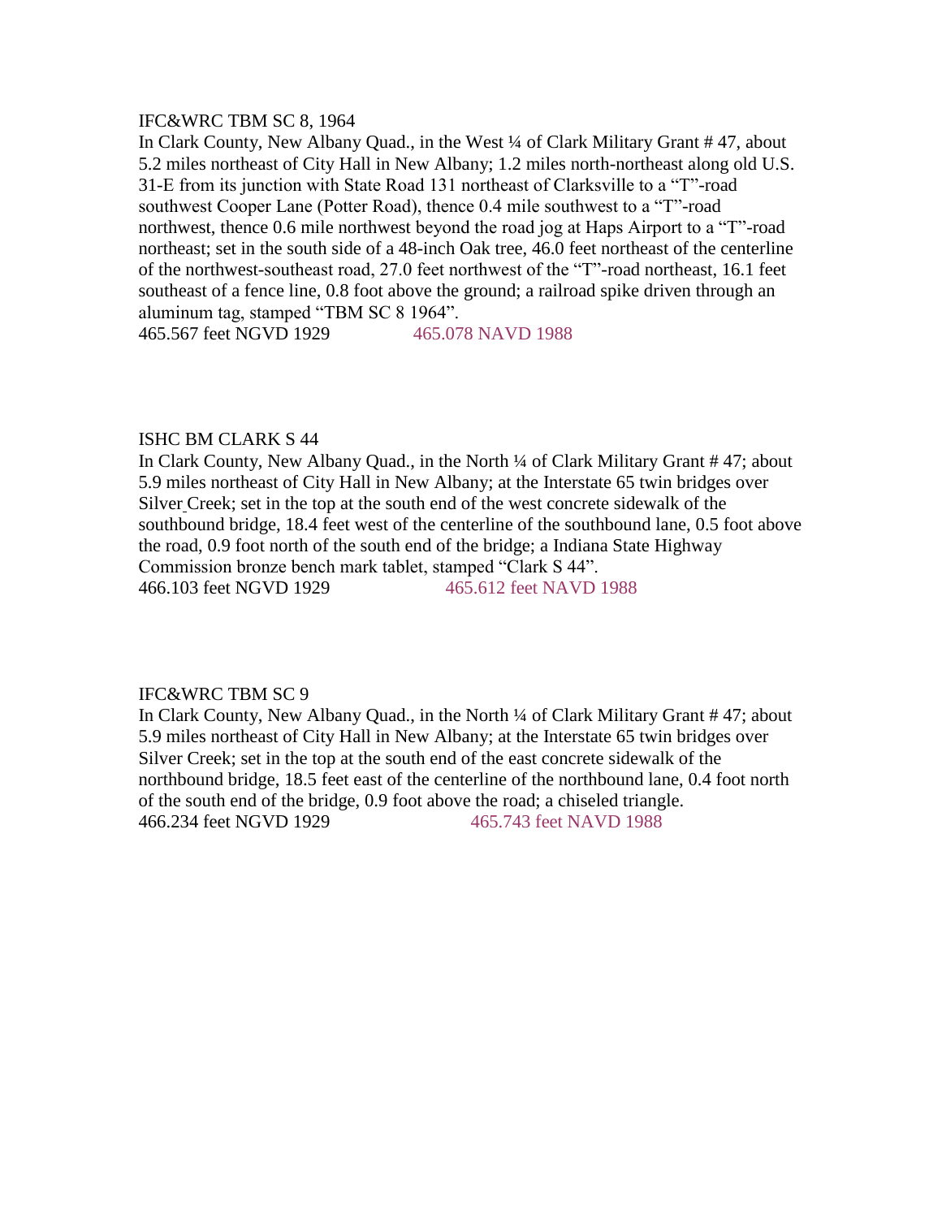IFC&WRC TBM SC 8, 1964

In Clark County, New Albany Quad., in the West ¼ of Clark Military Grant # 47, about 5.2 miles northeast of City Hall in New Albany; 1.2 miles north-northeast along old U.S. 31-E from its junction with State Road 131 northeast of Clarksville to a "T"-road southwest Cooper Lane (Potter Road), thence 0.4 mile southwest to a "T"-road northwest, thence 0.6 mile northwest beyond the road jog at Haps Airport to a "T"-road northeast; set in the south side of a 48-inch Oak tree, 46.0 feet northeast of the centerline of the northwest-southeast road, 27.0 feet northwest of the "T"-road northeast, 16.1 feet southeast of a fence line, 0.8 foot above the ground; a railroad spike driven through an aluminum tag, stamped "TBM SC 8 1964".

465.567 feet NGVD 1929 465.078 NAVD 1988

ISHC BM CLARK S 44

In Clark County, New Albany Quad., in the North ¼ of Clark Military Grant # 47; about 5.9 miles northeast of City Hall in New Albany; at the Interstate 65 twin bridges over Silver Creek; set in the top at the south end of the west concrete sidewalk of the southbound bridge, 18.4 feet west of the centerline of the southbound lane, 0.5 foot above the road, 0.9 foot north of the south end of the bridge; a Indiana State Highway Commission bronze bench mark tablet, stamped "Clark S 44".

466.103 feet NGVD 1929 465.612 feet NAVD 1988

IFC&WRC TBM SC 9

In Clark County, New Albany Quad., in the North ¼ of Clark Military Grant # 47; about 5.9 miles northeast of City Hall in New Albany; at the Interstate 65 twin bridges over Silver Creek; set in the top at the south end of the east concrete sidewalk of the northbound bridge, 18.5 feet east of the centerline of the northbound lane, 0.4 foot north of the south end of the bridge, 0.9 foot above the road; a chiseled triangle.

466.234 feet NGVD 1929 465.743 feet NAVD 1988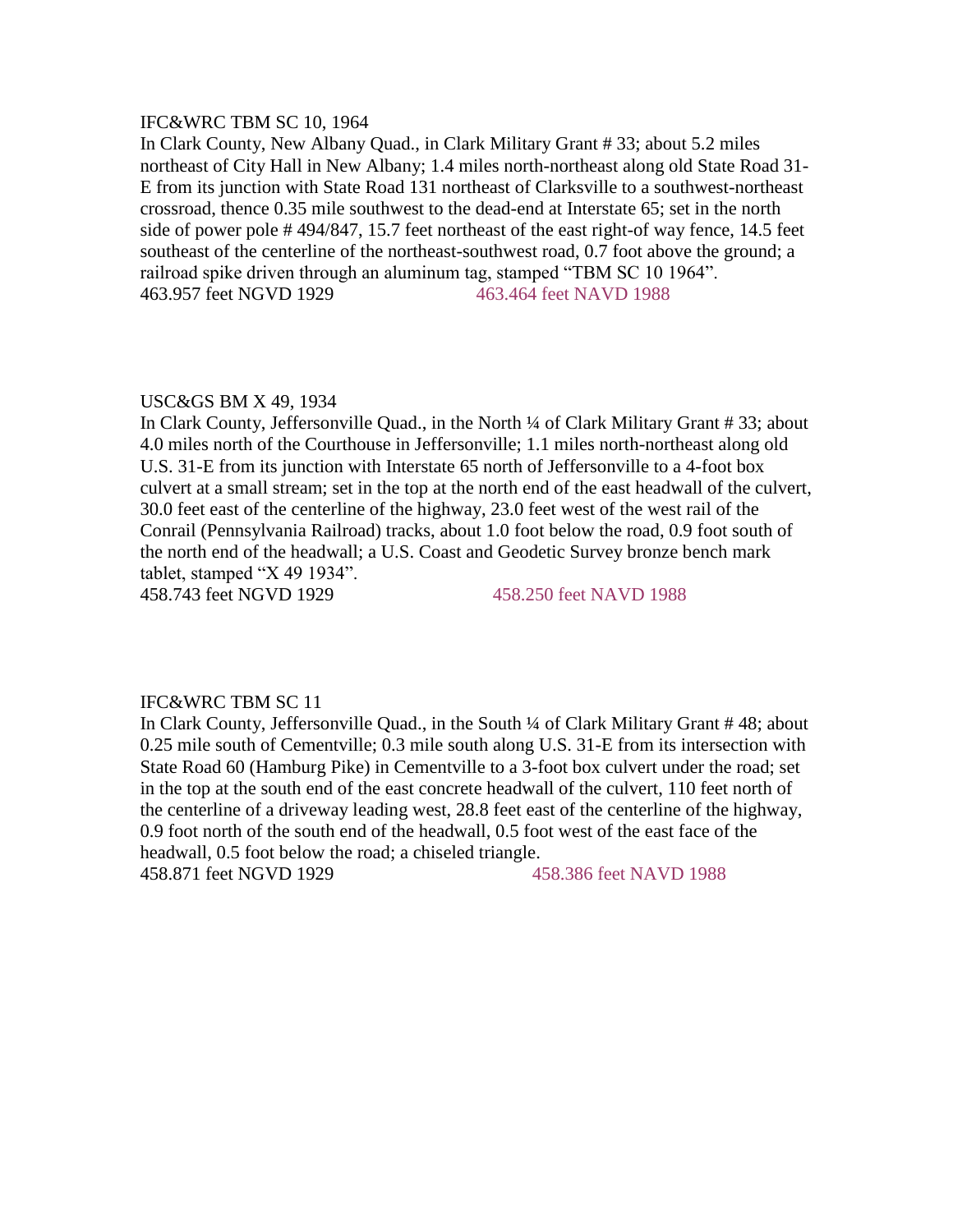IFC&WRC TBM SC 10, 1964

In Clark County, New Albany Quad., in Clark Military Grant # 33; about 5.2 miles northeast of City Hall in New Albany; 1.4 miles north-northeast along old State Road 31-E from its junction with State Road 131 northeast of Clarksville to a southwest-northeast crossroad, thence 0.35 mile southwest to the dead-end at Interstate 65; set in the north side of power pole # 494/847, 15.7 feet northeast of the east right-of way fence, 14.5 feet southeast of the centerline of the northeast-southwest road, 0.7 foot above the ground; a railroad spike driven through an aluminum tag, stamped "TBM SC 10 1964".

463.957 feet NGVD 1929 463.464 feet NAVD 1988

USC&GS BM X 49, 1934

In Clark County, Jeffersonville Quad., in the North ¼ of Clark Military Grant # 33; about 4.0 miles north of the Courthouse in Jeffersonville; 1.1 miles north-northeast along old U.S. 31-E from its junction with Interstate 65 north of Jeffersonville to a 4-foot box culvert at a small stream; set in the top at the north end of the east headwall of the culvert, 30.0 feet east of the centerline of the highway, 23.0 feet west of the west rail of the Conrail (Pennsylvania Railroad) tracks, about 1.0 foot below the road, 0.9 foot south of the north end of the headwall; a U.S. Coast and Geodetic Survey bronze bench mark tablet, stamped "X 49 1934".

458.743 feet NGVD 1929 458.250 feet NAVD 1988

IFC&WRC TBM SC 11

In Clark County, Jeffersonville Quad., in the South ¼ of Clark Military Grant # 48; about 0.25 mile south of Cementville; 0.3 mile south along U.S. 31-E from its intersection with State Road 60 (Hamburg Pike) in Cementville to a 3-foot box culvert under the road; set in the top at the south end of the east concrete headwall of the culvert, 110 feet north of the centerline of a driveway leading west, 28.8 feet east of the centerline of the highway, 0.9 foot north of the south end of the headwall, 0.5 foot west of the east face of the headwall, 0.5 foot below the road; a chiseled triangle.

458.871 feet NGVD 1929 458.386 feet NAVD 1988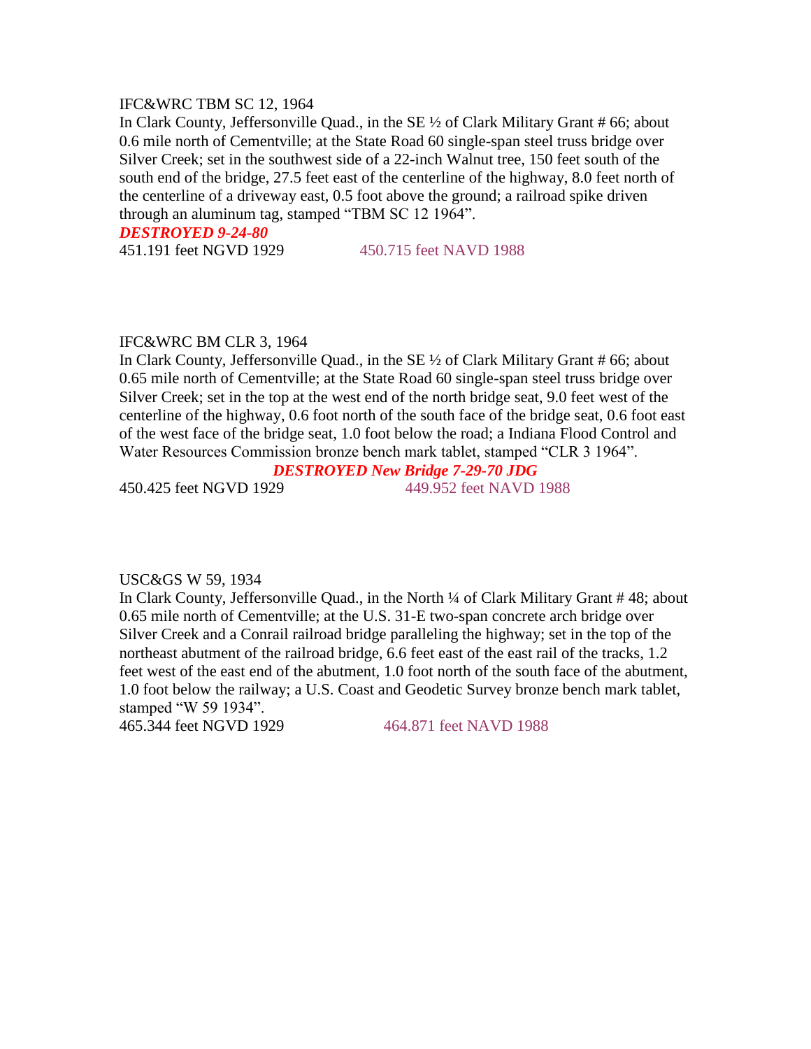IFC&WRC TBM SC 12, 1964

In Clark County, Jeffersonville Quad., in the SE ½ of Clark Military Grant # 66; about 0.6 mile north of Cementville; at the State Road 60 single-span steel truss bridge over Silver Creek; set in the southwest side of a 22-inch Walnut tree, 150 feet south of the south end of the bridge, 27.5 feet east of the centerline of the highway, 8.0 feet north of the centerline of a driveway east, 0.5 foot above the ground; a railroad spike driven through an aluminum tag, stamped “TBM SC 12 1964”.

***DESTROYED 9-24-80***

451.191 feet NGVD 1929 450.715 feet NAVD 1988

IFC&WRC BM CLR 3, 1964

In Clark County, Jeffersonville Quad., in the SE ½ of Clark Military Grant # 66; about 0.65 mile north of Cementville; at the State Road 60 single-span steel truss bridge over Silver Creek; set in the top at the west end of the north bridge seat, 9.0 feet west of the centerline of the highway, 0.6 foot north of the south face of the bridge seat, 0.6 foot east of the west face of the bridge seat, 1.0 foot below the road; a Indiana Flood Control and Water Resources Commission bronze bench mark tablet, stamped “CLR 3 1964”.

***DESTROYED New Bridge 7-29-70 JDG***

450.425 feet NGVD 1929 449.952 feet NAVD 1988

USC&GS W 59, 1934

In Clark County, Jeffersonville Quad., in the North ¼ of Clark Military Grant # 48; about 0.65 mile north of Cementville; at the U.S. 31-E two-span concrete arch bridge over Silver Creek and a Conrail railroad bridge paralleling the highway; set in the top of the northeast abutment of the railroad bridge, 6.6 feet east of the east rail of the tracks, 1.2 feet west of the east end of the abutment, 1.0 foot north of the south face of the abutment, 1.0 foot below the railway; a U.S. Coast and Geodetic Survey bronze bench mark tablet, stamped “W 59 1934”.

465.344 feet NGVD 1929 464.871 feet NAVD 1988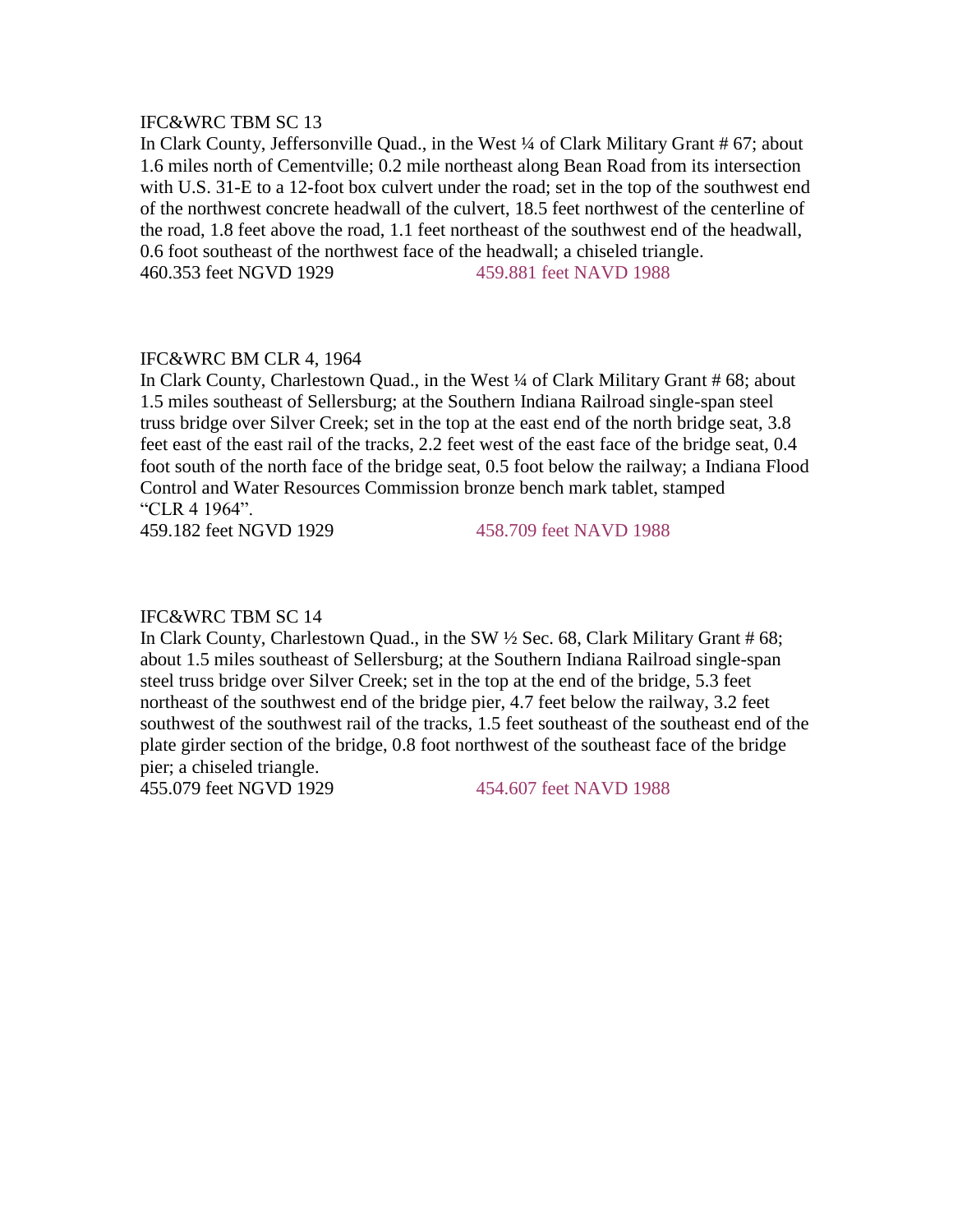IFC&WRC TBM SC 13

In Clark County, Jeffersonville Quad., in the West ¼ of Clark Military Grant # 67; about 1.6 miles north of Cementville; 0.2 mile northeast along Bean Road from its intersection with U.S. 31-E to a 12-foot box culvert under the road; set in the top of the southwest end of the northwest concrete headwall of the culvert, 18.5 feet northwest of the centerline of the road, 1.8 feet above the road, 1.1 feet northeast of the southwest end of the headwall, 0.6 foot southeast of the northwest face of the headwall; a chiseled triangle.

460.353 feet NGVD 1929 459.881 feet NAVD 1988

IFC&WRC BM CLR 4, 1964

In Clark County, Charlestown Quad., in the West ¼ of Clark Military Grant # 68; about 1.5 miles southeast of Sellersburg; at the Southern Indiana Railroad single-span steel truss bridge over Silver Creek; set in the top at the east end of the north bridge seat, 3.8 feet east of the east rail of the tracks, 2.2 feet west of the east face of the bridge seat, 0.4 foot south of the north face of the bridge seat, 0.5 foot below the railway; a Indiana Flood Control and Water Resources Commission bronze bench mark tablet, stamped "CLR 4 1964".

459.182 feet NGVD 1929 458.709 feet NAVD 1988

IFC&WRC TBM SC 14

In Clark County, Charlestown Quad., in the SW ½ Sec. 68, Clark Military Grant # 68; about 1.5 miles southeast of Sellersburg; at the Southern Indiana Railroad single-span steel truss bridge over Silver Creek; set in the top at the end of the bridge, 5.3 feet northeast of the southwest end of the bridge pier, 4.7 feet below the railway, 3.2 feet southwest of the southwest rail of the tracks, 1.5 feet southeast of the southeast end of the plate girder section of the bridge, 0.8 foot northwest of the southeast face of the bridge pier; a chiseled triangle.

455.079 feet NGVD 1929 454.607 feet NAVD 1988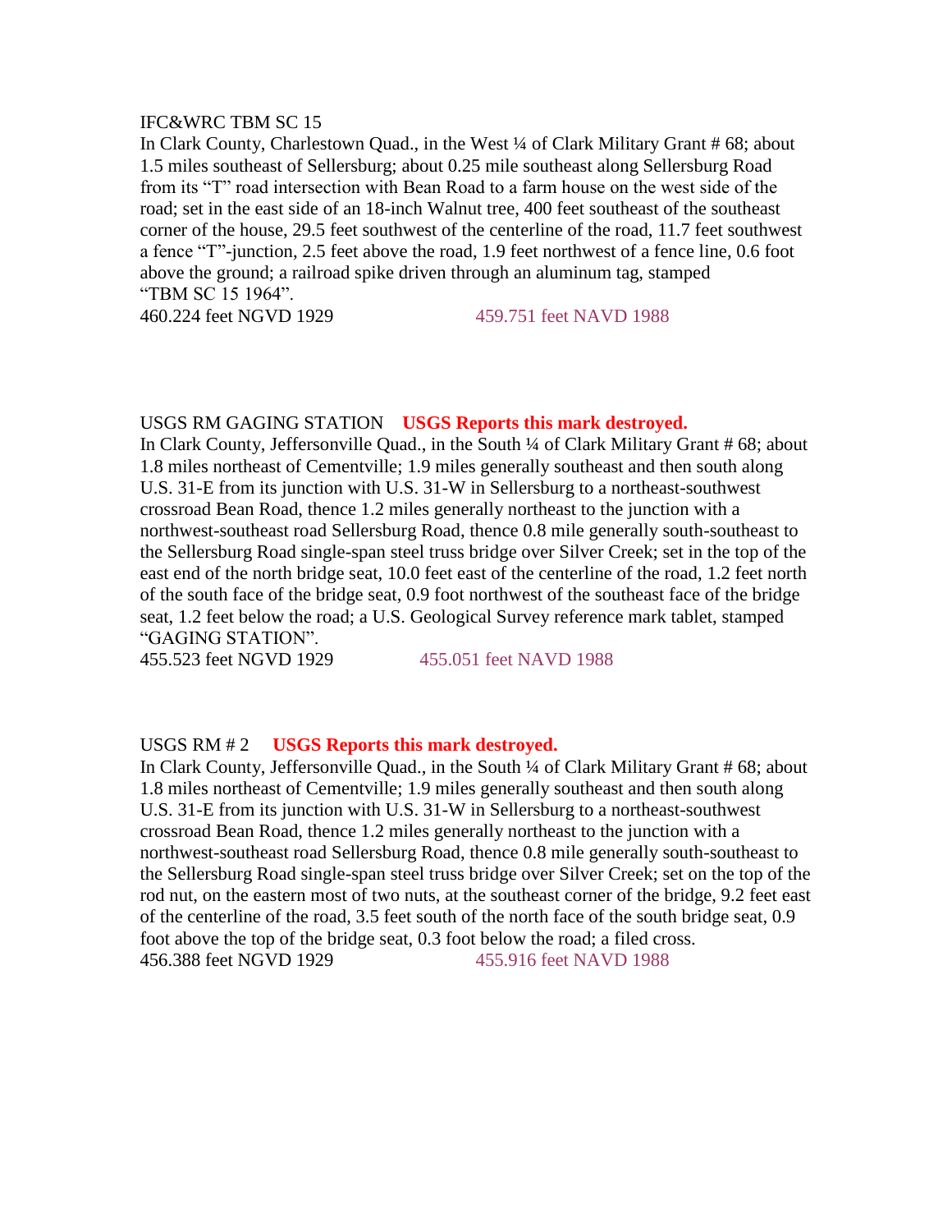IFC&WRC TBM SC 15

In Clark County, Charlestown Quad., in the West ¼ of Clark Military Grant # 68; about 1.5 miles southeast of Sellersburg; about 0.25 mile southeast along Sellersburg Road from its "T" road intersection with Bean Road to a farm house on the west side of the road; set in the east side of an 18-inch Walnut tree, 400 feet southeast of the southeast corner of the house, 29.5 feet southwest of the centerline of the road, 11.7 feet southwest a fence "T"-junction, 2.5 feet above the road, 1.9 feet northwest of a fence line, 0.6 foot above the ground; a railroad spike driven through an aluminum tag, stamped "TBM SC 15 1964".

460.224 feet NGVD 1929 459.751 feet NAVD 1988

USGS RM GAGING STATION **USGS Reports this mark destroyed.**

In Clark County, Jeffersonville Quad., in the South ¼ of Clark Military Grant # 68; about 1.8 miles northeast of Cementville; 1.9 miles generally southeast and then south along U.S. 31-E from its junction with U.S. 31-W in Sellersburg to a northeast-southwest crossroad Bean Road, thence 1.2 miles generally northeast to the junction with a northwest-southeast road Sellersburg Road, thence 0.8 mile generally south-southeast to the Sellersburg Road single-span steel truss bridge over Silver Creek; set in the top of the east end of the north bridge seat, 10.0 feet east of the centerline of the road, 1.2 feet north of the south face of the bridge seat, 0.9 foot northwest of the southeast face of the bridge seat, 1.2 feet below the road; a U.S. Geological Survey reference mark tablet, stamped "GAGING STATION".

455.523 feet NGVD 1929 455.051 feet NAVD 1988

USGS RM # 2 **USGS Reports this mark destroyed.**

In Clark County, Jeffersonville Quad., in the South ¼ of Clark Military Grant # 68; about 1.8 miles northeast of Cementville; 1.9 miles generally southeast and then south along U.S. 31-E from its junction with U.S. 31-W in Sellersburg to a northeast-southwest crossroad Bean Road, thence 1.2 miles generally northeast to the junction with a northwest-southeast road Sellersburg Road, thence 0.8 mile generally south-southeast to the Sellersburg Road single-span steel truss bridge over Silver Creek; set on the top of the rod nut, on the eastern most of two nuts, at the southeast corner of the bridge, 9.2 feet east of the centerline of the road, 3.5 feet south of the north face of the south bridge seat, 0.9 foot above the top of the bridge seat, 0.3 foot below the road; a filed cross.

456.388 feet NGVD 1929 455.916 feet NAVD 1988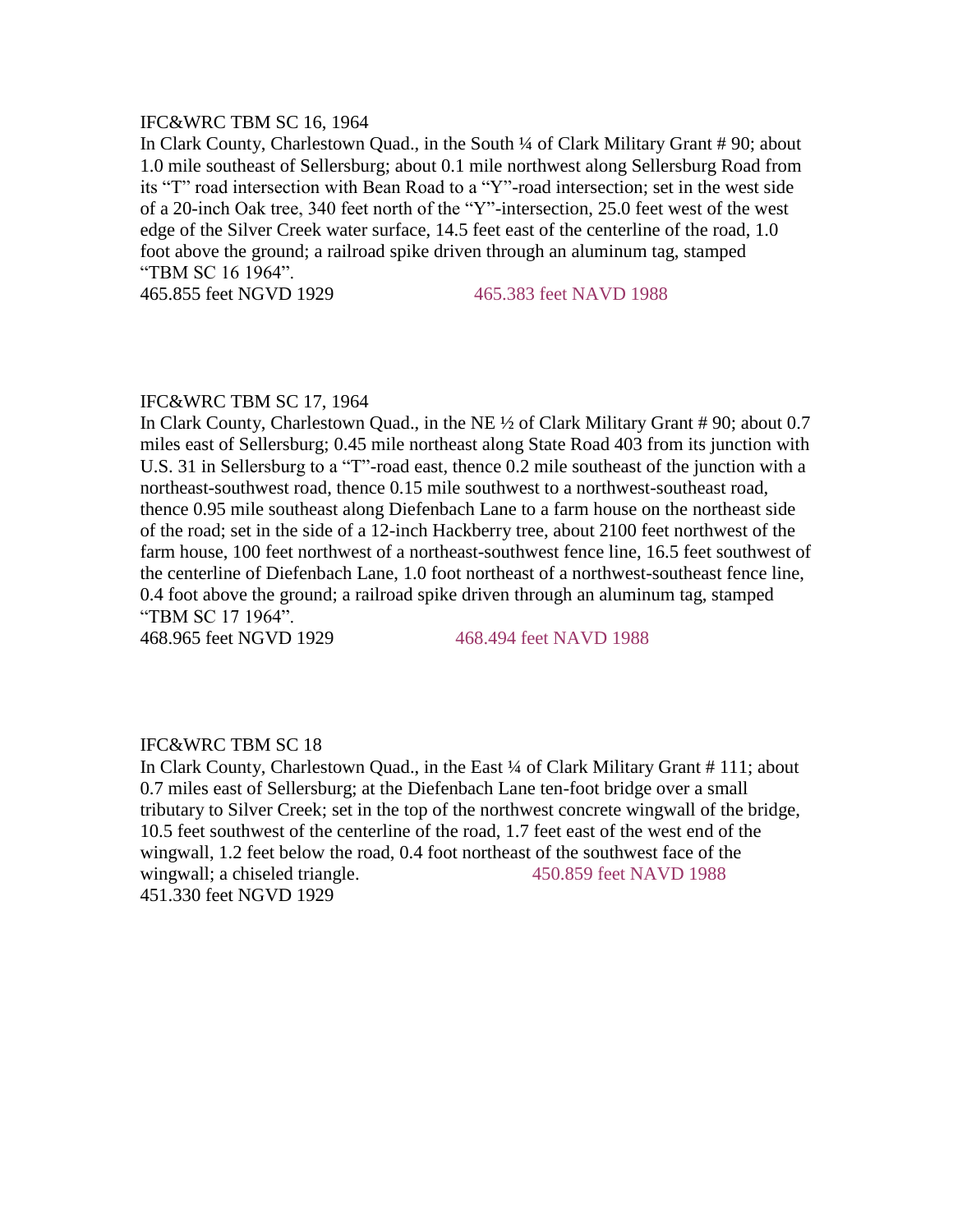IFC&WRC TBM SC 16, 1964

In Clark County, Charlestown Quad., in the South ¼ of Clark Military Grant # 90; about 1.0 mile southeast of Sellersburg; about 0.1 mile northwest along Sellersburg Road from its "T" road intersection with Bean Road to a "Y"-road intersection; set in the west side of a 20-inch Oak tree, 340 feet north of the "Y"-intersection, 25.0 feet west of the west edge of the Silver Creek water surface, 14.5 feet east of the centerline of the road, 1.0 foot above the ground; a railroad spike driven through an aluminum tag, stamped "TBM SC 16 1964".

465.855 feet NGVD 1929 465.383 feet NAVD 1988

IFC&WRC TBM SC 17, 1964

In Clark County, Charlestown Quad., in the NE ½ of Clark Military Grant # 90; about 0.7 miles east of Sellersburg; 0.45 mile northeast along State Road 403 from its junction with U.S. 31 in Sellersburg to a "T"-road east, thence 0.2 mile southeast of the junction with a northeast-southwest road, thence 0.15 mile southwest to a northwest-southeast road, thence 0.95 mile southeast along Diefenbach Lane to a farm house on the northeast side of the road; set in the side of a 12-inch Hackberry tree, about 2100 feet northwest of the farm house, 100 feet northwest of a northeast-southwest fence line, 16.5 feet southwest of the centerline of Diefenbach Lane, 1.0 foot northeast of a northwest-southeast fence line, 0.4 foot above the ground; a railroad spike driven through an aluminum tag, stamped "TBM SC 17 1964".

468.965 feet NGVD 1929 468.494 feet NAVD 1988

IFC&WRC TBM SC 18

In Clark County, Charlestown Quad., in the East ¼ of Clark Military Grant # 111; about 0.7 miles east of Sellersburg; at the Diefenbach Lane ten-foot bridge over a small tributary to Silver Creek; set in the top of the northwest concrete wingwall of the bridge, 10.5 feet southwest of the centerline of the road, 1.7 feet east of the west end of the wingwall, 1.2 feet below the road, 0.4 foot northeast of the southwest face of the wingwall; a chiseled triangle. 450.859 feet NAVD 1988

451.330 feet NGVD 1929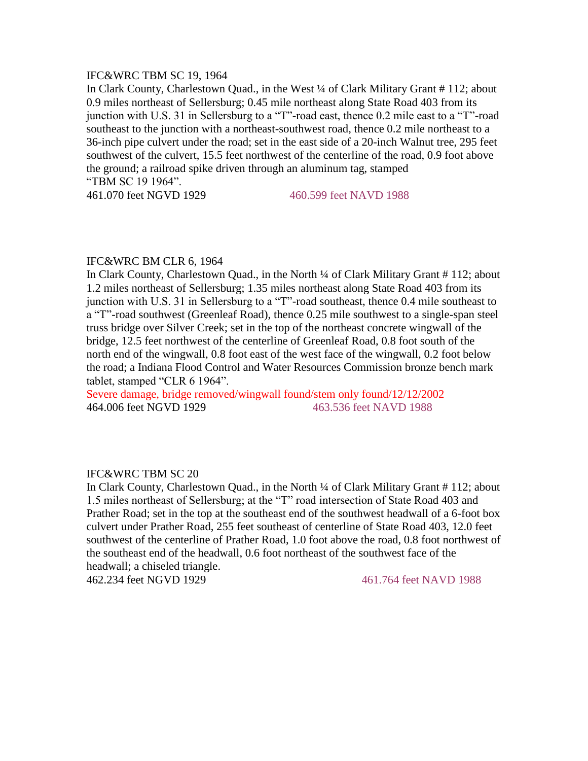IFC&WRC TBM SC 19, 1964

In Clark County, Charlestown Quad., in the West ¼ of Clark Military Grant # 112; about 0.9 miles northeast of Sellersburg; 0.45 mile northeast along State Road 403 from its junction with U.S. 31 in Sellersburg to a "T"-road east, thence 0.2 mile east to a "T"-road southeast to the junction with a northeast-southwest road, thence 0.2 mile northeast to a 36-inch pipe culvert under the road; set in the east side of a 20-inch Walnut tree, 295 feet southwest of the culvert, 15.5 feet northwest of the centerline of the road, 0.9 foot above the ground; a railroad spike driven through an aluminum tag, stamped "TBM SC 19 1964".

461.070 feet NGVD 1929 460.599 feet NAVD 1988

IFC&WRC BM CLR 6, 1964

In Clark County, Charlestown Quad., in the North ¼ of Clark Military Grant # 112; about 1.2 miles northeast of Sellersburg; 1.35 miles northeast along State Road 403 from its junction with U.S. 31 in Sellersburg to a "T"-road southeast, thence 0.4 mile southeast to a "T"-road southwest (Greenleaf Road), thence 0.25 mile southwest to a single-span steel truss bridge over Silver Creek; set in the top of the northeast concrete wingwall of the bridge, 12.5 feet northwest of the centerline of Greenleaf Road, 0.8 foot south of the north end of the wingwall, 0.8 foot east of the west face of the wingwall, 0.2 foot below the road; a Indiana Flood Control and Water Resources Commission bronze bench mark tablet, stamped "CLR 6 1964".

Severe damage, bridge removed/wingwall found/stem only found/12/12/2002

464.006 feet NGVD 1929 463.536 feet NAVD 1988

IFC&WRC TBM SC 20

In Clark County, Charlestown Quad., in the North ¼ of Clark Military Grant # 112; about 1.5 miles northeast of Sellersburg; at the "T" road intersection of State Road 403 and Prather Road; set in the top at the southeast end of the southwest headwall of a 6-foot box culvert under Prather Road, 255 feet southeast of centerline of State Road 403, 12.0 feet southwest of the centerline of Prather Road, 1.0 foot above the road, 0.8 foot northwest of the southeast end of the headwall, 0.6 foot northeast of the southwest face of the headwall; a chiseled triangle.

462.234 feet NGVD 1929 461.764 feet NAVD 1988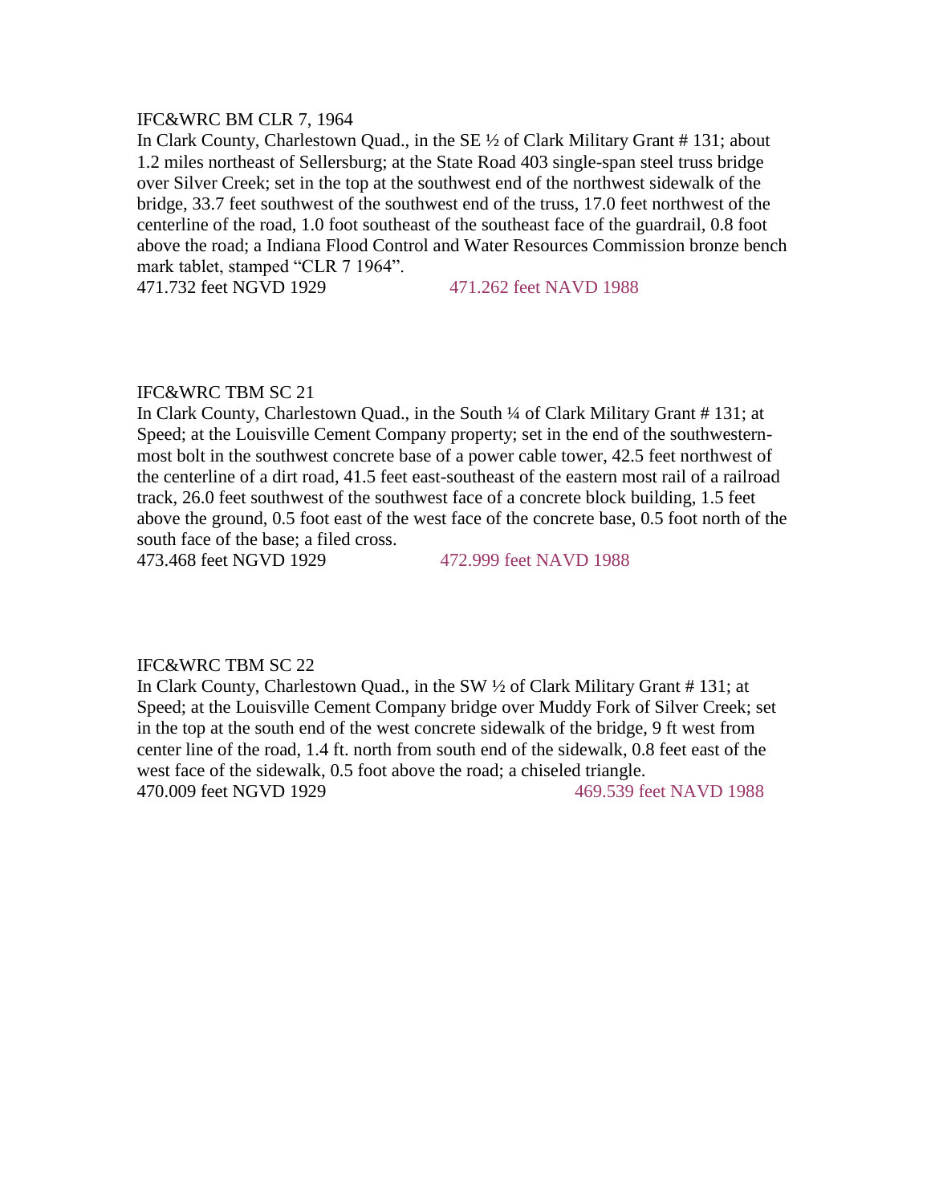IFC&WRC BM CLR 7, 1964

In Clark County, Charlestown Quad., in the SE ½ of Clark Military Grant # 131; about 1.2 miles northeast of Sellersburg; at the State Road 403 single-span steel truss bridge over Silver Creek; set in the top at the southwest end of the northwest sidewalk of the bridge, 33.7 feet southwest of the southwest end of the truss, 17.0 feet northwest of the centerline of the road, 1.0 foot southeast of the southeast face of the guardrail, 0.8 foot above the road; a Indiana Flood Control and Water Resources Commission bronze bench mark tablet, stamped “CLR 7 1964”.

471.732 feet NGVD 1929 471.262 feet NAVD 1988

IFC&WRC TBM SC 21

In Clark County, Charlestown Quad., in the South ¼ of Clark Military Grant # 131; at Speed; at the Louisville Cement Company property; set in the end of the southwestern-most bolt in the southwest concrete base of a power cable tower, 42.5 feet northwest of the centerline of a dirt road, 41.5 feet east-southeast of the eastern most rail of a railroad track, 26.0 feet southwest of the southwest face of a concrete block building, 1.5 feet above the ground, 0.5 foot east of the west face of the concrete base, 0.5 foot north of the south face of the base; a filed cross.

473.468 feet NGVD 1929 472.999 feet NAVD 1988

IFC&WRC TBM SC 22

In Clark County, Charlestown Quad., in the SW ½ of Clark Military Grant # 131; at Speed; at the Louisville Cement Company bridge over Muddy Fork of Silver Creek; set in the top at the south end of the west concrete sidewalk of the bridge, 9 ft west from center line of the road, 1.4 ft. north from south end of the sidewalk, 0.8 feet east of the west face of the sidewalk, 0.5 foot above the road; a chiseled triangle.

470.009 feet NGVD 1929 469.539 feet NAVD 1988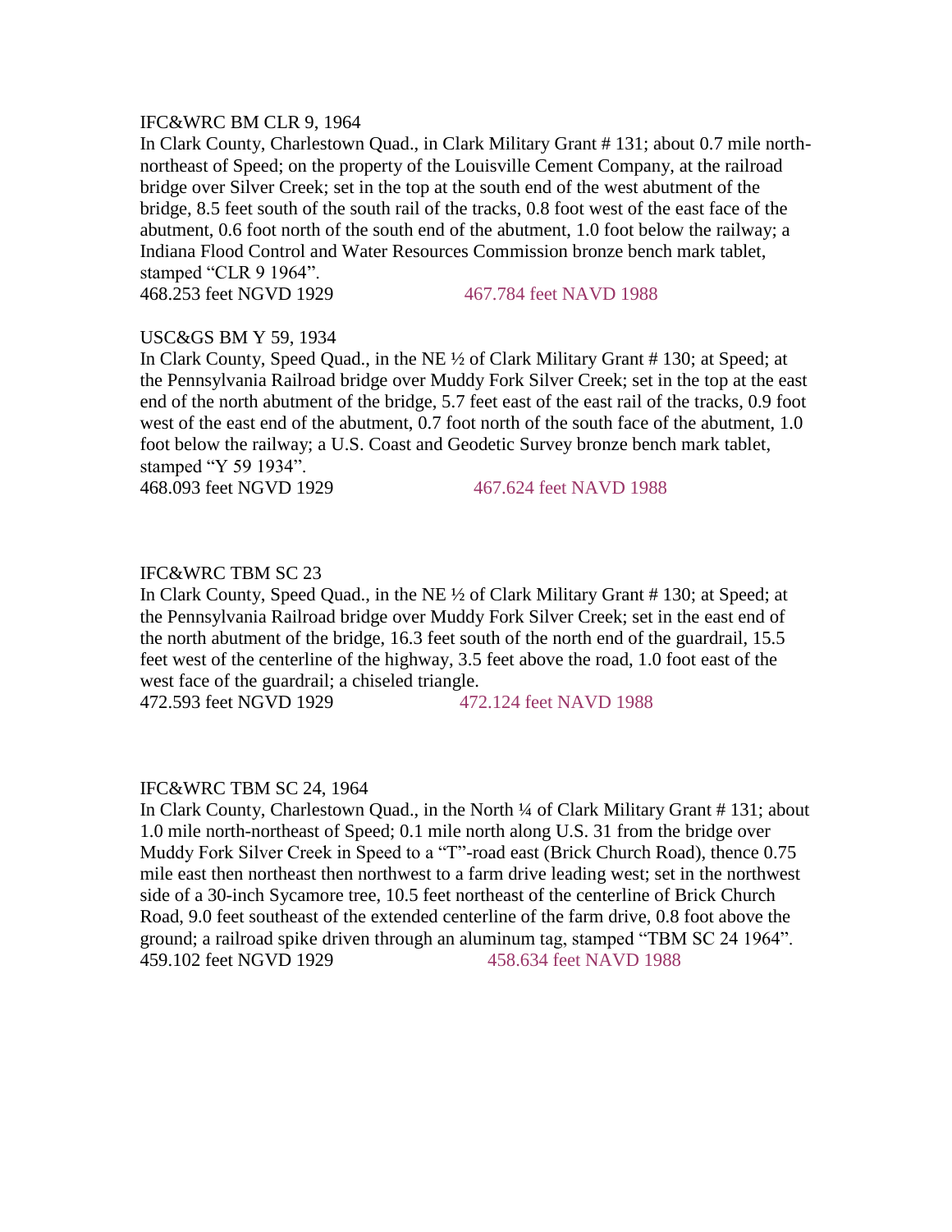IFC&WRC BM CLR 9, 1964

In Clark County, Charlestown Quad., in Clark Military Grant # 131; about 0.7 mile north-northeast of Speed; on the property of the Louisville Cement Company, at the railroad bridge over Silver Creek; set in the top at the south end of the west abutment of the bridge, 8.5 feet south of the south rail of the tracks, 0.8 foot west of the east face of the abutment, 0.6 foot north of the south end of the abutment, 1.0 foot below the railway; a Indiana Flood Control and Water Resources Commission bronze bench mark tablet, stamped "CLR 9 1964".

468.253 feet NGVD 1929 467.784 feet NAVD 1988

USC&GS BM Y 59, 1934

In Clark County, Speed Quad., in the NE ½ of Clark Military Grant # 130; at Speed; at the Pennsylvania Railroad bridge over Muddy Fork Silver Creek; set in the top at the east end of the north abutment of the bridge, 5.7 feet east of the east rail of the tracks, 0.9 foot west of the east end of the abutment, 0.7 foot north of the south face of the abutment, 1.0 foot below the railway; a U.S. Coast and Geodetic Survey bronze bench mark tablet, stamped "Y 59 1934".

468.093 feet NGVD 1929 467.624 feet NAVD 1988

IFC&WRC TBM SC 23

In Clark County, Speed Quad., in the NE ½ of Clark Military Grant # 130; at Speed; at the Pennsylvania Railroad bridge over Muddy Fork Silver Creek; set in the east end of the north abutment of the bridge, 16.3 feet south of the north end of the guardrail, 15.5 feet west of the centerline of the highway, 3.5 feet above the road, 1.0 foot east of the west face of the guardrail; a chiseled triangle.

472.593 feet NGVD 1929 472.124 feet NAVD 1988

IFC&WRC TBM SC 24, 1964

In Clark County, Charlestown Quad., in the North ¼ of Clark Military Grant # 131; about 1.0 mile north-northeast of Speed; 0.1 mile north along U.S. 31 from the bridge over Muddy Fork Silver Creek in Speed to a "T"-road east (Brick Church Road), thence 0.75 mile east then northeast then northwest to a farm drive leading west; set in the northwest side of a 30-inch Sycamore tree, 10.5 feet northeast of the centerline of Brick Church Road, 9.0 feet southeast of the extended centerline of the farm drive, 0.8 foot above the ground; a railroad spike driven through an aluminum tag, stamped "TBM SC 24 1964".

459.102 feet NGVD 1929 458.634 feet NAVD 1988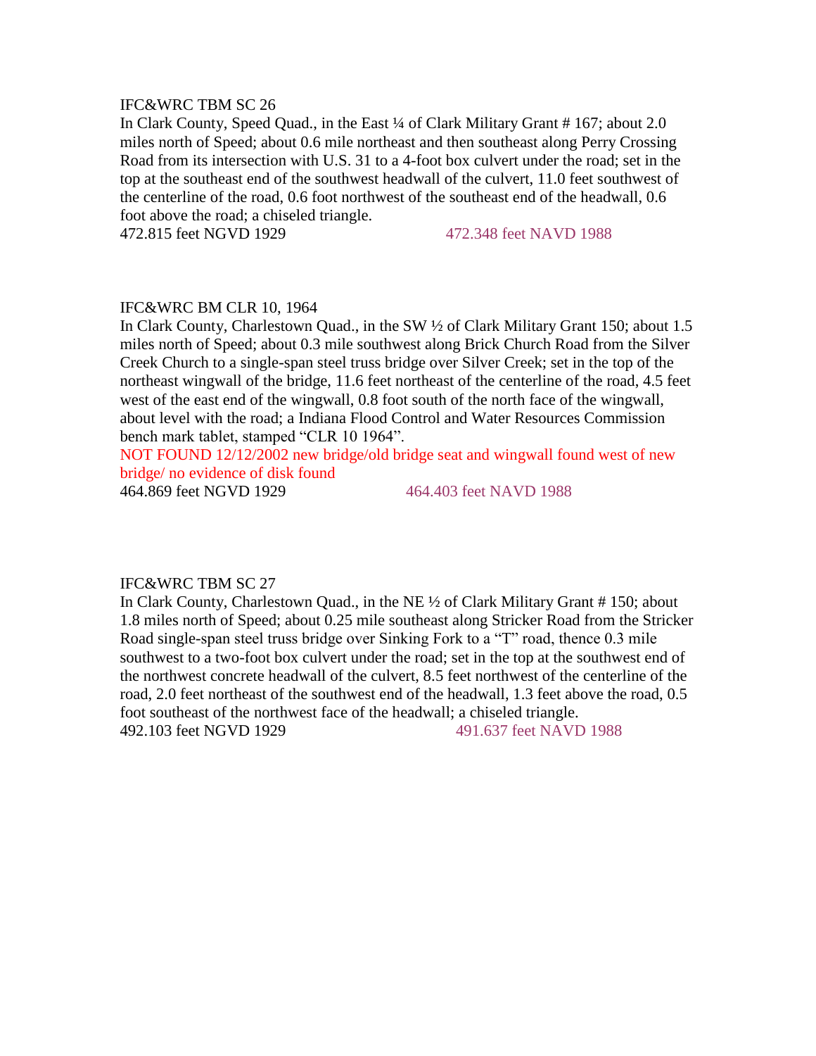IFC&WRC TBM SC 26

In Clark County, Speed Quad., in the East ¼ of Clark Military Grant # 167; about 2.0 miles north of Speed; about 0.6 mile northeast and then southeast along Perry Crossing Road from its intersection with U.S. 31 to a 4-foot box culvert under the road; set in the top at the southeast end of the southwest headwall of the culvert, 11.0 feet southwest of the centerline of the road, 0.6 foot northwest of the southeast end of the headwall, 0.6 foot above the road; a chiseled triangle.

472.815 feet NGVD 1929 472.348 feet NAVD 1988

IFC&WRC BM CLR 10, 1964

In Clark County, Charlestown Quad., in the SW ½ of Clark Military Grant 150; about 1.5 miles north of Speed; about 0.3 mile southwest along Brick Church Road from the Silver Creek Church to a single-span steel truss bridge over Silver Creek; set in the top of the northeast wingwall of the bridge, 11.6 feet northeast of the centerline of the road, 4.5 feet west of the east end of the wingwall, 0.8 foot south of the north face of the wingwall, about level with the road; a Indiana Flood Control and Water Resources Commission bench mark tablet, stamped "CLR 10 1964".

NOT FOUND 12/12/2002 new bridge/old bridge seat and wingwall found west of new bridge/ no evidence of disk found

464.869 feet NGVD 1929 464.403 feet NAVD 1988

IFC&WRC TBM SC 27

In Clark County, Charlestown Quad., in the NE ½ of Clark Military Grant # 150; about 1.8 miles north of Speed; about 0.25 mile southeast along Stricker Road from the Stricker Road single-span steel truss bridge over Sinking Fork to a "T" road, thence 0.3 mile southwest to a two-foot box culvert under the road; set in the top at the southwest end of the northwest concrete headwall of the culvert, 8.5 feet northwest of the centerline of the road, 2.0 feet northeast of the southwest end of the headwall, 1.3 feet above the road, 0.5 foot southeast of the northwest face of the headwall; a chiseled triangle.

492.103 feet NGVD 1929 491.637 feet NAVD 1988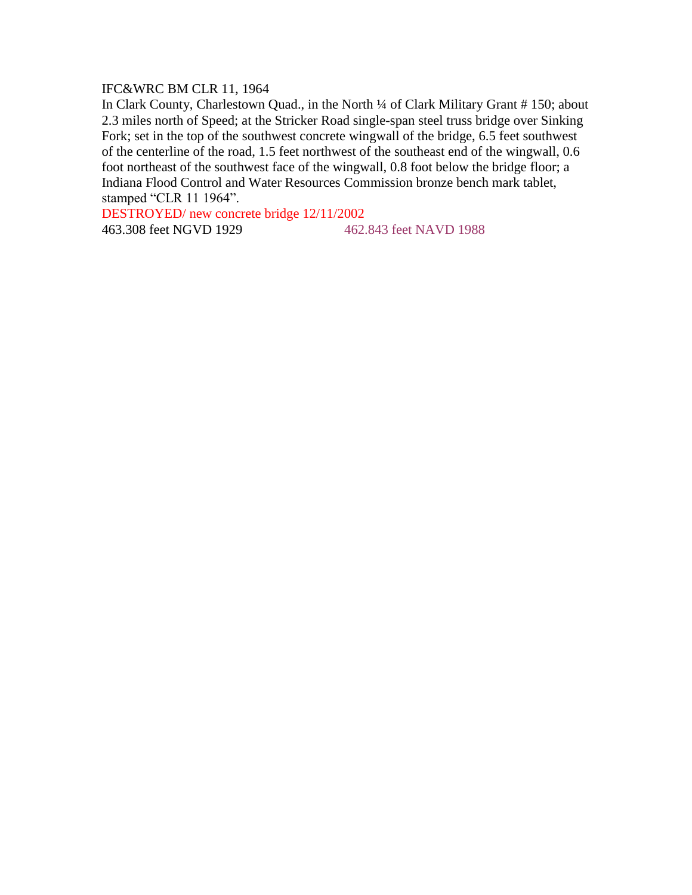IFC&WRC BM CLR 11, 1964

In Clark County, Charlestown Quad., in the North ¼ of Clark Military Grant # 150; about 2.3 miles north of Speed; at the Stricker Road single-span steel truss bridge over Sinking Fork; set in the top of the southwest concrete wingwall of the bridge, 6.5 feet southwest of the centerline of the road, 1.5 feet northwest of the southeast end of the wingwall, 0.6 foot northeast of the southwest face of the wingwall, 0.8 foot below the bridge floor; a Indiana Flood Control and Water Resources Commission bronze bench mark tablet, stamped "CLR 11 1964".

DESTROYED/ new concrete bridge 12/11/2002

463.308 feet NGVD 1929 462.843 feet NAVD 1988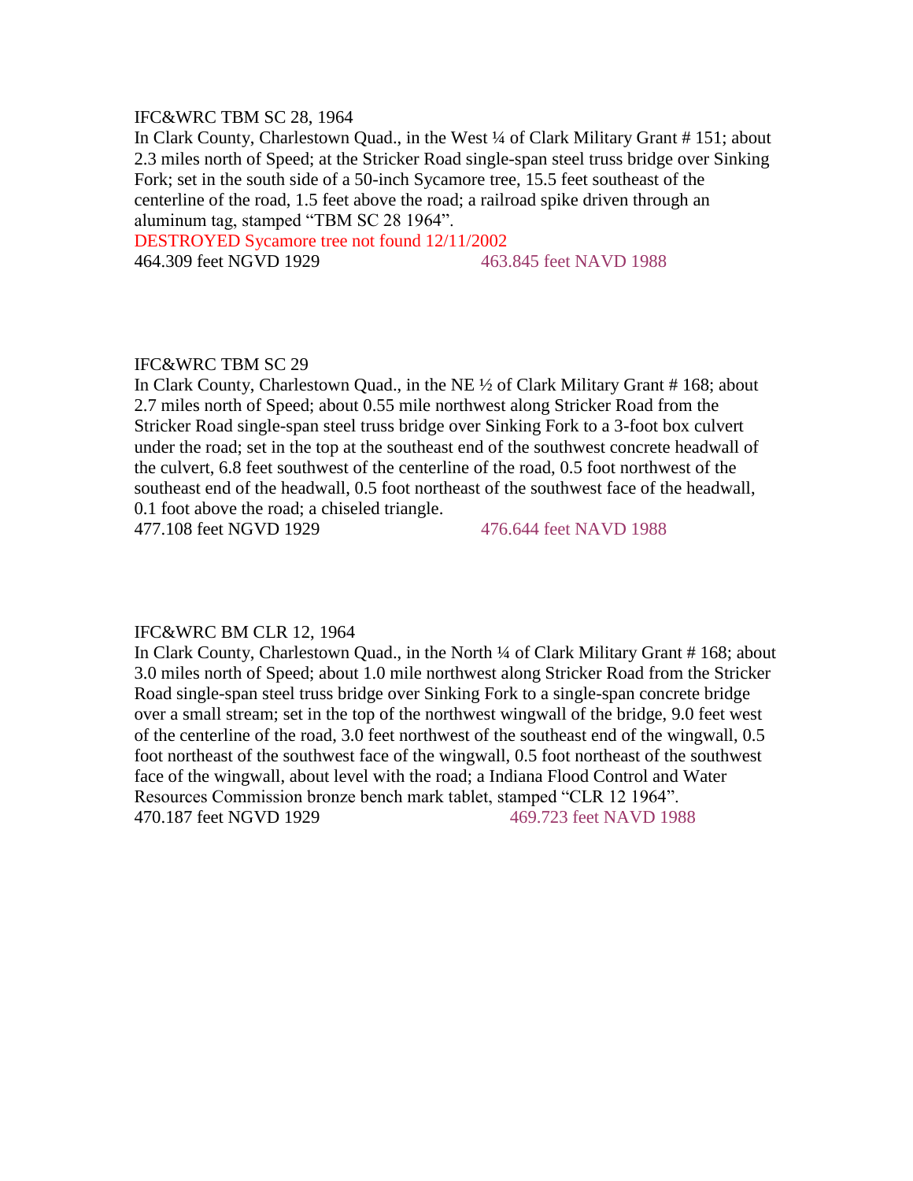IFC&WRC TBM SC 28, 1964

In Clark County, Charlestown Quad., in the West ¼ of Clark Military Grant # 151; about 2.3 miles north of Speed; at the Stricker Road single-span steel truss bridge over Sinking Fork; set in the south side of a 50-inch Sycamore tree, 15.5 feet southeast of the centerline of the road, 1.5 feet above the road; a railroad spike driven through an aluminum tag, stamped “TBM SC 28 1964”.

DESTROYED Sycamore tree not found 12/11/2002

464.309 feet NGVD 1929 463.845 feet NAVD 1988

IFC&WRC TBM SC 29

In Clark County, Charlestown Quad., in the NE ½ of Clark Military Grant # 168; about 2.7 miles north of Speed; about 0.55 mile northwest along Stricker Road from the Stricker Road single-span steel truss bridge over Sinking Fork to a 3-foot box culvert under the road; set in the top at the southeast end of the southwest concrete headwall of the culvert, 6.8 feet southwest of the centerline of the road, 0.5 foot northwest of the southeast end of the headwall, 0.5 foot northeast of the southwest face of the headwall, 0.1 foot above the road; a chiseled triangle.

477.108 feet NGVD 1929 476.644 feet NAVD 1988

IFC&WRC BM CLR 12, 1964

In Clark County, Charlestown Quad., in the North ¼ of Clark Military Grant # 168; about 3.0 miles north of Speed; about 1.0 mile northwest along Stricker Road from the Stricker Road single-span steel truss bridge over Sinking Fork to a single-span concrete bridge over a small stream; set in the top of the northwest wingwall of the bridge, 9.0 feet west of the centerline of the road, 3.0 feet northwest of the southeast end of the wingwall, 0.5 foot northeast of the southwest face of the wingwall, 0.5 foot northeast of the southwest face of the wingwall, about level with the road; a Indiana Flood Control and Water Resources Commission bronze bench mark tablet, stamped “CLR 12 1964”.

470.187 feet NGVD 1929 469.723 feet NAVD 1988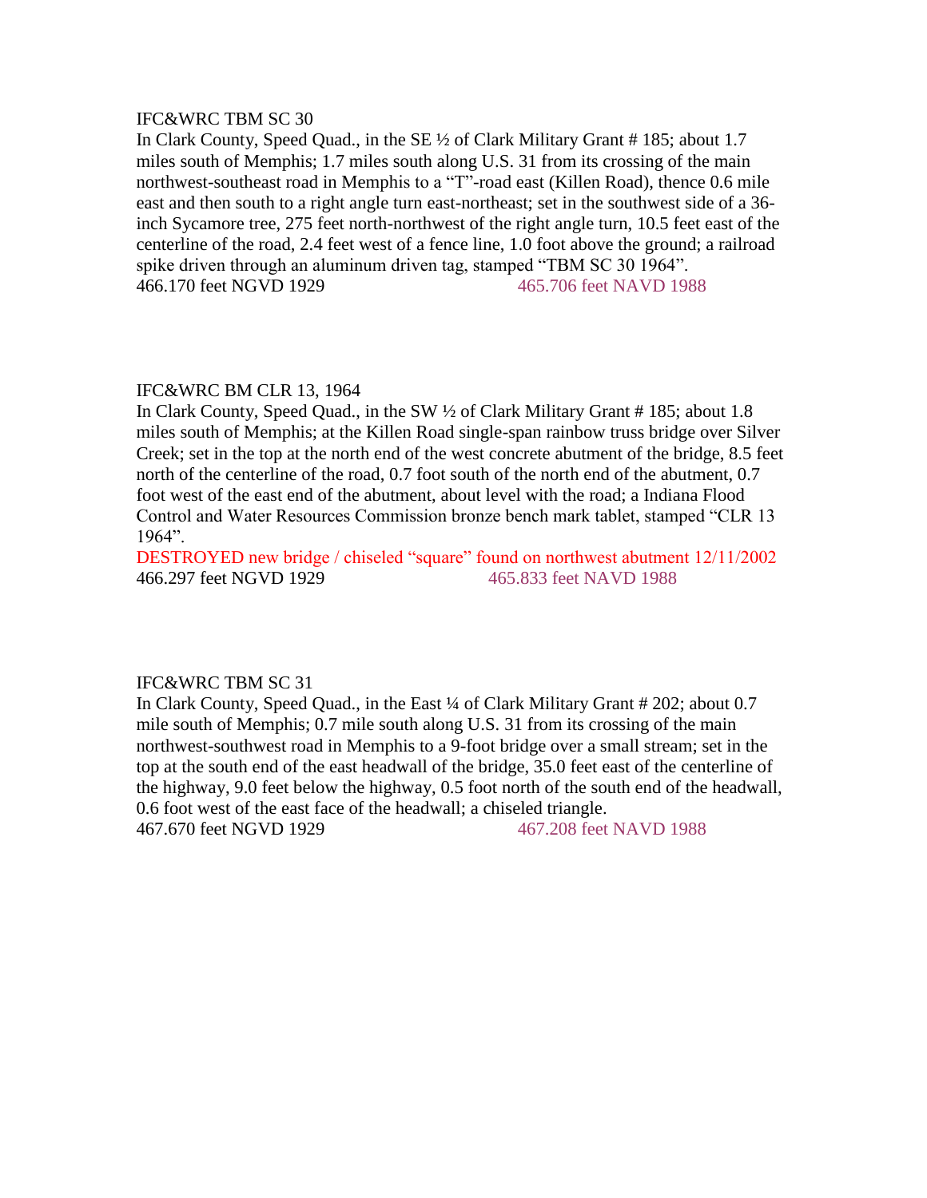IFC&WRC TBM SC 30

In Clark County, Speed Quad., in the SE ½ of Clark Military Grant # 185; about 1.7 miles south of Memphis; 1.7 miles south along U.S. 31 from its crossing of the main northwest-southeast road in Memphis to a "T"-road east (Killen Road), thence 0.6 mile east and then south to a right angle turn east-northeast; set in the southwest side of a 36-inch Sycamore tree, 275 feet north-northwest of the right angle turn, 10.5 feet east of the centerline of the road, 2.4 feet west of a fence line, 1.0 foot above the ground; a railroad spike driven through an aluminum driven tag, stamped "TBM SC 30 1964".

466.170 feet NGVD 1929 465.706 feet NAVD 1988

IFC&WRC BM CLR 13, 1964

In Clark County, Speed Quad., in the SW ½ of Clark Military Grant # 185; about 1.8 miles south of Memphis; at the Killen Road single-span rainbow truss bridge over Silver Creek; set in the top at the north end of the west concrete abutment of the bridge, 8.5 feet north of the centerline of the road, 0.7 foot south of the north end of the abutment, 0.7 foot west of the east end of the abutment, about level with the road; a Indiana Flood Control and Water Resources Commission bronze bench mark tablet, stamped "CLR 13 1964".

DESTROYED new bridge / chiseled "square" found on northwest abutment 12/11/2002

466.297 feet NGVD 1929 465.833 feet NAVD 1988

IFC&WRC TBM SC 31

In Clark County, Speed Quad., in the East ¼ of Clark Military Grant # 202; about 0.7 mile south of Memphis; 0.7 mile south along U.S. 31 from its crossing of the main northwest-southwest road in Memphis to a 9-foot bridge over a small stream; set in the top at the south end of the east headwall of the bridge, 35.0 feet east of the centerline of the highway, 9.0 feet below the highway, 0.5 foot north of the south end of the headwall, 0.6 foot west of the east face of the headwall; a chiseled triangle.

467.670 feet NGVD 1929 467.208 feet NAVD 1988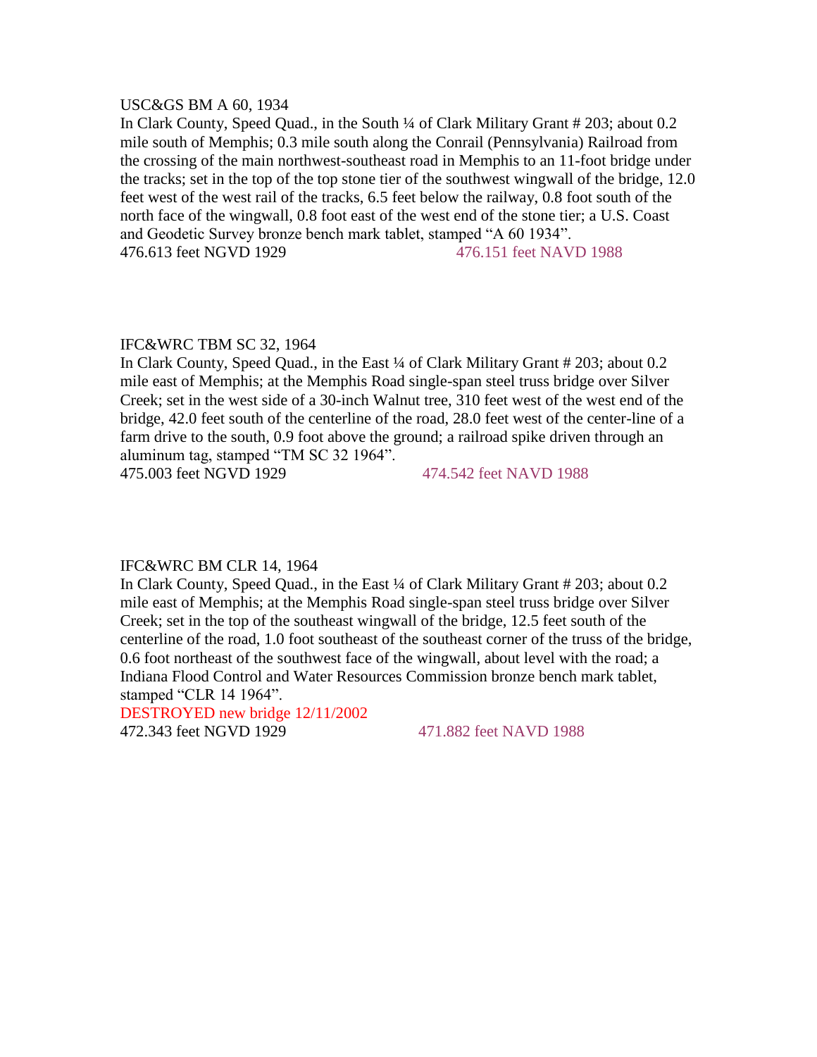USC&GS BM A 60, 1934

In Clark County, Speed Quad., in the South ¼ of Clark Military Grant # 203; about 0.2 mile south of Memphis; 0.3 mile south along the Conrail (Pennsylvania) Railroad from the crossing of the main northwest-southeast road in Memphis to an 11-foot bridge under the tracks; set in the top of the top stone tier of the southwest wingwall of the bridge, 12.0 feet west of the west rail of the tracks, 6.5 feet below the railway, 0.8 foot south of the north face of the wingwall, 0.8 foot east of the west end of the stone tier; a U.S. Coast and Geodetic Survey bronze bench mark tablet, stamped "A 60 1934".

476.613 feet NGVD 1929 476.151 feet NAVD 1988

IFC&WRC TBM SC 32, 1964

In Clark County, Speed Quad., in the East ¼ of Clark Military Grant # 203; about 0.2 mile east of Memphis; at the Memphis Road single-span steel truss bridge over Silver Creek; set in the west side of a 30-inch Walnut tree, 310 feet west of the west end of the bridge, 42.0 feet south of the centerline of the road, 28.0 feet west of the center-line of a farm drive to the south, 0.9 foot above the ground; a railroad spike driven through an aluminum tag, stamped "TM SC 32 1964".

475.003 feet NGVD 1929 474.542 feet NAVD 1988

IFC&WRC BM CLR 14, 1964

In Clark County, Speed Quad., in the East ¼ of Clark Military Grant # 203; about 0.2 mile east of Memphis; at the Memphis Road single-span steel truss bridge over Silver Creek; set in the top of the southeast wingwall of the bridge, 12.5 feet south of the centerline of the road, 1.0 foot southeast of the southeast corner of the truss of the bridge, 0.6 foot northeast of the southwest face of the wingwall, about level with the road; a Indiana Flood Control and Water Resources Commission bronze bench mark tablet, stamped "CLR 14 1964".

DESTROYED new bridge 12/11/2002

472.343 feet NGVD 1929 471.882 feet NAVD 1988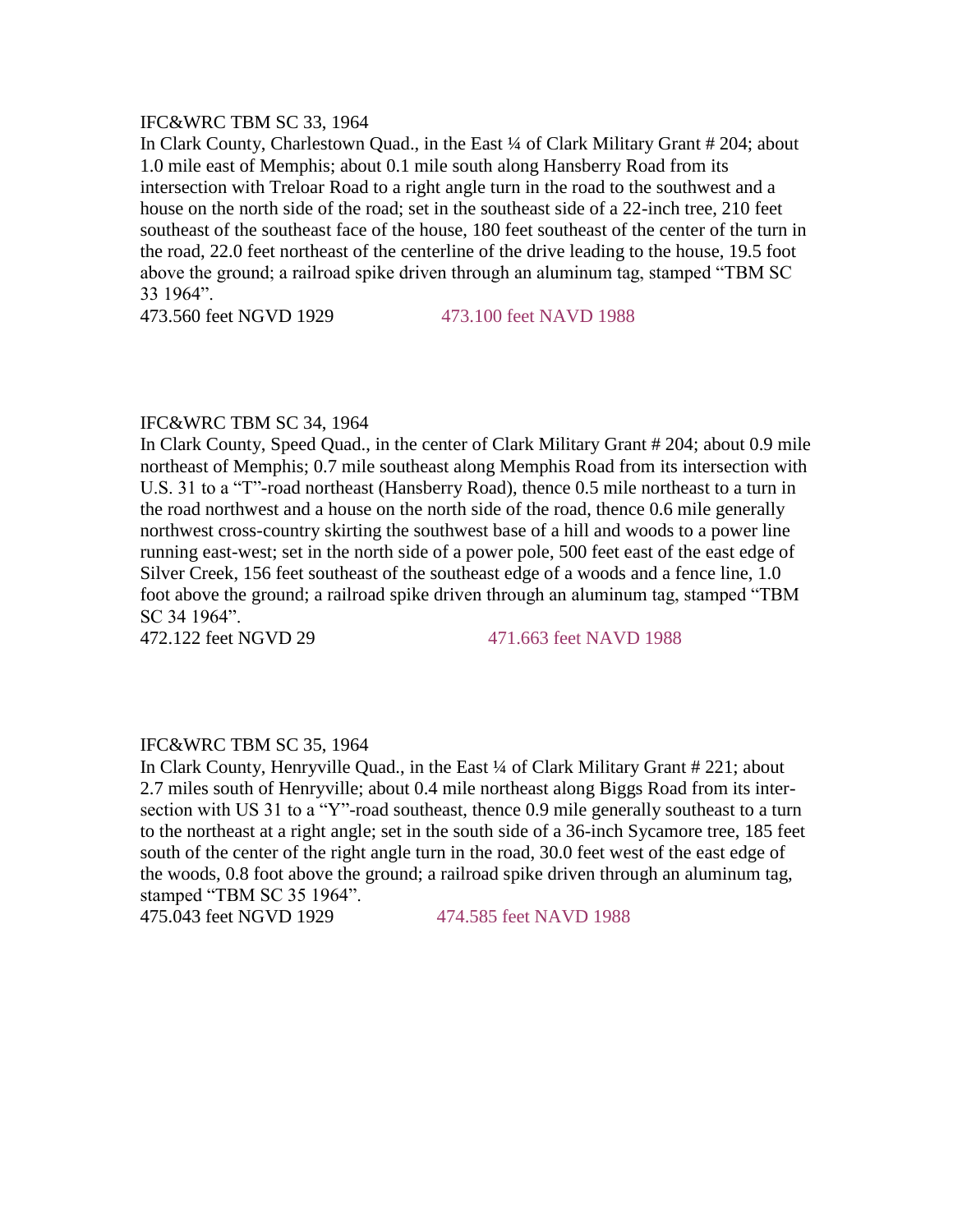IFC&WRC TBM SC 33, 1964

In Clark County, Charlestown Quad., in the East ¼ of Clark Military Grant # 204; about 1.0 mile east of Memphis; about 0.1 mile south along Hansberry Road from its intersection with Treloar Road to a right angle turn in the road to the southwest and a house on the north side of the road; set in the southeast side of a 22-inch tree, 210 feet southeast of the southeast face of the house, 180 feet southeast of the center of the turn in the road, 22.0 feet northeast of the centerline of the drive leading to the house, 19.5 foot above the ground; a railroad spike driven through an aluminum tag, stamped "TBM SC 33 1964".

473.560 feet NGVD 1929 473.100 feet NAVD 1988

IFC&WRC TBM SC 34, 1964

In Clark County, Speed Quad., in the center of Clark Military Grant # 204; about 0.9 mile northeast of Memphis; 0.7 mile southeast along Memphis Road from its intersection with U.S. 31 to a "T"-road northeast (Hansberry Road), thence 0.5 mile northeast to a turn in the road northwest and a house on the north side of the road, thence 0.6 mile generally northwest cross-country skirting the southwest base of a hill and woods to a power line running east-west; set in the north side of a power pole, 500 feet east of the east edge of Silver Creek, 156 feet southeast of the southeast edge of a woods and a fence line, 1.0 foot above the ground; a railroad spike driven through an aluminum tag, stamped "TBM SC 34 1964".

472.122 feet NGVD 29 471.663 feet NAVD 1988

IFC&WRC TBM SC 35, 1964

In Clark County, Henryville Quad., in the East ¼ of Clark Military Grant # 221; about 2.7 miles south of Henryville; about 0.4 mile northeast along Biggs Road from its intersection with US 31 to a "Y"-road southeast, thence 0.9 mile generally southeast to a turn to the northeast at a right angle; set in the south side of a 36-inch Sycamore tree, 185 feet south of the center of the right angle turn in the road, 30.0 feet west of the east edge of the woods, 0.8 foot above the ground; a railroad spike driven through an aluminum tag, stamped "TBM SC 35 1964".

475.043 feet NGVD 1929 474.585 feet NAVD 1988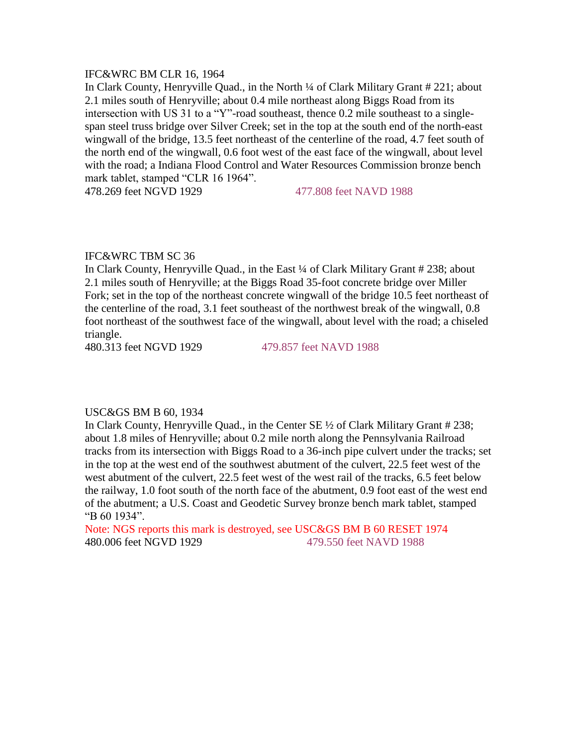IFC&WRC BM CLR 16, 1964

In Clark County, Henryville Quad., in the North ¼ of Clark Military Grant # 221; about 2.1 miles south of Henryville; about 0.4 mile northeast along Biggs Road from its intersection with US 31 to a "Y"-road southeast, thence 0.2 mile southeast to a single-span steel truss bridge over Silver Creek; set in the top at the south end of the north-east wingwall of the bridge, 13.5 feet northeast of the centerline of the road, 4.7 feet south of the north end of the wingwall, 0.6 foot west of the east face of the wingwall, about level with the road; a Indiana Flood Control and Water Resources Commission bronze bench mark tablet, stamped "CLR 16 1964".

478.269 feet NGVD 1929 477.808 feet NAVD 1988

IFC&WRC TBM SC 36

In Clark County, Henryville Quad., in the East ¼ of Clark Military Grant # 238; about 2.1 miles south of Henryville; at the Biggs Road 35-foot concrete bridge over Miller Fork; set in the top of the northeast concrete wingwall of the bridge 10.5 feet northeast of the centerline of the road, 3.1 feet southeast of the northwest break of the wingwall, 0.8 foot northeast of the southwest face of the wingwall, about level with the road; a chiseled triangle.

480.313 feet NGVD 1929 479.857 feet NAVD 1988

USC&GS BM B 60, 1934

In Clark County, Henryville Quad., in the Center SE ½ of Clark Military Grant # 238; about 1.8 miles of Henryville; about 0.2 mile north along the Pennsylvania Railroad tracks from its intersection with Biggs Road to a 36-inch pipe culvert under the tracks; set in the top at the west end of the southwest abutment of the culvert, 22.5 feet west of the west abutment of the culvert, 22.5 feet west of the west rail of the tracks, 6.5 feet below the railway, 1.0 foot south of the north face of the abutment, 0.9 foot east of the west end of the abutment; a U.S. Coast and Geodetic Survey bronze bench mark tablet, stamped "B 60 1934".

Note: NGS reports this mark is destroyed, see USC&GS BM B 60 RESET 1974

480.006 feet NGVD 1929 479.550 feet NAVD 1988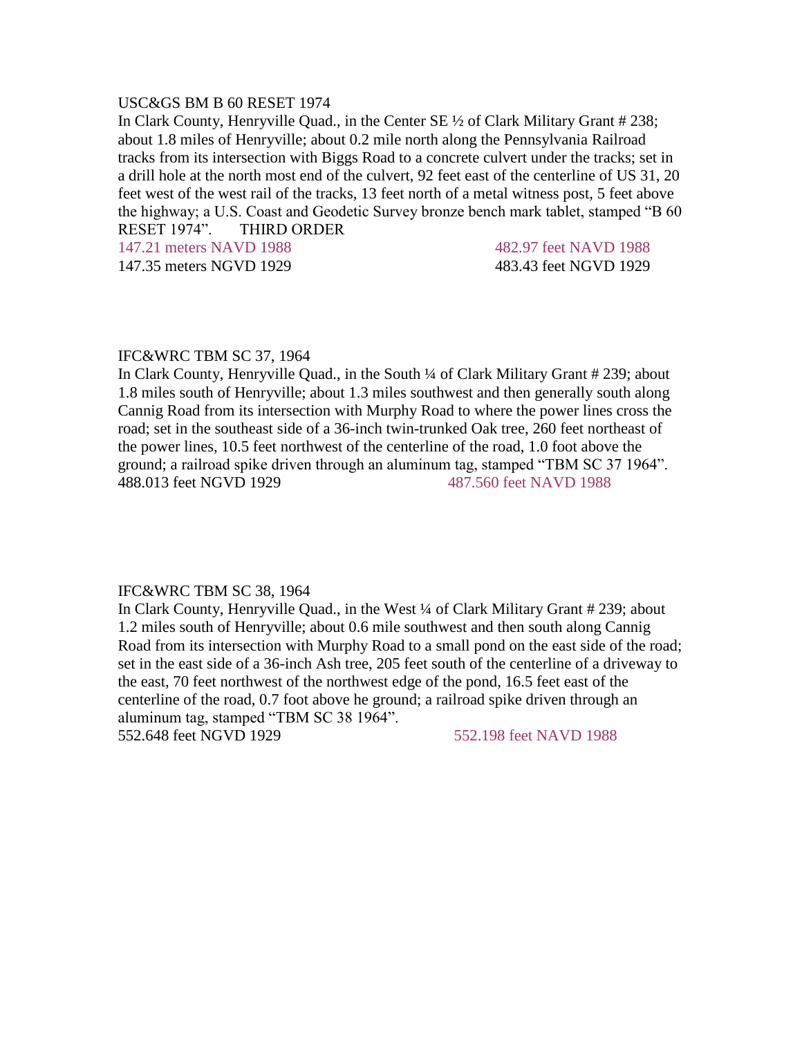USC&GS BM B 60 RESET 1974

In Clark County, Henryville Quad., in the Center SE ½ of Clark Military Grant # 238; about 1.8 miles of Henryville; about 0.2 mile north along the Pennsylvania Railroad tracks from its intersection with Biggs Road to a concrete culvert under the tracks; set in a drill hole at the north most end of the culvert, 92 feet east of the centerline of US 31, 20 feet west of the west rail of the tracks, 13 feet north of a metal witness post, 5 feet above the highway; a U.S. Coast and Geodetic Survey bronze bench mark tablet, stamped "B 60 RESET 1974". THIRD ORDER

147.21 meters NAVD 1988 482.97 feet NAVD 1988

147.35 meters NGVD 1929 483.43 feet NGVD 1929

IFC&WRC TBM SC 37, 1964

In Clark County, Henryville Quad., in the South ¼ of Clark Military Grant # 239; about 1.8 miles south of Henryville; about 1.3 miles southwest and then generally south along Cannig Road from its intersection with Murphy Road to where the power lines cross the road; set in the southeast side of a 36-inch twin-trunked Oak tree, 260 feet northeast of the power lines, 10.5 feet northwest of the centerline of the road, 1.0 foot above the ground; a railroad spike driven through an aluminum tag, stamped "TBM SC 37 1964".

488.013 feet NGVD 1929 487.560 feet NAVD 1988

IFC&WRC TBM SC 38, 1964

In Clark County, Henryville Quad., in the West ¼ of Clark Military Grant # 239; about 1.2 miles south of Henryville; about 0.6 mile southwest and then south along Cannig Road from its intersection with Murphy Road to a small pond on the east side of the road; set in the east side of a 36-inch Ash tree, 205 feet south of the centerline of a driveway to the east, 70 feet northwest of the northwest edge of the pond, 16.5 feet east of the centerline of the road, 0.7 foot above he ground; a railroad spike driven through an aluminum tag, stamped "TBM SC 38 1964".

552.648 feet NGVD 1929 552.198 feet NAVD 1988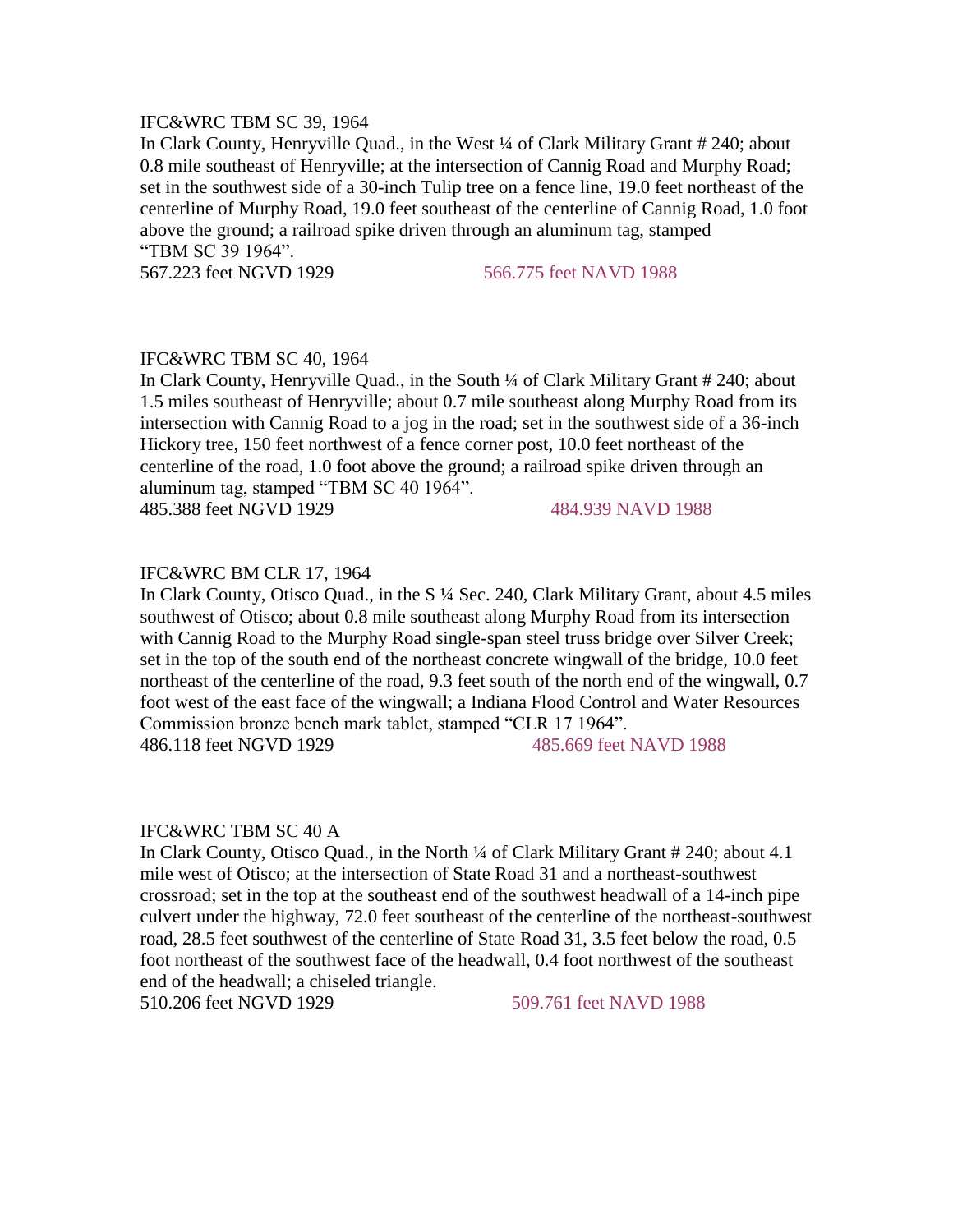IFC&WRC TBM SC 39, 1964

In Clark County, Henryville Quad., in the West ¼ of Clark Military Grant # 240; about 0.8 mile southeast of Henryville; at the intersection of Cannig Road and Murphy Road; set in the southwest side of a 30-inch Tulip tree on a fence line, 19.0 feet northeast of the centerline of Murphy Road, 19.0 feet southeast of the centerline of Cannig Road, 1.0 foot above the ground; a railroad spike driven through an aluminum tag, stamped "TBM SC 39 1964".

567.223 feet NGVD 1929 566.775 feet NAVD 1988

IFC&WRC TBM SC 40, 1964

In Clark County, Henryville Quad., in the South ¼ of Clark Military Grant # 240; about 1.5 miles southeast of Henryville; about 0.7 mile southeast along Murphy Road from its intersection with Cannig Road to a jog in the road; set in the southwest side of a 36-inch Hickory tree, 150 feet northwest of a fence corner post, 10.0 feet northeast of the centerline of the road, 1.0 foot above the ground; a railroad spike driven through an aluminum tag, stamped "TBM SC 40 1964".

485.388 feet NGVD 1929 484.939 NAVD 1988

IFC&WRC BM CLR 17, 1964

In Clark County, Otisco Quad., in the S ¼ Sec. 240, Clark Military Grant, about 4.5 miles southwest of Otisco; about 0.8 mile southeast along Murphy Road from its intersection with Cannig Road to the Murphy Road single-span steel truss bridge over Silver Creek; set in the top of the south end of the northeast concrete wingwall of the bridge, 10.0 feet northeast of the centerline of the road, 9.3 feet south of the north end of the wingwall, 0.7 foot west of the east face of the wingwall; a Indiana Flood Control and Water Resources Commission bronze bench mark tablet, stamped "CLR 17 1964".

486.118 feet NGVD 1929 485.669 feet NAVD 1988

IFC&WRC TBM SC 40 A

In Clark County, Otisco Quad., in the North ¼ of Clark Military Grant # 240; about 4.1 mile west of Otisco; at the intersection of State Road 31 and a northeast-southwest crossroad; set in the top at the southeast end of the southwest headwall of a 14-inch pipe culvert under the highway, 72.0 feet southeast of the centerline of the northeast-southwest road, 28.5 feet southwest of the centerline of State Road 31, 3.5 feet below the road, 0.5 foot northeast of the southwest face of the headwall, 0.4 foot northwest of the southeast end of the headwall; a chiseled triangle.

510.206 feet NGVD 1929 509.761 feet NAVD 1988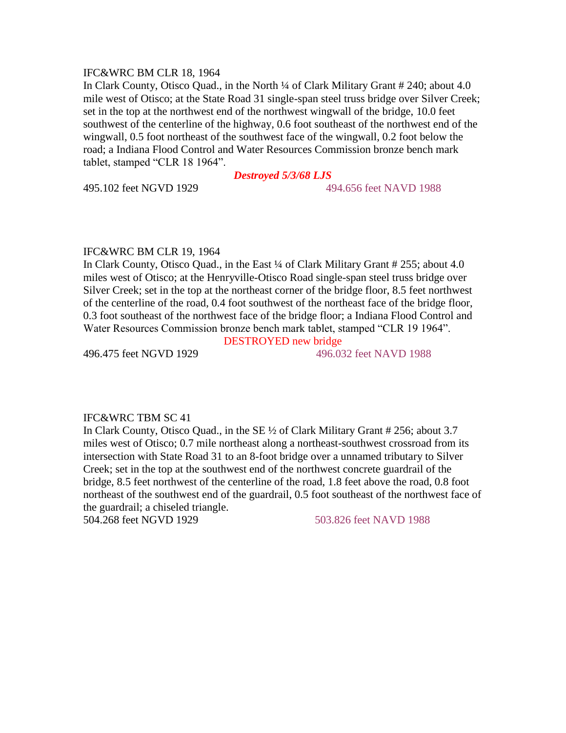IFC&WRC BM CLR 18, 1964

In Clark County, Otisco Quad., in the North ¼ of Clark Military Grant # 240; about 4.0 mile west of Otisco; at the State Road 31 single-span steel truss bridge over Silver Creek; set in the top at the northwest end of the northwest wingwall of the bridge, 10.0 feet southwest of the centerline of the highway, 0.6 foot southeast of the northwest end of the wingwall, 0.5 foot northeast of the southwest face of the wingwall, 0.2 foot below the road; a Indiana Flood Control and Water Resources Commission bronze bench mark tablet, stamped "CLR 18 1964".

***Destroyed 5/3/68 LJS***

495.102 feet NGVD 1929 — 494.656 feet NAVD 1988

IFC&WRC BM CLR 19, 1964

In Clark County, Otisco Quad., in the East ¼ of Clark Military Grant # 255; about 4.0 miles west of Otisco; at the Henryville-Otisco Road single-span steel truss bridge over Silver Creek; set in the top at the northeast corner of the bridge floor, 8.5 feet northwest of the centerline of the road, 0.4 foot southwest of the northeast face of the bridge floor, 0.3 foot southeast of the northwest face of the bridge floor; a Indiana Flood Control and Water Resources Commission bronze bench mark tablet, stamped "CLR 19 1964".

DESTROYED new bridge

496.475 feet NGVD 1929 — 496.032 feet NAVD 1988

IFC&WRC TBM SC 41

In Clark County, Otisco Quad., in the SE ½ of Clark Military Grant # 256; about 3.7 miles west of Otisco; 0.7 mile northeast along a northeast-southwest crossroad from its intersection with State Road 31 to an 8-foot bridge over a unnamed tributary to Silver Creek; set in the top at the southwest end of the northwest concrete guardrail of the bridge, 8.5 feet northwest of the centerline of the road, 1.8 feet above the road, 0.8 foot northeast of the southwest end of the guardrail, 0.5 foot southeast of the northwest face of the guardrail; a chiseled triangle.

504.268 feet NGVD 1929 — 503.826 feet NAVD 1988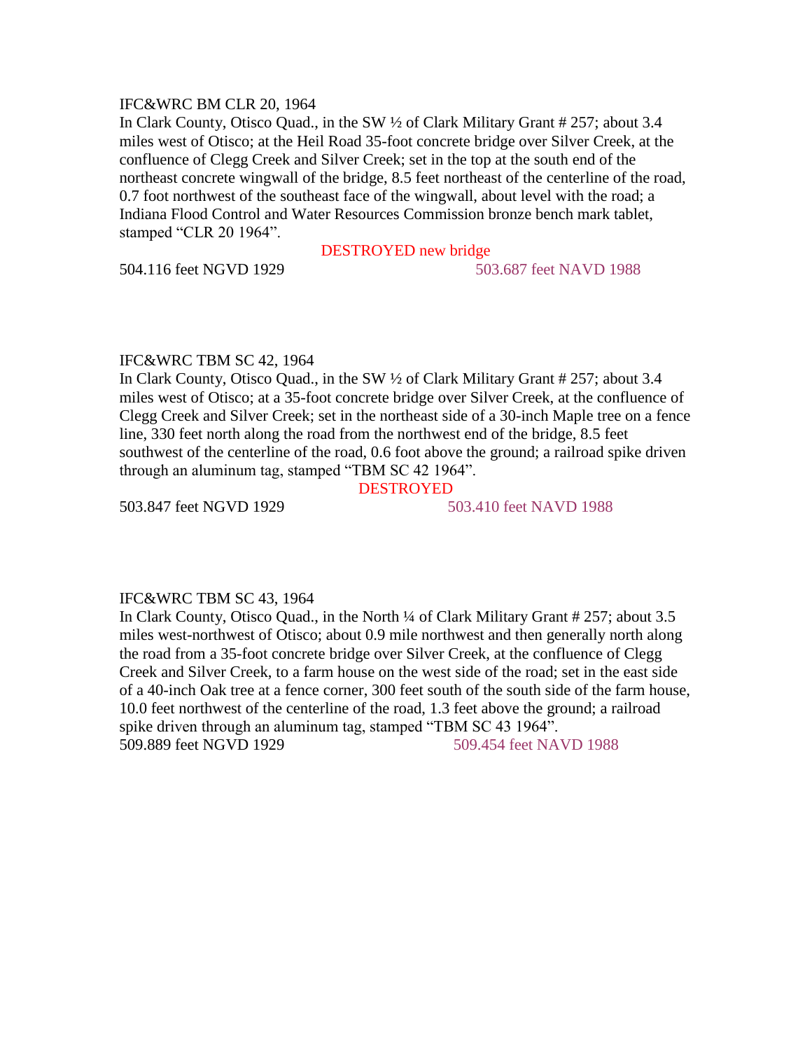IFC&WRC BM CLR 20, 1964

In Clark County, Otisco Quad., in the SW ½ of Clark Military Grant # 257; about 3.4 miles west of Otisco; at the Heil Road 35-foot concrete bridge over Silver Creek, at the confluence of Clegg Creek and Silver Creek; set in the top at the south end of the northeast concrete wingwall of the bridge, 8.5 feet northeast of the centerline of the road, 0.7 foot northwest of the southeast face of the wingwall, about level with the road; a Indiana Flood Control and Water Resources Commission bronze bench mark tablet, stamped “CLR 20 1964”.

DESTROYED new bridge

504.116 feet NGVD 1929 503.687 feet NAVD 1988

IFC&WRC TBM SC 42, 1964

In Clark County, Otisco Quad., in the SW ½ of Clark Military Grant # 257; about 3.4 miles west of Otisco; at a 35-foot concrete bridge over Silver Creek, at the confluence of Clegg Creek and Silver Creek; set in the northeast side of a 30-inch Maple tree on a fence line, 330 feet north along the road from the northwest end of the bridge, 8.5 feet southwest of the centerline of the road, 0.6 foot above the ground; a railroad spike driven through an aluminum tag, stamped “TBM SC 42 1964”.

DESTROYED

503.847 feet NGVD 1929 503.410 feet NAVD 1988

IFC&WRC TBM SC 43, 1964

In Clark County, Otisco Quad., in the North ¼ of Clark Military Grant # 257; about 3.5 miles west-northwest of Otisco; about 0.9 mile northwest and then generally north along the road from a 35-foot concrete bridge over Silver Creek, at the confluence of Clegg Creek and Silver Creek, to a farm house on the west side of the road; set in the east side of a 40-inch Oak tree at a fence corner, 300 feet south of the south side of the farm house, 10.0 feet northwest of the centerline of the road, 1.3 feet above the ground; a railroad spike driven through an aluminum tag, stamped “TBM SC 43 1964”.

509.889 feet NGVD 1929 509.454 feet NAVD 1988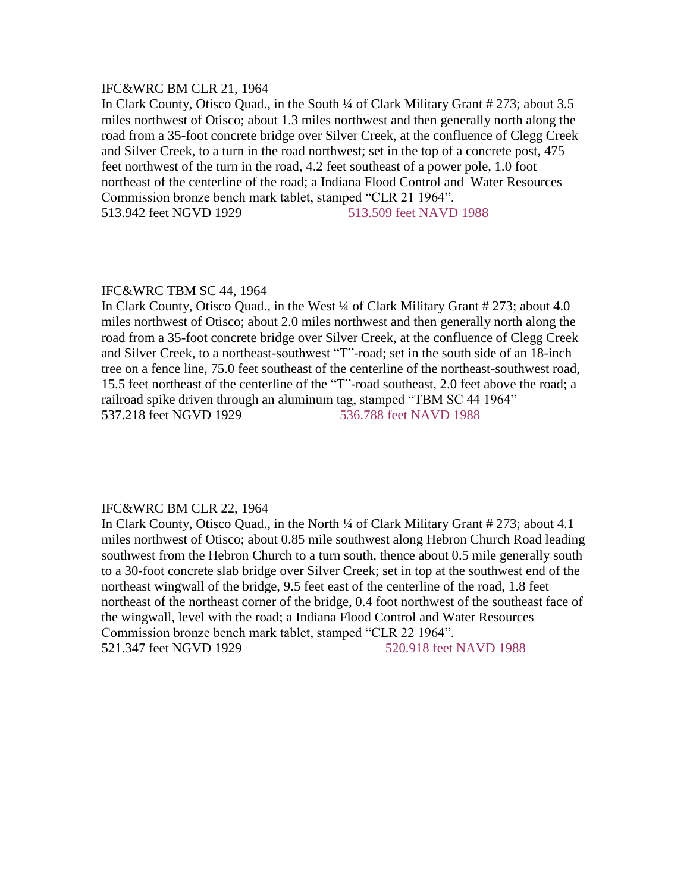IFC&WRC BM CLR 21, 1964
In Clark County, Otisco Quad., in the South ¼ of Clark Military Grant # 273; about 3.5 miles northwest of Otisco; about 1.3 miles northwest and then generally north along the road from a 35-foot concrete bridge over Silver Creek, at the confluence of Clegg Creek and Silver Creek, to a turn in the road northwest; set in the top of a concrete post, 475 feet northwest of the turn in the road, 4.2 feet southeast of a power pole, 1.0 foot northeast of the centerline of the road; a Indiana Flood Control and Water Resources Commission bronze bench mark tablet, stamped "CLR 21 1964".
513.942 feet NGVD 1929 513.509 feet NAVD 1988

IFC&WRC TBM SC 44, 1964
In Clark County, Otisco Quad., in the West ¼ of Clark Military Grant # 273; about 4.0 miles northwest of Otisco; about 2.0 miles northwest and then generally north along the road from a 35-foot concrete bridge over Silver Creek, at the confluence of Clegg Creek and Silver Creek, to a northeast-southwest "T"-road; set in the south side of an 18-inch tree on a fence line, 75.0 feet southeast of the centerline of the northeast-southwest road, 15.5 feet northeast of the centerline of the "T"-road southeast, 2.0 feet above the road; a railroad spike driven through an aluminum tag, stamped "TBM SC 44 1964"
537.218 feet NGVD 1929 536.788 feet NAVD 1988

IFC&WRC BM CLR 22, 1964
In Clark County, Otisco Quad., in the North ¼ of Clark Military Grant # 273; about 4.1 miles northwest of Otisco; about 0.85 mile southwest along Hebron Church Road leading southwest from the Hebron Church to a turn south, thence about 0.5 mile generally south to a 30-foot concrete slab bridge over Silver Creek; set in top at the southwest end of the northeast wingwall of the bridge, 9.5 feet east of the centerline of the road, 1.8 feet northeast of the northeast corner of the bridge, 0.4 foot northwest of the southeast face of the wingwall, level with the road; a Indiana Flood Control and Water Resources Commission bronze bench mark tablet, stamped "CLR 22 1964".
521.347 feet NGVD 1929 520.918 feet NAVD 1988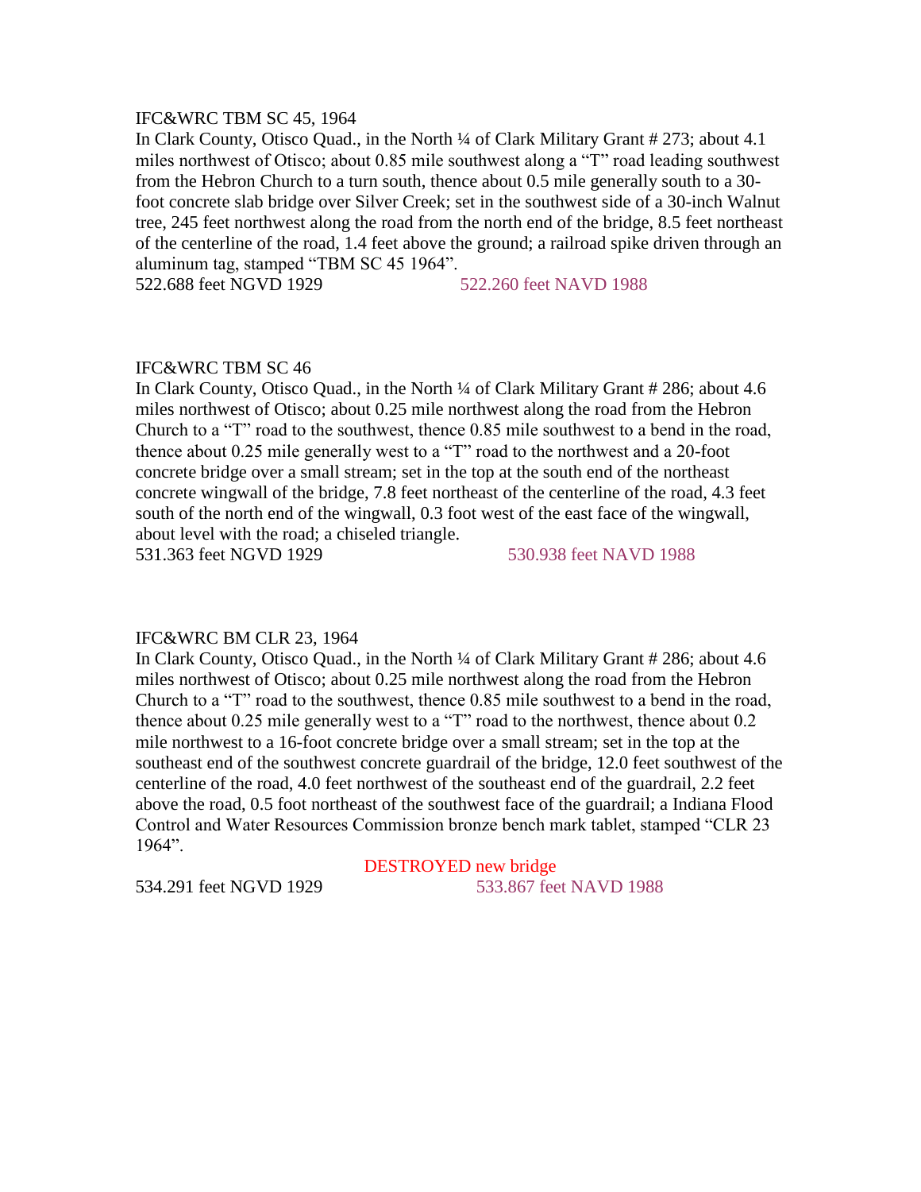IFC&WRC TBM SC 45, 1964

In Clark County, Otisco Quad., in the North ¼ of Clark Military Grant # 273; about 4.1 miles northwest of Otisco; about 0.85 mile southwest along a “T” road leading southwest from the Hebron Church to a turn south, thence about 0.5 mile generally south to a 30-foot concrete slab bridge over Silver Creek; set in the southwest side of a 30-inch Walnut tree, 245 feet northwest along the road from the north end of the bridge, 8.5 feet northeast of the centerline of the road, 1.4 feet above the ground; a railroad spike driven through an aluminum tag, stamped “TBM SC 45 1964”.

522.688 feet NGVD 1929 522.260 feet NAVD 1988

IFC&WRC TBM SC 46

In Clark County, Otisco Quad., in the North ¼ of Clark Military Grant # 286; about 4.6 miles northwest of Otisco; about 0.25 mile northwest along the road from the Hebron Church to a “T” road to the southwest, thence 0.85 mile southwest to a bend in the road, thence about 0.25 mile generally west to a “T” road to the northwest and a 20-foot concrete bridge over a small stream; set in the top at the south end of the northeast concrete wingwall of the bridge, 7.8 feet northeast of the centerline of the road, 4.3 feet south of the north end of the wingwall, 0.3 foot west of the east face of the wingwall, about level with the road; a chiseled triangle.

531.363 feet NGVD 1929 530.938 feet NAVD 1988

IFC&WRC BM CLR 23, 1964

In Clark County, Otisco Quad., in the North ¼ of Clark Military Grant # 286; about 4.6 miles northwest of Otisco; about 0.25 mile northwest along the road from the Hebron Church to a “T” road to the southwest, thence 0.85 mile southwest to a bend in the road, thence about 0.25 mile generally west to a “T” road to the northwest, thence about 0.2 mile northwest to a 16-foot concrete bridge over a small stream; set in the top at the southeast end of the southwest concrete guardrail of the bridge, 12.0 feet southwest of the centerline of the road, 4.0 feet northwest of the southeast end of the guardrail, 2.2 feet above the road, 0.5 foot northeast of the southwest face of the guardrail; a Indiana Flood Control and Water Resources Commission bronze bench mark tablet, stamped “CLR 23 1964”.

DESTROYED new bridge

534.291 feet NGVD 1929 533.867 feet NAVD 1988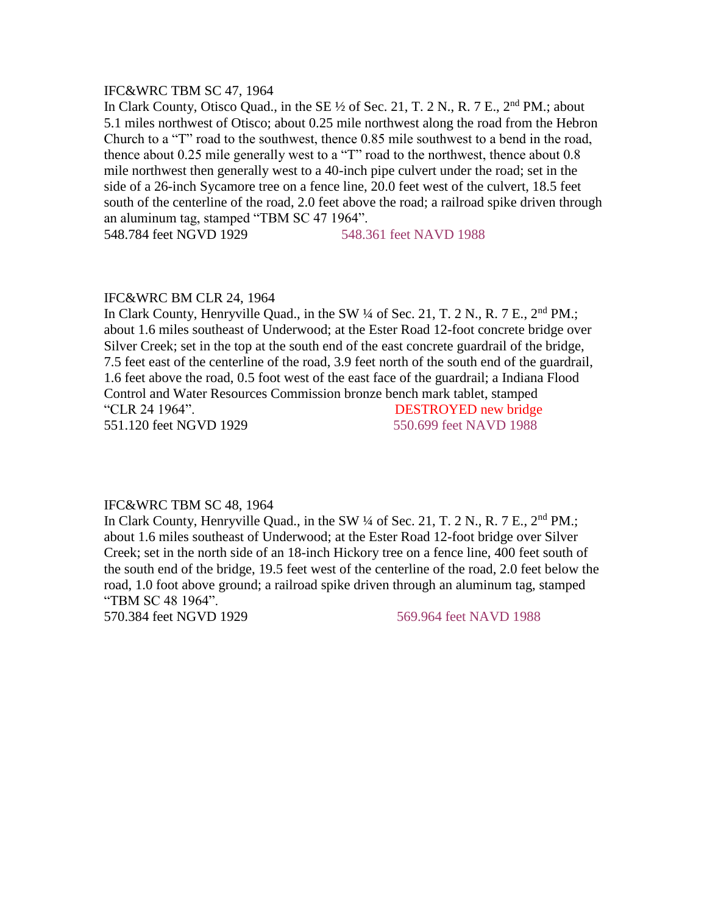IFC&WRC TBM SC 47, 1964

In Clark County, Otisco Quad., in the SE ½ of Sec. 21, T. 2 N., R. 7 E., 2nd PM.; about 5.1 miles northwest of Otisco; about 0.25 mile northwest along the road from the Hebron Church to a "T" road to the southwest, thence 0.85 mile southwest to a bend in the road, thence about 0.25 mile generally west to a "T" road to the northwest, thence about 0.8 mile northwest then generally west to a 40-inch pipe culvert under the road; set in the side of a 26-inch Sycamore tree on a fence line, 20.0 feet west of the culvert, 18.5 feet south of the centerline of the road, 2.0 feet above the road; a railroad spike driven through an aluminum tag, stamped "TBM SC 47 1964".

548.784 feet NGVD 1929 548.361 feet NAVD 1988

IFC&WRC BM CLR 24, 1964

In Clark County, Henryville Quad., in the SW ¼ of Sec. 21, T. 2 N., R. 7 E., 2nd PM.; about 1.6 miles southeast of Underwood; at the Ester Road 12-foot concrete bridge over Silver Creek; set in the top at the south end of the east concrete guardrail of the bridge, 7.5 feet east of the centerline of the road, 3.9 feet north of the south end of the guardrail, 1.6 feet above the road, 0.5 foot west of the east face of the guardrail; a Indiana Flood Control and Water Resources Commission bronze bench mark tablet, stamped "CLR 24 1964". DESTROYED new bridge

551.120 feet NGVD 1929 550.699 feet NAVD 1988

IFC&WRC TBM SC 48, 1964

In Clark County, Henryville Quad., in the SW ¼ of Sec. 21, T. 2 N., R. 7 E., 2nd PM.; about 1.6 miles southeast of Underwood; at the Ester Road 12-foot bridge over Silver Creek; set in the north side of an 18-inch Hickory tree on a fence line, 400 feet south of the south end of the bridge, 19.5 feet west of the centerline of the road, 2.0 feet below the road, 1.0 foot above ground; a railroad spike driven through an aluminum tag, stamped "TBM SC 48 1964".

570.384 feet NGVD 1929 569.964 feet NAVD 1988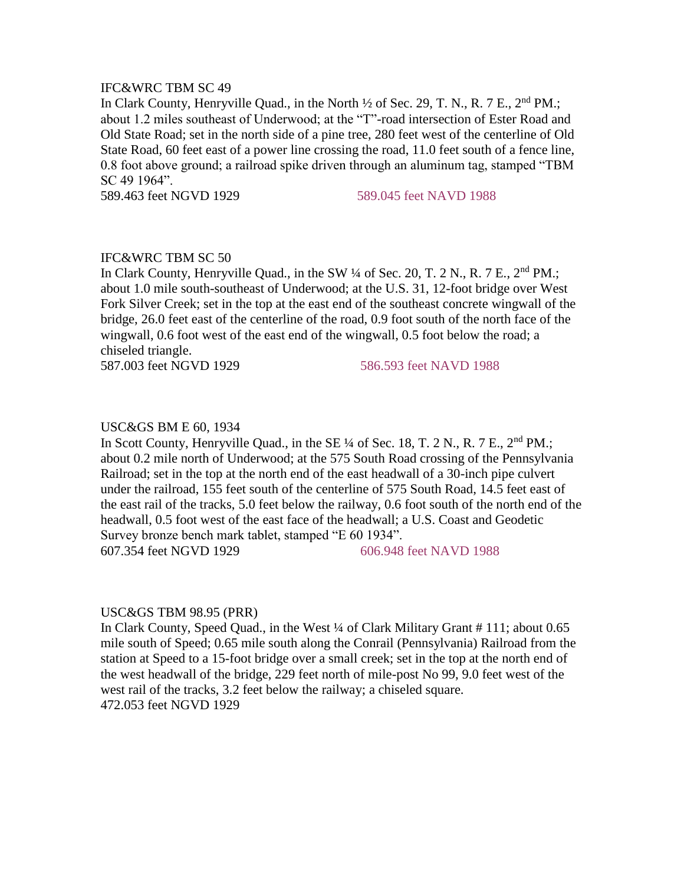IFC&WRC TBM SC 49

In Clark County, Henryville Quad., in the North ½ of Sec. 29, T. N., R. 7 E., 2nd PM.; about 1.2 miles southeast of Underwood; at the "T"-road intersection of Ester Road and Old State Road; set in the north side of a pine tree, 280 feet west of the centerline of Old State Road, 60 feet east of a power line crossing the road, 11.0 feet south of a fence line, 0.8 foot above ground; a railroad spike driven through an aluminum tag, stamped "TBM SC 49 1964".

589.463 feet NGVD 1929 589.045 feet NAVD 1988

IFC&WRC TBM SC 50

In Clark County, Henryville Quad., in the SW ¼ of Sec. 20, T. 2 N., R. 7 E., 2nd PM.; about 1.0 mile south-southeast of Underwood; at the U.S. 31, 12-foot bridge over West Fork Silver Creek; set in the top at the east end of the southeast concrete wingwall of the bridge, 26.0 feet east of the centerline of the road, 0.9 foot south of the north face of the wingwall, 0.6 foot west of the east end of the wingwall, 0.5 foot below the road; a chiseled triangle.

587.003 feet NGVD 1929 586.593 feet NAVD 1988

USC&GS BM E 60, 1934

In Scott County, Henryville Quad., in the SE ¼ of Sec. 18, T. 2 N., R. 7 E., 2nd PM.; about 0.2 mile north of Underwood; at the 575 South Road crossing of the Pennsylvania Railroad; set in the top at the north end of the east headwall of a 30-inch pipe culvert under the railroad, 155 feet south of the centerline of 575 South Road, 14.5 feet east of the east rail of the tracks, 5.0 feet below the railway, 0.6 foot south of the north end of the headwall, 0.5 foot west of the east face of the headwall; a U.S. Coast and Geodetic Survey bronze bench mark tablet, stamped "E 60 1934".

607.354 feet NGVD 1929 606.948 feet NAVD 1988

USC&GS TBM 98.95 (PRR)

In Clark County, Speed Quad., in the West ¼ of Clark Military Grant # 111; about 0.65 mile south of Speed; 0.65 mile south along the Conrail (Pennsylvania) Railroad from the station at Speed to a 15-foot bridge over a small creek; set in the top at the north end of the west headwall of the bridge, 229 feet north of mile-post No 99, 9.0 feet west of the west rail of the tracks, 3.2 feet below the railway; a chiseled square.

472.053 feet NGVD 1929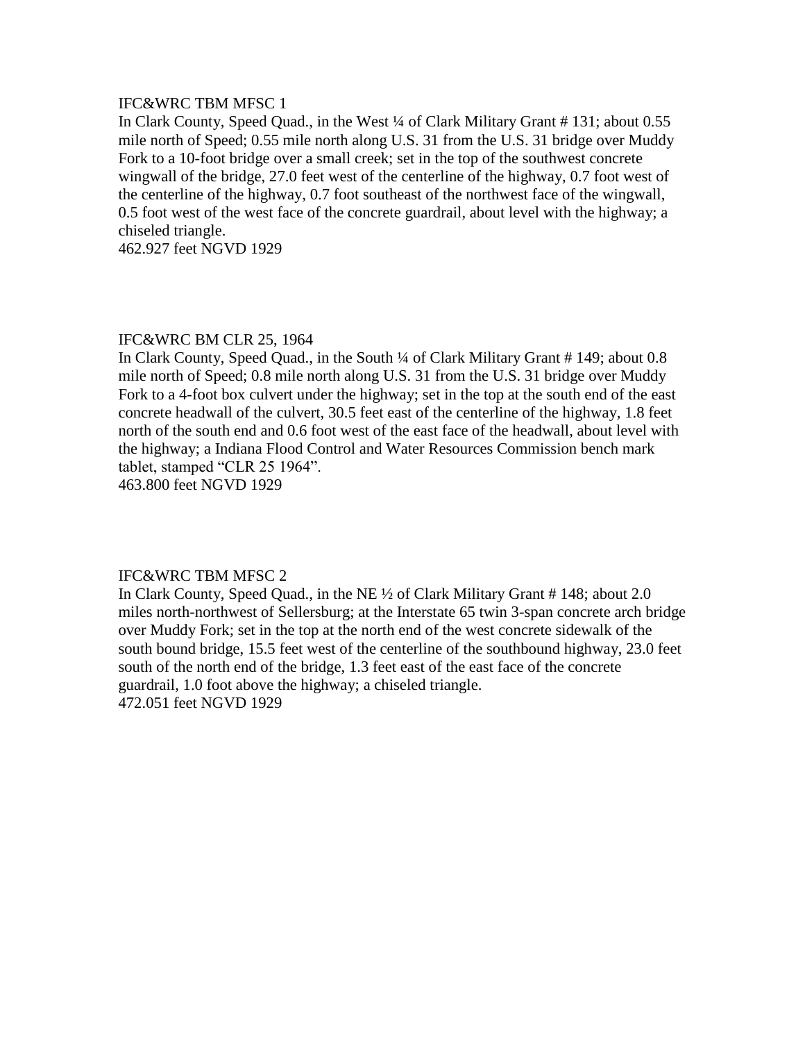IFC&WRC TBM MFSC 1

In Clark County, Speed Quad., in the West ¼ of Clark Military Grant # 131; about 0.55 mile north of Speed; 0.55 mile north along U.S. 31 from the U.S. 31 bridge over Muddy Fork to a 10-foot bridge over a small creek; set in the top of the southwest concrete wingwall of the bridge, 27.0 feet west of the centerline of the highway, 0.7 foot west of the centerline of the highway, 0.7 foot southeast of the northwest face of the wingwall, 0.5 foot west of the west face of the concrete guardrail, about level with the highway; a chiseled triangle.

462.927 feet NGVD 1929

IFC&WRC BM CLR 25, 1964

In Clark County, Speed Quad., in the South ¼ of Clark Military Grant # 149; about 0.8 mile north of Speed; 0.8 mile north along U.S. 31 from the U.S. 31 bridge over Muddy Fork to a 4-foot box culvert under the highway; set in the top at the south end of the east concrete headwall of the culvert, 30.5 feet east of the centerline of the highway, 1.8 feet north of the south end and 0.6 foot west of the east face of the headwall, about level with the highway; a Indiana Flood Control and Water Resources Commission bench mark tablet, stamped "CLR 25 1964".

463.800 feet NGVD 1929

IFC&WRC TBM MFSC 2

In Clark County, Speed Quad., in the NE ½ of Clark Military Grant # 148; about 2.0 miles north-northwest of Sellersburg; at the Interstate 65 twin 3-span concrete arch bridge over Muddy Fork; set in the top at the north end of the west concrete sidewalk of the south bound bridge, 15.5 feet west of the centerline of the southbound highway, 23.0 feet south of the north end of the bridge, 1.3 feet east of the east face of the concrete guardrail, 1.0 foot above the highway; a chiseled triangle.

472.051 feet NGVD 1929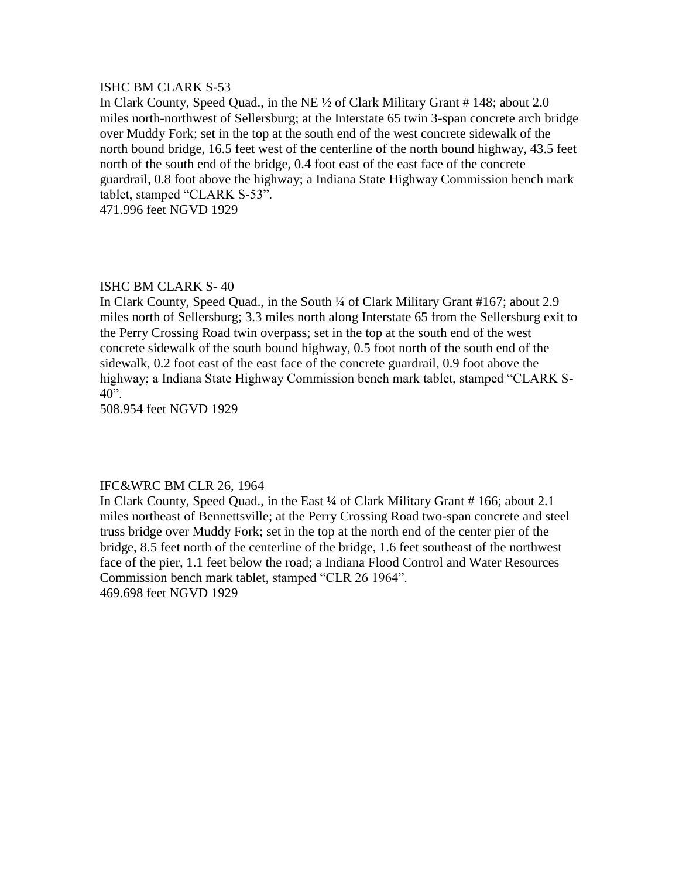ISHC BM CLARK S-53

In Clark County, Speed Quad., in the NE ½ of Clark Military Grant # 148; about 2.0 miles north-northwest of Sellersburg; at the Interstate 65 twin 3-span concrete arch bridge over Muddy Fork; set in the top at the south end of the west concrete sidewalk of the north bound bridge, 16.5 feet west of the centerline of the north bound highway, 43.5 feet north of the south end of the bridge, 0.4 foot east of the east face of the concrete guardrail, 0.8 foot above the highway; a Indiana State Highway Commission bench mark tablet, stamped "CLARK S-53".

471.996 feet NGVD 1929

ISHC BM CLARK S- 40

In Clark County, Speed Quad., in the South ¼ of Clark Military Grant #167; about 2.9 miles north of Sellersburg; 3.3 miles north along Interstate 65 from the Sellersburg exit to the Perry Crossing Road twin overpass; set in the top at the south end of the west concrete sidewalk of the south bound highway, 0.5 foot north of the south end of the sidewalk, 0.2 foot east of the east face of the concrete guardrail, 0.9 foot above the highway; a Indiana State Highway Commission bench mark tablet, stamped "CLARK S-40".

508.954 feet NGVD 1929

IFC&WRC BM CLR 26, 1964

In Clark County, Speed Quad., in the East ¼ of Clark Military Grant # 166; about 2.1 miles northeast of Bennettsville; at the Perry Crossing Road two-span concrete and steel truss bridge over Muddy Fork; set in the top at the north end of the center pier of the bridge, 8.5 feet north of the centerline of the bridge, 1.6 feet southeast of the northwest face of the pier, 1.1 feet below the road; a Indiana Flood Control and Water Resources Commission bench mark tablet, stamped "CLR 26 1964".

469.698 feet NGVD 1929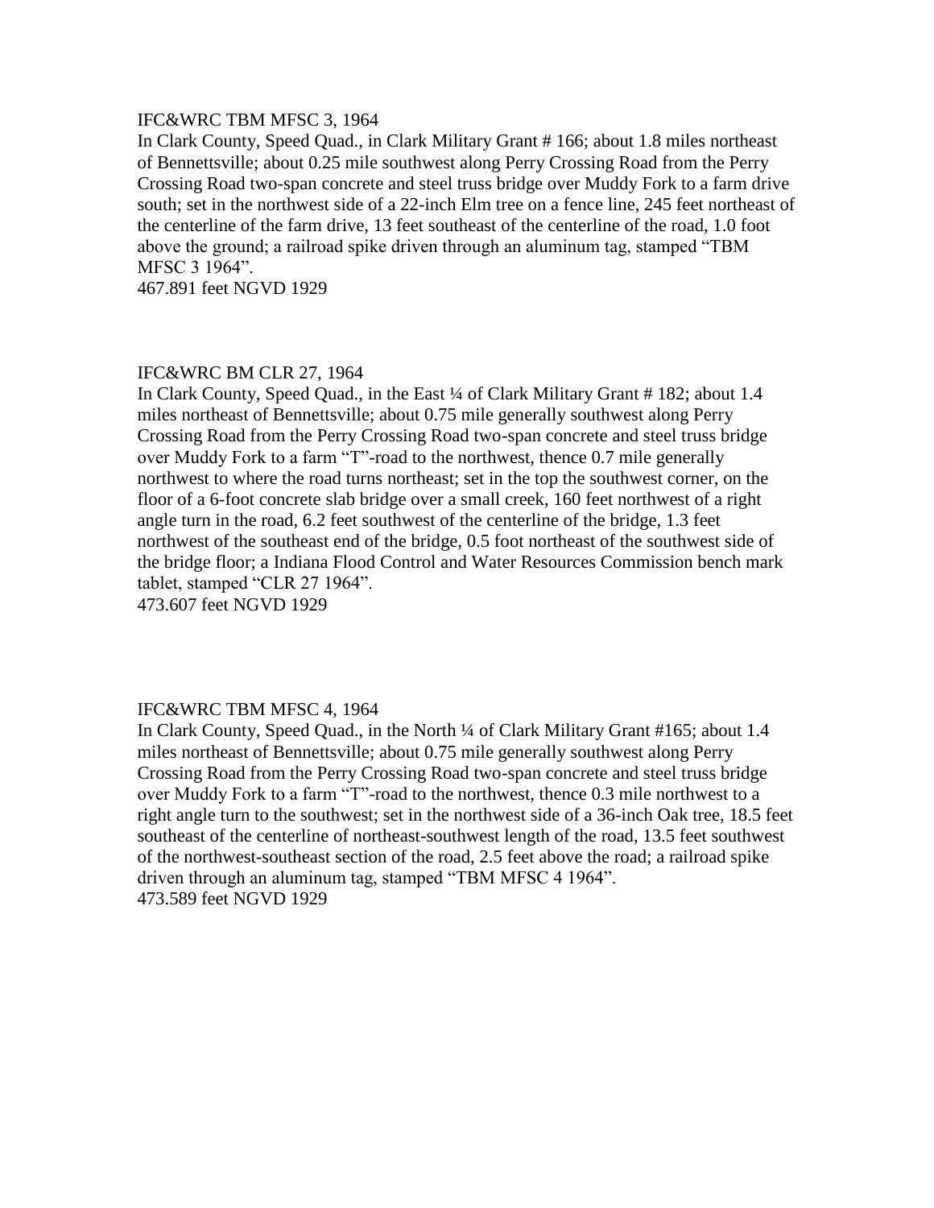IFC&WRC TBM MFSC 3, 1964

In Clark County, Speed Quad., in Clark Military Grant # 166; about 1.8 miles northeast of Bennettsville; about 0.25 mile southwest along Perry Crossing Road from the Perry Crossing Road two-span concrete and steel truss bridge over Muddy Fork to a farm drive south; set in the northwest side of a 22-inch Elm tree on a fence line, 245 feet northeast of the centerline of the farm drive, 13 feet southeast of the centerline of the road, 1.0 foot above the ground; a railroad spike driven through an aluminum tag, stamped “TBM MFSC 3 1964”.

467.891 feet NGVD 1929

IFC&WRC BM CLR 27, 1964

In Clark County, Speed Quad., in the East ¼ of Clark Military Grant # 182; about 1.4 miles northeast of Bennettsville; about 0.75 mile generally southwest along Perry Crossing Road from the Perry Crossing Road two-span concrete and steel truss bridge over Muddy Fork to a farm “T”-road to the northwest, thence 0.7 mile generally northwest to where the road turns northeast; set in the top the southwest corner, on the floor of a 6-foot concrete slab bridge over a small creek, 160 feet northwest of a right angle turn in the road, 6.2 feet southwest of the centerline of the bridge, 1.3 feet northwest of the southeast end of the bridge, 0.5 foot northeast of the southwest side of the bridge floor; a Indiana Flood Control and Water Resources Commission bench mark tablet, stamped “CLR 27 1964”.

473.607 feet NGVD 1929

IFC&WRC TBM MFSC 4, 1964

In Clark County, Speed Quad., in the North ¼ of Clark Military Grant #165; about 1.4 miles northeast of Bennettsville; about 0.75 mile generally southwest along Perry Crossing Road from the Perry Crossing Road two-span concrete and steel truss bridge over Muddy Fork to a farm “T”-road to the northwest, thence 0.3 mile northwest to a right angle turn to the southwest; set in the northwest side of a 36-inch Oak tree, 18.5 feet southeast of the centerline of northeast-southwest length of the road, 13.5 feet southwest of the northwest-southeast section of the road, 2.5 feet above the road; a railroad spike driven through an aluminum tag, stamped “TBM MFSC 4 1964”.

473.589 feet NGVD 1929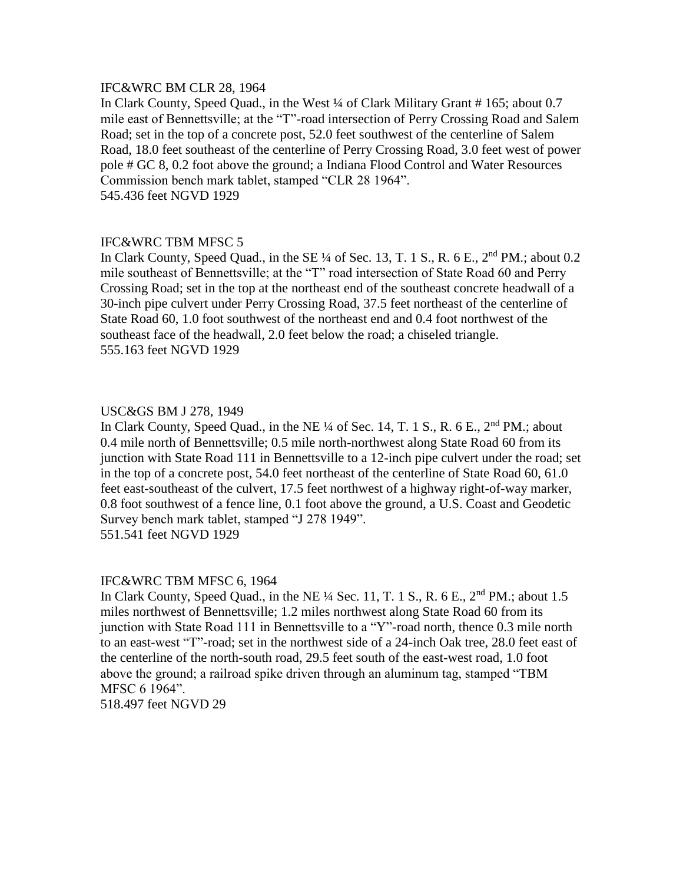IFC&WRC BM CLR 28, 1964

In Clark County, Speed Quad., in the West ¼ of Clark Military Grant # 165; about 0.7 mile east of Bennettsville; at the "T"-road intersection of Perry Crossing Road and Salem Road; set in the top of a concrete post, 52.0 feet southwest of the centerline of Salem Road, 18.0 feet southeast of the centerline of Perry Crossing Road, 3.0 feet west of power pole # GC 8, 0.2 foot above the ground; a Indiana Flood Control and Water Resources Commission bench mark tablet, stamped "CLR 28 1964".

545.436 feet NGVD 1929

IFC&WRC TBM MFSC 5

In Clark County, Speed Quad., in the SE ¼ of Sec. 13, T. 1 S., R. 6 E., 2nd PM.; about 0.2 mile southeast of Bennettsville; at the "T" road intersection of State Road 60 and Perry Crossing Road; set in the top at the northeast end of the southeast concrete headwall of a 30-inch pipe culvert under Perry Crossing Road, 37.5 feet northeast of the centerline of State Road 60, 1.0 foot southwest of the northeast end and 0.4 foot northwest of the southeast face of the headwall, 2.0 feet below the road; a chiseled triangle.

555.163 feet NGVD 1929

USC&GS BM J 278, 1949

In Clark County, Speed Quad., in the NE ¼ of Sec. 14, T. 1 S., R. 6 E., 2nd PM.; about 0.4 mile north of Bennettsville; 0.5 mile north-northwest along State Road 60 from its junction with State Road 111 in Bennettsville to a 12-inch pipe culvert under the road; set in the top of a concrete post, 54.0 feet northeast of the centerline of State Road 60, 61.0 feet east-southeast of the culvert, 17.5 feet northwest of a highway right-of-way marker, 0.8 foot southwest of a fence line, 0.1 foot above the ground, a U.S. Coast and Geodetic Survey bench mark tablet, stamped "J 278 1949".

551.541 feet NGVD 1929

IFC&WRC TBM MFSC 6, 1964

In Clark County, Speed Quad., in the NE ¼ Sec. 11, T. 1 S., R. 6 E., 2nd PM.; about 1.5 miles northwest of Bennettsville; 1.2 miles northwest along State Road 60 from its junction with State Road 111 in Bennettsville to a "Y"-road north, thence 0.3 mile north to an east-west "T"-road; set in the northwest side of a 24-inch Oak tree, 28.0 feet east of the centerline of the north-south road, 29.5 feet south of the east-west road, 1.0 foot above the ground; a railroad spike driven through an aluminum tag, stamped "TBM MFSC 6 1964".

518.497 feet NGVD 29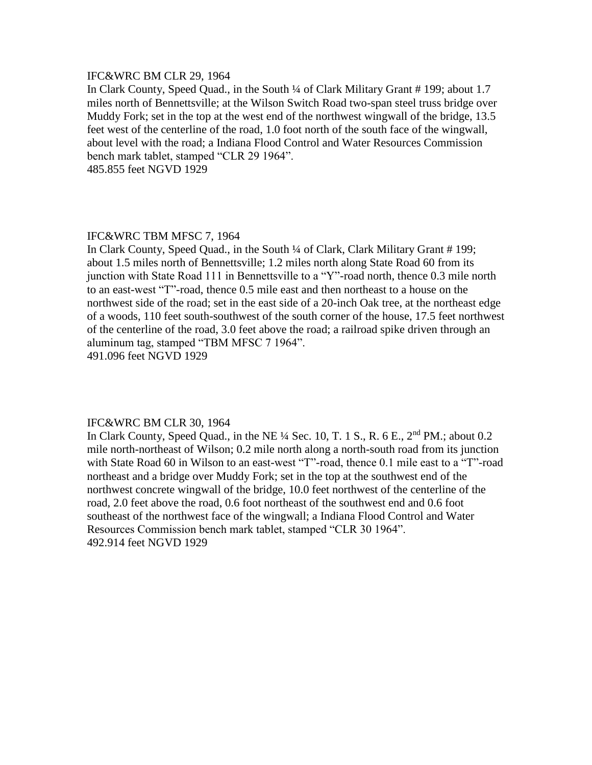IFC&WRC BM CLR 29, 1964

In Clark County, Speed Quad., in the South ¼ of Clark Military Grant # 199; about 1.7 miles north of Bennettsville; at the Wilson Switch Road two-span steel truss bridge over Muddy Fork; set in the top at the west end of the northwest wingwall of the bridge, 13.5 feet west of the centerline of the road, 1.0 foot north of the south face of the wingwall, about level with the road; a Indiana Flood Control and Water Resources Commission bench mark tablet, stamped "CLR 29 1964".

485.855 feet NGVD 1929

IFC&WRC TBM MFSC 7, 1964

In Clark County, Speed Quad., in the South ¼ of Clark, Clark Military Grant # 199; about 1.5 miles north of Bennettsville; 1.2 miles north along State Road 60 from its junction with State Road 111 in Bennettsville to a "Y"-road north, thence 0.3 mile north to an east-west "T"-road, thence 0.5 mile east and then northeast to a house on the northwest side of the road; set in the east side of a 20-inch Oak tree, at the northeast edge of a woods, 110 feet south-southwest of the south corner of the house, 17.5 feet northwest of the centerline of the road, 3.0 feet above the road; a railroad spike driven through an aluminum tag, stamped "TBM MFSC 7 1964".

491.096 feet NGVD 1929

IFC&WRC BM CLR 30, 1964

In Clark County, Speed Quad., in the NE ¼ Sec. 10, T. 1 S., R. 6 E., 2nd PM.; about 0.2 mile north-northeast of Wilson; 0.2 mile north along a north-south road from its junction with State Road 60 in Wilson to an east-west "T"-road, thence 0.1 mile east to a "T"-road northeast and a bridge over Muddy Fork; set in the top at the southwest end of the northwest concrete wingwall of the bridge, 10.0 feet northwest of the centerline of the road, 2.0 feet above the road, 0.6 foot northeast of the southwest end and 0.6 foot southeast of the northwest face of the wingwall; a Indiana Flood Control and Water Resources Commission bench mark tablet, stamped "CLR 30 1964".

492.914 feet NGVD 1929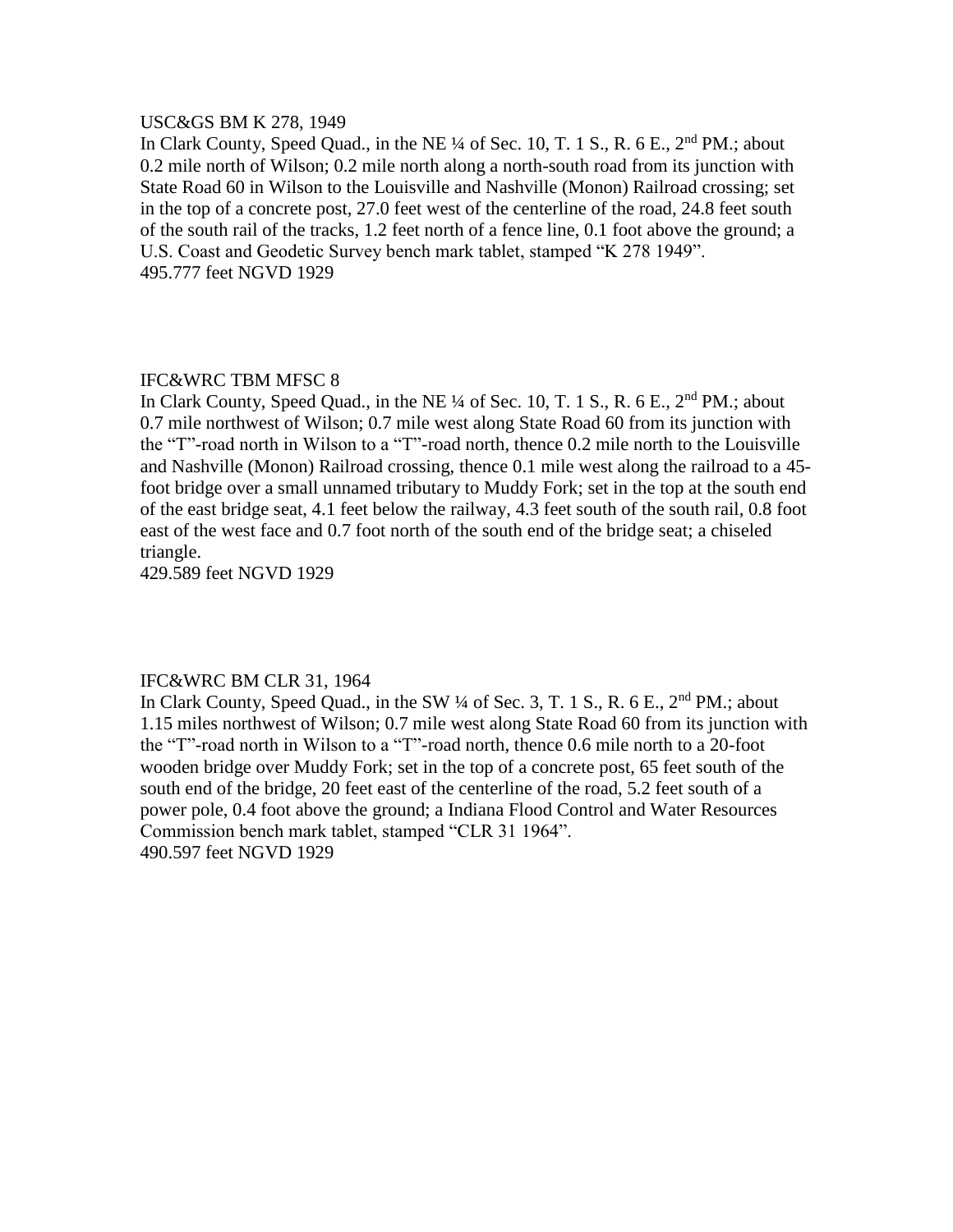USC&GS BM K 278, 1949

In Clark County, Speed Quad., in the NE ¼ of Sec. 10, T. 1 S., R. 6 E., 2nd PM.; about 0.2 mile north of Wilson; 0.2 mile north along a north-south road from its junction with State Road 60 in Wilson to the Louisville and Nashville (Monon) Railroad crossing; set in the top of a concrete post, 27.0 feet west of the centerline of the road, 24.8 feet south of the south rail of the tracks, 1.2 feet north of a fence line, 0.1 foot above the ground; a U.S. Coast and Geodetic Survey bench mark tablet, stamped "K 278 1949".

495.777 feet NGVD 1929

IFC&WRC TBM MFSC 8

In Clark County, Speed Quad., in the NE ¼ of Sec. 10, T. 1 S., R. 6 E., 2nd PM.; about 0.7 mile northwest of Wilson; 0.7 mile west along State Road 60 from its junction with the "T"-road north in Wilson to a "T"-road north, thence 0.2 mile north to the Louisville and Nashville (Monon) Railroad crossing, thence 0.1 mile west along the railroad to a 45-foot bridge over a small unnamed tributary to Muddy Fork; set in the top at the south end of the east bridge seat, 4.1 feet below the railway, 4.3 feet south of the south rail, 0.8 foot east of the west face and 0.7 foot north of the south end of the bridge seat; a chiseled triangle.

429.589 feet NGVD 1929

IFC&WRC BM CLR 31, 1964

In Clark County, Speed Quad., in the SW ¼ of Sec. 3, T. 1 S., R. 6 E., 2nd PM.; about 1.15 miles northwest of Wilson; 0.7 mile west along State Road 60 from its junction with the "T"-road north in Wilson to a "T"-road north, thence 0.6 mile north to a 20-foot wooden bridge over Muddy Fork; set in the top of a concrete post, 65 feet south of the south end of the bridge, 20 feet east of the centerline of the road, 5.2 feet south of a power pole, 0.4 foot above the ground; a Indiana Flood Control and Water Resources Commission bench mark tablet, stamped "CLR 31 1964".

490.597 feet NGVD 1929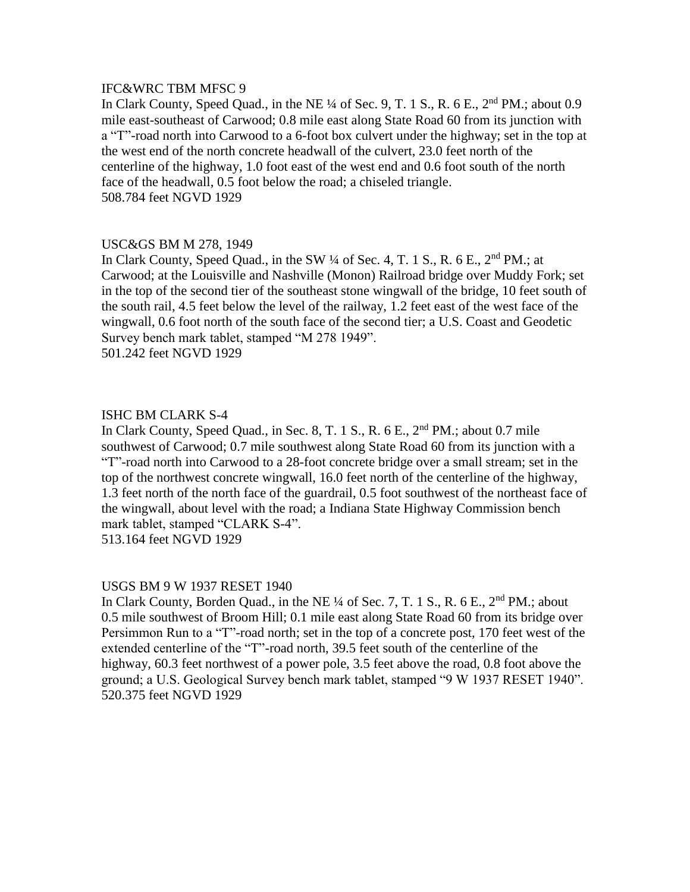IFC&WRC TBM MFSC 9

In Clark County, Speed Quad., in the NE ¼ of Sec. 9, T. 1 S., R. 6 E., 2nd PM.; about 0.9 mile east-southeast of Carwood; 0.8 mile east along State Road 60 from its junction with a "T"-road north into Carwood to a 6-foot box culvert under the highway; set in the top at the west end of the north concrete headwall of the culvert, 23.0 feet north of the centerline of the highway, 1.0 foot east of the west end and 0.6 foot south of the north face of the headwall, 0.5 foot below the road; a chiseled triangle.

508.784 feet NGVD 1929

USC&GS BM M 278, 1949

In Clark County, Speed Quad., in the SW ¼ of Sec. 4, T. 1 S., R. 6 E., 2nd PM.; at Carwood; at the Louisville and Nashville (Monon) Railroad bridge over Muddy Fork; set in the top of the second tier of the southeast stone wingwall of the bridge, 10 feet south of the south rail, 4.5 feet below the level of the railway, 1.2 feet east of the west face of the wingwall, 0.6 foot north of the south face of the second tier; a U.S. Coast and Geodetic Survey bench mark tablet, stamped "M 278 1949".

501.242 feet NGVD 1929

ISHC BM CLARK S-4

In Clark County, Speed Quad., in Sec. 8, T. 1 S., R. 6 E., 2nd PM.; about 0.7 mile southwest of Carwood; 0.7 mile southwest along State Road 60 from its junction with a "T"-road north into Carwood to a 28-foot concrete bridge over a small stream; set in the top of the northwest concrete wingwall, 16.0 feet north of the centerline of the highway, 1.3 feet north of the north face of the guardrail, 0.5 foot southwest of the northeast face of the wingwall, about level with the road; a Indiana State Highway Commission bench mark tablet, stamped "CLARK S-4".

513.164 feet NGVD 1929

USGS BM 9 W 1937 RESET 1940

In Clark County, Borden Quad., in the NE ¼ of Sec. 7, T. 1 S., R. 6 E., 2nd PM.; about 0.5 mile southwest of Broom Hill; 0.1 mile east along State Road 60 from its bridge over Persimmon Run to a "T"-road north; set in the top of a concrete post, 170 feet west of the extended centerline of the "T"-road north, 39.5 feet south of the centerline of the highway, 60.3 feet northwest of a power pole, 3.5 feet above the road, 0.8 foot above the ground; a U.S. Geological Survey bench mark tablet, stamped "9 W 1937 RESET 1940".

520.375 feet NGVD 1929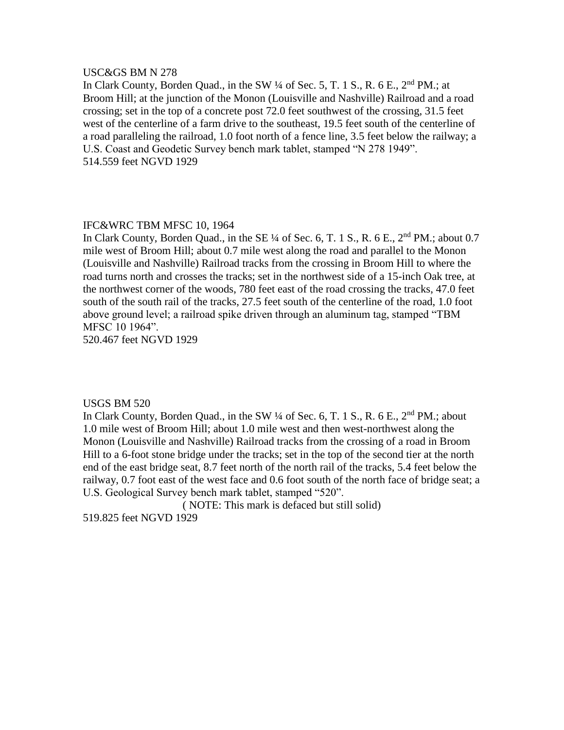USC&GS BM N 278

In Clark County, Borden Quad., in the SW ¼ of Sec. 5, T. 1 S., R. 6 E., 2nd PM.; at Broom Hill; at the junction of the Monon (Louisville and Nashville) Railroad and a road crossing; set in the top of a concrete post 72.0 feet southwest of the crossing, 31.5 feet west of the centerline of a farm drive to the southeast, 19.5 feet south of the centerline of a road paralleling the railroad, 1.0 foot north of a fence line, 3.5 feet below the railway; a U.S. Coast and Geodetic Survey bench mark tablet, stamped "N 278 1949".

514.559 feet NGVD 1929

IFC&WRC TBM MFSC 10, 1964

In Clark County, Borden Quad., in the SE ¼ of Sec. 6, T. 1 S., R. 6 E., 2nd PM.; about 0.7 mile west of Broom Hill; about 0.7 mile west along the road and parallel to the Monon (Louisville and Nashville) Railroad tracks from the crossing in Broom Hill to where the road turns north and crosses the tracks; set in the northwest side of a 15-inch Oak tree, at the northwest corner of the woods, 780 feet east of the road crossing the tracks, 47.0 feet south of the south rail of the tracks, 27.5 feet south of the centerline of the road, 1.0 foot above ground level; a railroad spike driven through an aluminum tag, stamped "TBM MFSC 10 1964".

520.467 feet NGVD 1929

USGS BM 520

In Clark County, Borden Quad., in the SW ¼ of Sec. 6, T. 1 S., R. 6 E., 2nd PM.; about 1.0 mile west of Broom Hill; about 1.0 mile west and then west-northwest along the Monon (Louisville and Nashville) Railroad tracks from the crossing of a road in Broom Hill to a 6-foot stone bridge under the tracks; set in the top of the second tier at the north end of the east bridge seat, 8.7 feet north of the north rail of the tracks, 5.4 feet below the railway, 0.7 foot east of the west face and 0.6 foot south of the north face of bridge seat; a U.S. Geological Survey bench mark tablet, stamped "520".

( NOTE: This mark is defaced but still solid)

519.825 feet NGVD 1929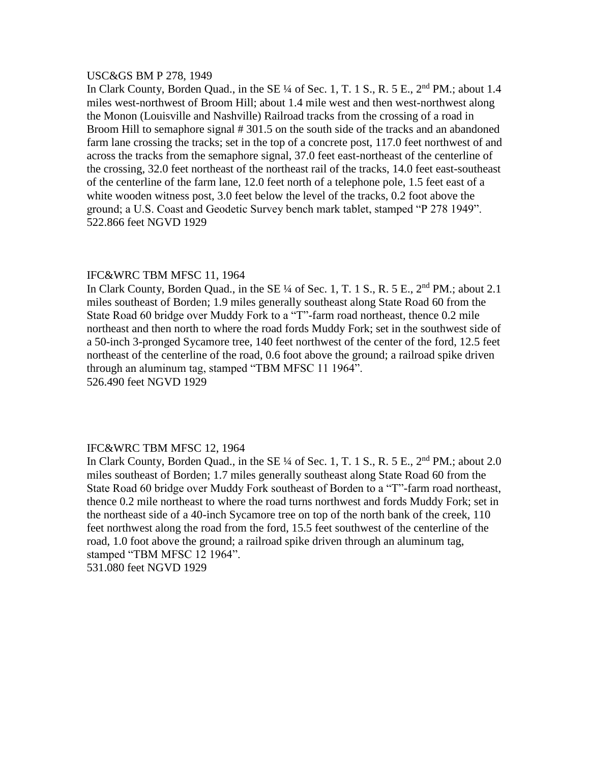USC&GS BM P 278, 1949

In Clark County, Borden Quad., in the SE ¼ of Sec. 1, T. 1 S., R. 5 E., 2nd PM.; about 1.4 miles west-northwest of Broom Hill; about 1.4 mile west and then west-northwest along the Monon (Louisville and Nashville) Railroad tracks from the crossing of a road in Broom Hill to semaphore signal # 301.5 on the south side of the tracks and an abandoned farm lane crossing the tracks; set in the top of a concrete post, 117.0 feet northwest of and across the tracks from the semaphore signal, 37.0 feet east-northeast of the centerline of the crossing, 32.0 feet northeast of the northeast rail of the tracks, 14.0 feet east-southeast of the centerline of the farm lane, 12.0 feet north of a telephone pole, 1.5 feet east of a white wooden witness post, 3.0 feet below the level of the tracks, 0.2 foot above the ground; a U.S. Coast and Geodetic Survey bench mark tablet, stamped "P 278 1949".

522.866 feet NGVD 1929

IFC&WRC TBM MFSC 11, 1964

In Clark County, Borden Quad., in the SE ¼ of Sec. 1, T. 1 S., R. 5 E., 2nd PM.; about 2.1 miles southeast of Borden; 1.9 miles generally southeast along State Road 60 from the State Road 60 bridge over Muddy Fork to a "T"-farm road northeast, thence 0.2 mile northeast and then north to where the road fords Muddy Fork; set in the southwest side of a 50-inch 3-pronged Sycamore tree, 140 feet northwest of the center of the ford, 12.5 feet northeast of the centerline of the road, 0.6 foot above the ground; a railroad spike driven through an aluminum tag, stamped "TBM MFSC 11 1964".

526.490 feet NGVD 1929

IFC&WRC TBM MFSC 12, 1964

In Clark County, Borden Quad., in the SE ¼ of Sec. 1, T. 1 S., R. 5 E., 2nd PM.; about 2.0 miles southeast of Borden; 1.7 miles generally southeast along State Road 60 from the State Road 60 bridge over Muddy Fork southeast of Borden to a "T"-farm road northeast, thence 0.2 mile northeast to where the road turns northwest and fords Muddy Fork; set in the northeast side of a 40-inch Sycamore tree on top of the north bank of the creek, 110 feet northwest along the road from the ford, 15.5 feet southwest of the centerline of the road, 1.0 foot above the ground; a railroad spike driven through an aluminum tag, stamped "TBM MFSC 12 1964".

531.080 feet NGVD 1929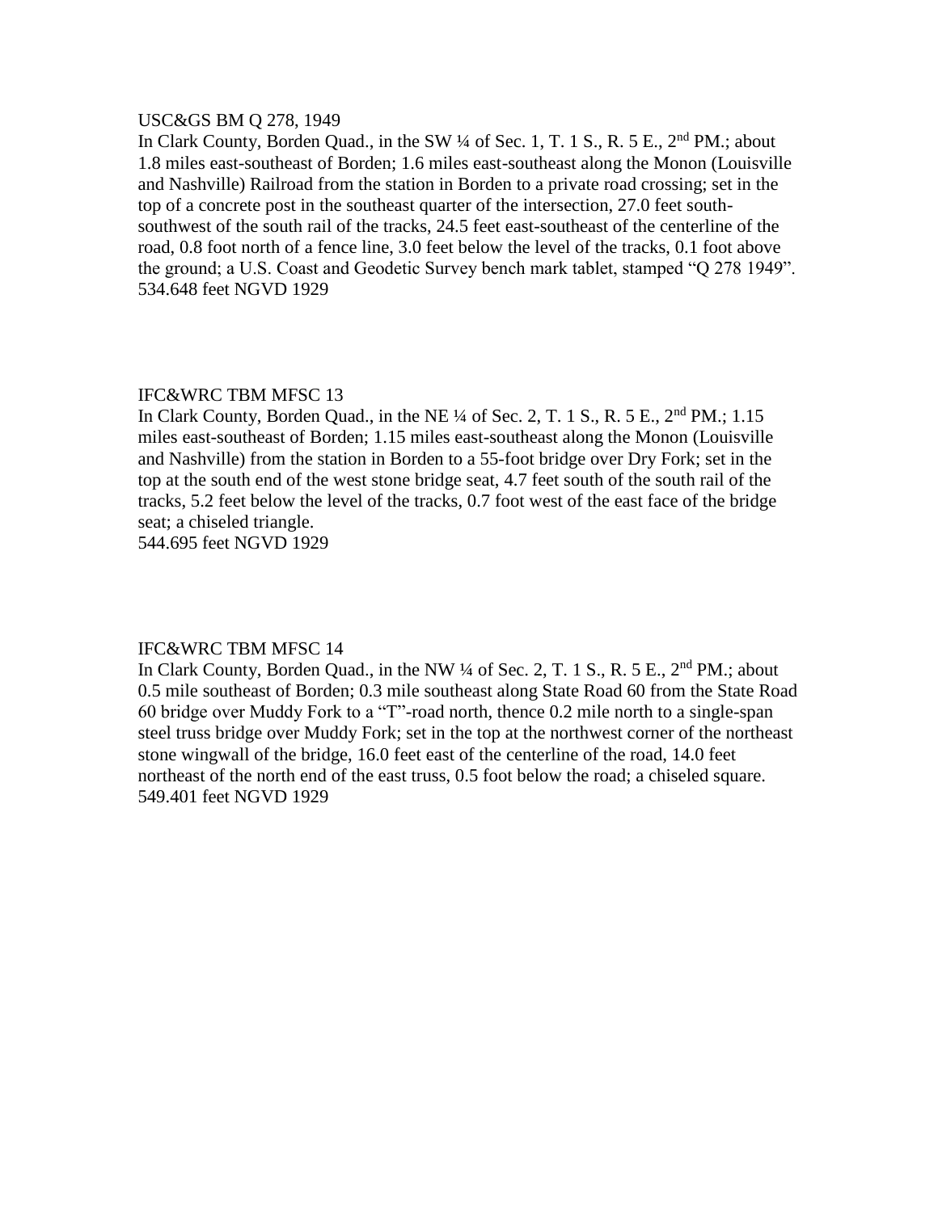USC&GS BM Q 278, 1949

In Clark County, Borden Quad., in the SW ¼ of Sec. 1, T. 1 S., R. 5 E., 2nd PM.; about 1.8 miles east-southeast of Borden; 1.6 miles east-southeast along the Monon (Louisville and Nashville) Railroad from the station in Borden to a private road crossing; set in the top of a concrete post in the southeast quarter of the intersection, 27.0 feet south-southwest of the south rail of the tracks, 24.5 feet east-southeast of the centerline of the road, 0.8 foot north of a fence line, 3.0 feet below the level of the tracks, 0.1 foot above the ground; a U.S. Coast and Geodetic Survey bench mark tablet, stamped "Q 278 1949".

534.648 feet NGVD 1929

IFC&WRC TBM MFSC 13

In Clark County, Borden Quad., in the NE ¼ of Sec. 2, T. 1 S., R. 5 E., 2nd PM.; 1.15 miles east-southeast of Borden; 1.15 miles east-southeast along the Monon (Louisville and Nashville) from the station in Borden to a 55-foot bridge over Dry Fork; set in the top at the south end of the west stone bridge seat, 4.7 feet south of the south rail of the tracks, 5.2 feet below the level of the tracks, 0.7 foot west of the east face of the bridge seat; a chiseled triangle.

544.695 feet NGVD 1929

IFC&WRC TBM MFSC 14

In Clark County, Borden Quad., in the NW ¼ of Sec. 2, T. 1 S., R. 5 E., 2nd PM.; about 0.5 mile southeast of Borden; 0.3 mile southeast along State Road 60 from the State Road 60 bridge over Muddy Fork to a "T"-road north, thence 0.2 mile north to a single-span steel truss bridge over Muddy Fork; set in the top at the northwest corner of the northeast stone wingwall of the bridge, 16.0 feet east of the centerline of the road, 14.0 feet northeast of the north end of the east truss, 0.5 foot below the road; a chiseled square.

549.401 feet NGVD 1929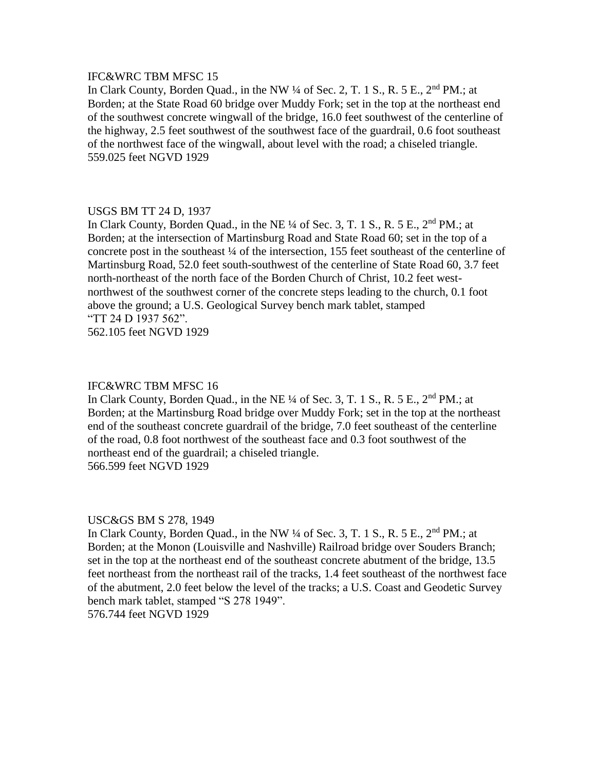IFC&WRC TBM MFSC 15

In Clark County, Borden Quad., in the NW ¼ of Sec. 2, T. 1 S., R. 5 E., 2nd PM.; at Borden; at the State Road 60 bridge over Muddy Fork; set in the top at the northeast end of the southwest concrete wingwall of the bridge, 16.0 feet southwest of the centerline of the highway, 2.5 feet southwest of the southwest face of the guardrail, 0.6 foot southeast of the northwest face of the wingwall, about level with the road; a chiseled triangle.

559.025 feet NGVD 1929

USGS BM TT 24 D, 1937

In Clark County, Borden Quad., in the NE ¼ of Sec. 3, T. 1 S., R. 5 E., 2nd PM.; at Borden; at the intersection of Martinsburg Road and State Road 60; set in the top of a concrete post in the southeast ¼ of the intersection, 155 feet southeast of the centerline of Martinsburg Road, 52.0 feet south-southwest of the centerline of State Road 60, 3.7 feet north-northeast of the north face of the Borden Church of Christ, 10.2 feet west-northwest of the southwest corner of the concrete steps leading to the church, 0.1 foot above the ground; a U.S. Geological Survey bench mark tablet, stamped "TT 24 D 1937 562".

562.105 feet NGVD 1929

IFC&WRC TBM MFSC 16

In Clark County, Borden Quad., in the NE ¼ of Sec. 3, T. 1 S., R. 5 E., 2nd PM.; at Borden; at the Martinsburg Road bridge over Muddy Fork; set in the top at the northeast end of the southeast concrete guardrail of the bridge, 7.0 feet southeast of the centerline of the road, 0.8 foot northwest of the southeast face and 0.3 foot southwest of the northeast end of the guardrail; a chiseled triangle.

566.599 feet NGVD 1929

USC&GS BM S 278, 1949

In Clark County, Borden Quad., in the NW ¼ of Sec. 3, T. 1 S., R. 5 E., 2nd PM.; at Borden; at the Monon (Louisville and Nashville) Railroad bridge over Souders Branch; set in the top at the northeast end of the southeast concrete abutment of the bridge, 13.5 feet northeast from the northeast rail of the tracks, 1.4 feet southeast of the northwest face of the abutment, 2.0 feet below the level of the tracks; a U.S. Coast and Geodetic Survey bench mark tablet, stamped "S 278 1949".

576.744 feet NGVD 1929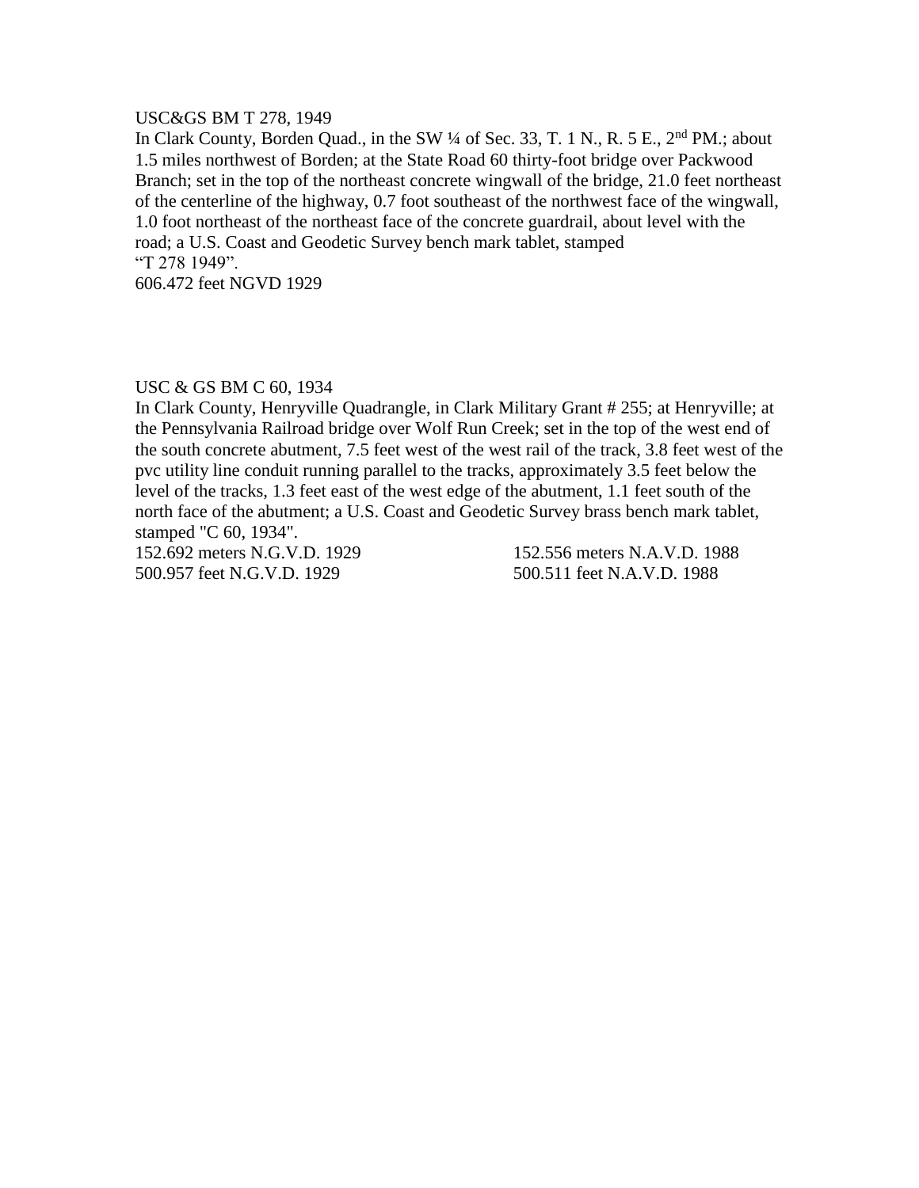USC&GS BM T 278, 1949

In Clark County, Borden Quad., in the SW ¼ of Sec. 33, T. 1 N., R. 5 E., 2nd PM.; about 1.5 miles northwest of Borden; at the State Road 60 thirty-foot bridge over Packwood Branch; set in the top of the northeast concrete wingwall of the bridge, 21.0 feet northeast of the centerline of the highway, 0.7 foot southeast of the northwest face of the wingwall, 1.0 foot northeast of the northeast face of the concrete guardrail, about level with the road; a U.S. Coast and Geodetic Survey bench mark tablet, stamped "T 278 1949".

606.472 feet NGVD 1929

USC & GS BM C 60, 1934

In Clark County, Henryville Quadrangle, in Clark Military Grant # 255; at Henryville; at the Pennsylvania Railroad bridge over Wolf Run Creek; set in the top of the west end of the south concrete abutment, 7.5 feet west of the west rail of the track, 3.8 feet west of the pvc utility line conduit running parallel to the tracks, approximately 3.5 feet below the level of the tracks, 1.3 feet east of the west edge of the abutment, 1.1 feet south of the north face of the abutment; a U.S. Coast and Geodetic Survey brass bench mark tablet, stamped "C 60, 1934".

152.692 meters N.G.V.D. 1929 &nbsp;&nbsp;&nbsp;&nbsp; 152.556 meters N.A.V.D. 1988

500.957 feet N.G.V.D. 1929 &nbsp;&nbsp;&nbsp;&nbsp; 500.511 feet N.A.V.D. 1988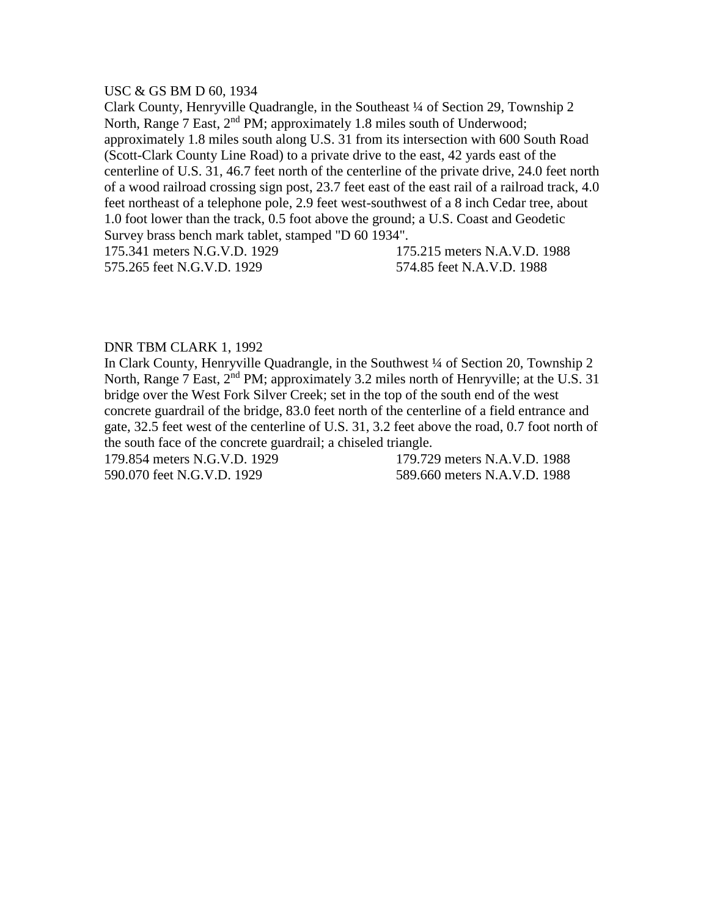USC & GS BM D 60, 1934

Clark County, Henryville Quadrangle, in the Southeast ¼ of Section 29, Township 2 North, Range 7 East, 2nd PM; approximately 1.8 miles south of Underwood; approximately 1.8 miles south along U.S. 31 from its intersection with 600 South Road (Scott-Clark County Line Road) to a private drive to the east, 42 yards east of the centerline of U.S. 31, 46.7 feet north of the centerline of the private drive, 24.0 feet north of a wood railroad crossing sign post, 23.7 feet east of the east rail of a railroad track, 4.0 feet northeast of a telephone pole, 2.9 feet west-southwest of a 8 inch Cedar tree, about 1.0 foot lower than the track, 0.5 foot above the ground; a U.S. Coast and Geodetic Survey brass bench mark tablet, stamped "D 60 1934".

175.341 meters N.G.V.D. 1929 | 175.215 meters N.A.V.D. 1988
575.265 feet N.G.V.D. 1929 | 574.85 feet N.A.V.D. 1988

DNR TBM CLARK 1, 1992

In Clark County, Henryville Quadrangle, in the Southwest ¼ of Section 20, Township 2 North, Range 7 East, 2nd PM; approximately 3.2 miles north of Henryville; at the U.S. 31 bridge over the West Fork Silver Creek; set in the top of the south end of the west concrete guardrail of the bridge, 83.0 feet north of the centerline of a field entrance and gate, 32.5 feet west of the centerline of U.S. 31, 3.2 feet above the road, 0.7 foot north of the south face of the concrete guardrail; a chiseled triangle.

179.854 meters N.G.V.D. 1929 | 179.729 meters N.A.V.D. 1988
590.070 feet N.G.V.D. 1929 | 589.660 meters N.A.V.D. 1988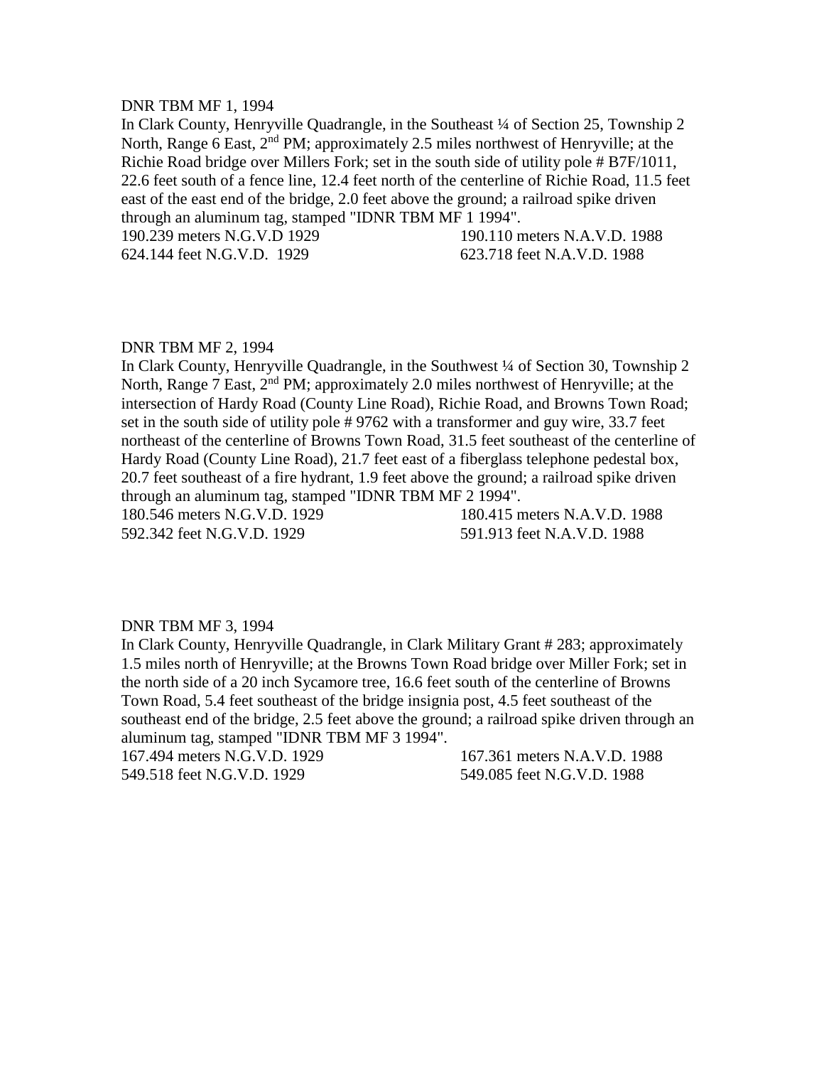DNR TBM MF 1, 1994

In Clark County, Henryville Quadrangle, in the Southeast ¼ of Section 25, Township 2 North, Range 6 East, 2nd PM; approximately 2.5 miles northwest of Henryville; at the Richie Road bridge over Millers Fork; set in the south side of utility pole # B7F/1011, 22.6 feet south of a fence line, 12.4 feet north of the centerline of Richie Road, 11.5 feet east of the east end of the bridge, 2.0 feet above the ground; a railroad spike driven through an aluminum tag, stamped "IDNR TBM MF 1 1994".

190.239 meters N.G.V.D 1929 | 190.110 meters N.A.V.D. 1988
624.144 feet N.G.V.D. 1929 | 623.718 feet N.A.V.D. 1988

DNR TBM MF 2, 1994

In Clark County, Henryville Quadrangle, in the Southwest ¼ of Section 30, Township 2 North, Range 7 East, 2nd PM; approximately 2.0 miles northwest of Henryville; at the intersection of Hardy Road (County Line Road), Richie Road, and Browns Town Road; set in the south side of utility pole # 9762 with a transformer and guy wire, 33.7 feet northeast of the centerline of Browns Town Road, 31.5 feet southeast of the centerline of Hardy Road (County Line Road), 21.7 feet east of a fiberglass telephone pedestal box, 20.7 feet southeast of a fire hydrant, 1.9 feet above the ground; a railroad spike driven through an aluminum tag, stamped "IDNR TBM MF 2 1994".

180.546 meters N.G.V.D. 1929 | 180.415 meters N.A.V.D. 1988
592.342 feet N.G.V.D. 1929 | 591.913 feet N.A.V.D. 1988

DNR TBM MF 3, 1994

In Clark County, Henryville Quadrangle, in Clark Military Grant # 283; approximately 1.5 miles north of Henryville; at the Browns Town Road bridge over Miller Fork; set in the north side of a 20 inch Sycamore tree, 16.6 feet south of the centerline of Browns Town Road, 5.4 feet southeast of the bridge insignia post, 4.5 feet southeast of the southeast end of the bridge, 2.5 feet above the ground; a railroad spike driven through an aluminum tag, stamped "IDNR TBM MF 3 1994".

167.494 meters N.G.V.D. 1929 | 167.361 meters N.A.V.D. 1988
549.518 feet N.G.V.D. 1929 | 549.085 feet N.G.V.D. 1988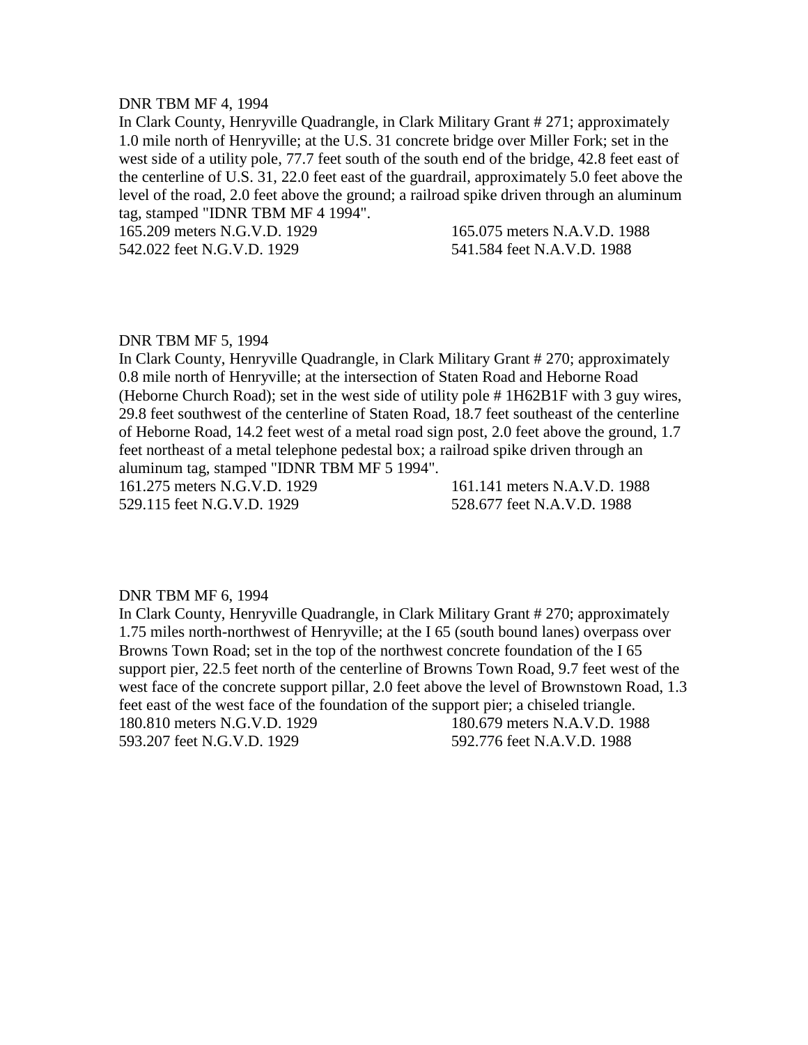DNR TBM MF 4, 1994

In Clark County, Henryville Quadrangle, in Clark Military Grant # 271; approximately 1.0 mile north of Henryville; at the U.S. 31 concrete bridge over Miller Fork; set in the west side of a utility pole, 77.7 feet south of the south end of the bridge, 42.8 feet east of the centerline of U.S. 31, 22.0 feet east of the guardrail, approximately 5.0 feet above the level of the road, 2.0 feet above the ground; a railroad spike driven through an aluminum tag, stamped "IDNR TBM MF 4 1994".

165.209 meters N.G.V.D. 1929 | 165.075 meters N.A.V.D. 1988
542.022 feet N.G.V.D. 1929 | 541.584 feet N.A.V.D. 1988

DNR TBM MF 5, 1994

In Clark County, Henryville Quadrangle, in Clark Military Grant # 270; approximately 0.8 mile north of Henryville; at the intersection of Staten Road and Heborne Road (Heborne Church Road); set in the west side of utility pole # 1H62B1F with 3 guy wires, 29.8 feet southwest of the centerline of Staten Road, 18.7 feet southeast of the centerline of Heborne Road, 14.2 feet west of a metal road sign post, 2.0 feet above the ground, 1.7 feet northeast of a metal telephone pedestal box; a railroad spike driven through an aluminum tag, stamped "IDNR TBM MF 5 1994".

161.275 meters N.G.V.D. 1929 | 161.141 meters N.A.V.D. 1988
529.115 feet N.G.V.D. 1929 | 528.677 feet N.A.V.D. 1988

DNR TBM MF 6, 1994

In Clark County, Henryville Quadrangle, in Clark Military Grant # 270; approximately 1.75 miles north-northwest of Henryville; at the I 65 (south bound lanes) overpass over Browns Town Road; set in the top of the northwest concrete foundation of the I 65 support pier, 22.5 feet north of the centerline of Browns Town Road, 9.7 feet west of the west face of the concrete support pillar, 2.0 feet above the level of Brownstown Road, 1.3 feet east of the west face of the foundation of the support pier; a chiseled triangle.

180.810 meters N.G.V.D. 1929 | 180.679 meters N.A.V.D. 1988
593.207 feet N.G.V.D. 1929 | 592.776 feet N.A.V.D. 1988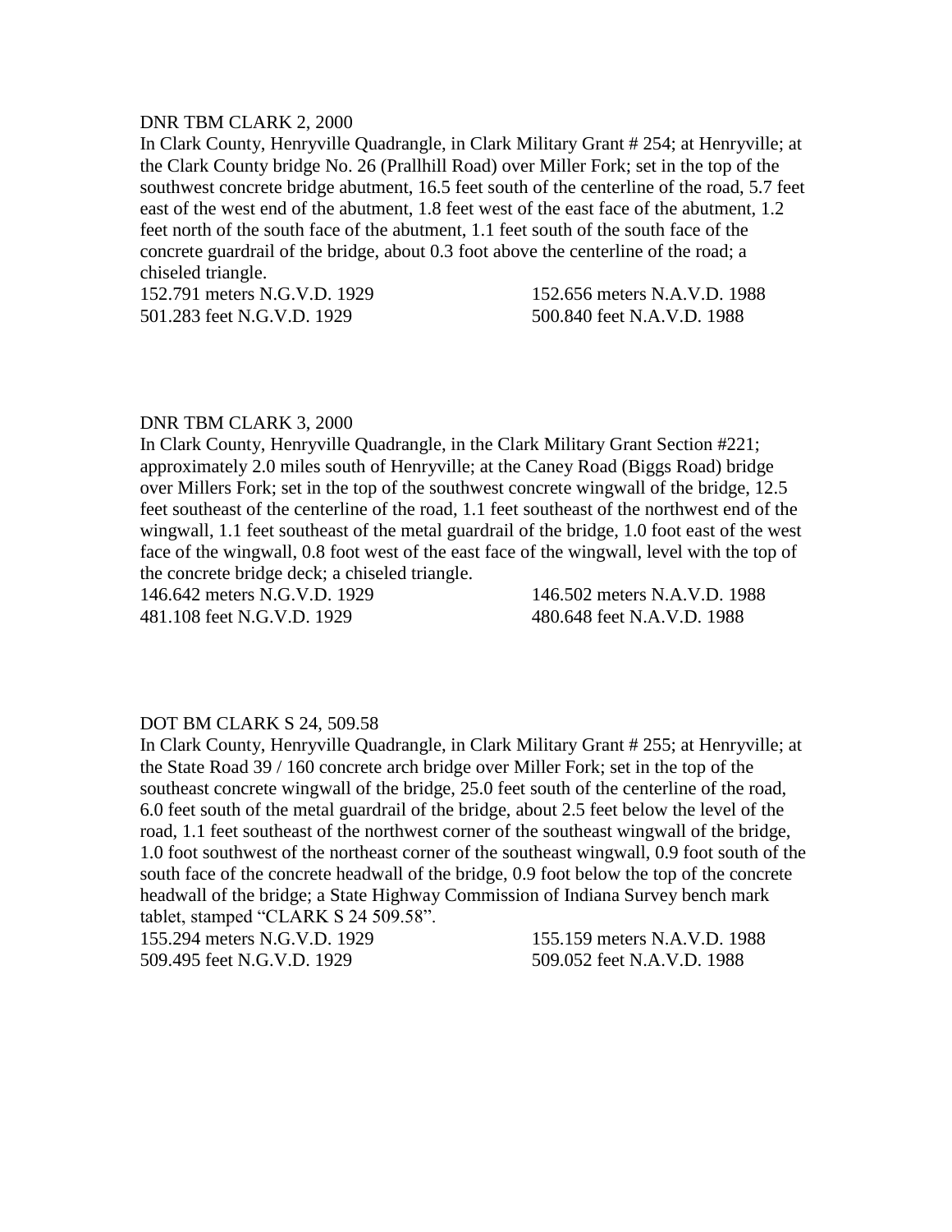DNR TBM CLARK 2, 2000

In Clark County, Henryville Quadrangle, in Clark Military Grant # 254; at Henryville; at the Clark County bridge No. 26 (Prallhill Road) over Miller Fork; set in the top of the southwest concrete bridge abutment, 16.5 feet south of the centerline of the road, 5.7 feet east of the west end of the abutment, 1.8 feet west of the east face of the abutment, 1.2 feet north of the south face of the abutment, 1.1 feet south of the south face of the concrete guardrail of the bridge, about 0.3 foot above the centerline of the road; a chiseled triangle.

152.791 meters N.G.V.D. 1929 152.656 meters N.A.V.D. 1988
501.283 feet N.G.V.D. 1929 500.840 feet N.A.V.D. 1988

DNR TBM CLARK 3, 2000

In Clark County, Henryville Quadrangle, in the Clark Military Grant Section #221; approximately 2.0 miles south of Henryville; at the Caney Road (Biggs Road) bridge over Millers Fork; set in the top of the southwest concrete wingwall of the bridge, 12.5 feet southeast of the centerline of the road, 1.1 feet southeast of the northwest end of the wingwall, 1.1 feet southeast of the metal guardrail of the bridge, 1.0 foot east of the west face of the wingwall, 0.8 foot west of the east face of the wingwall, level with the top of the concrete bridge deck; a chiseled triangle.

146.642 meters N.G.V.D. 1929 146.502 meters N.A.V.D. 1988
481.108 feet N.G.V.D. 1929 480.648 feet N.A.V.D. 1988

DOT BM CLARK S 24, 509.58

In Clark County, Henryville Quadrangle, in Clark Military Grant # 255; at Henryville; at the State Road 39 / 160 concrete arch bridge over Miller Fork; set in the top of the southeast concrete wingwall of the bridge, 25.0 feet south of the centerline of the road, 6.0 feet south of the metal guardrail of the bridge, about 2.5 feet below the level of the road, 1.1 feet southeast of the northwest corner of the southeast wingwall of the bridge, 1.0 foot southwest of the northeast corner of the southeast wingwall, 0.9 foot south of the south face of the concrete headwall of the bridge, 0.9 foot below the top of the concrete headwall of the bridge; a State Highway Commission of Indiana Survey bench mark tablet, stamped “CLARK S 24 509.58”.

155.294 meters N.G.V.D. 1929 155.159 meters N.A.V.D. 1988
509.495 feet N.G.V.D. 1929 509.052 feet N.A.V.D. 1988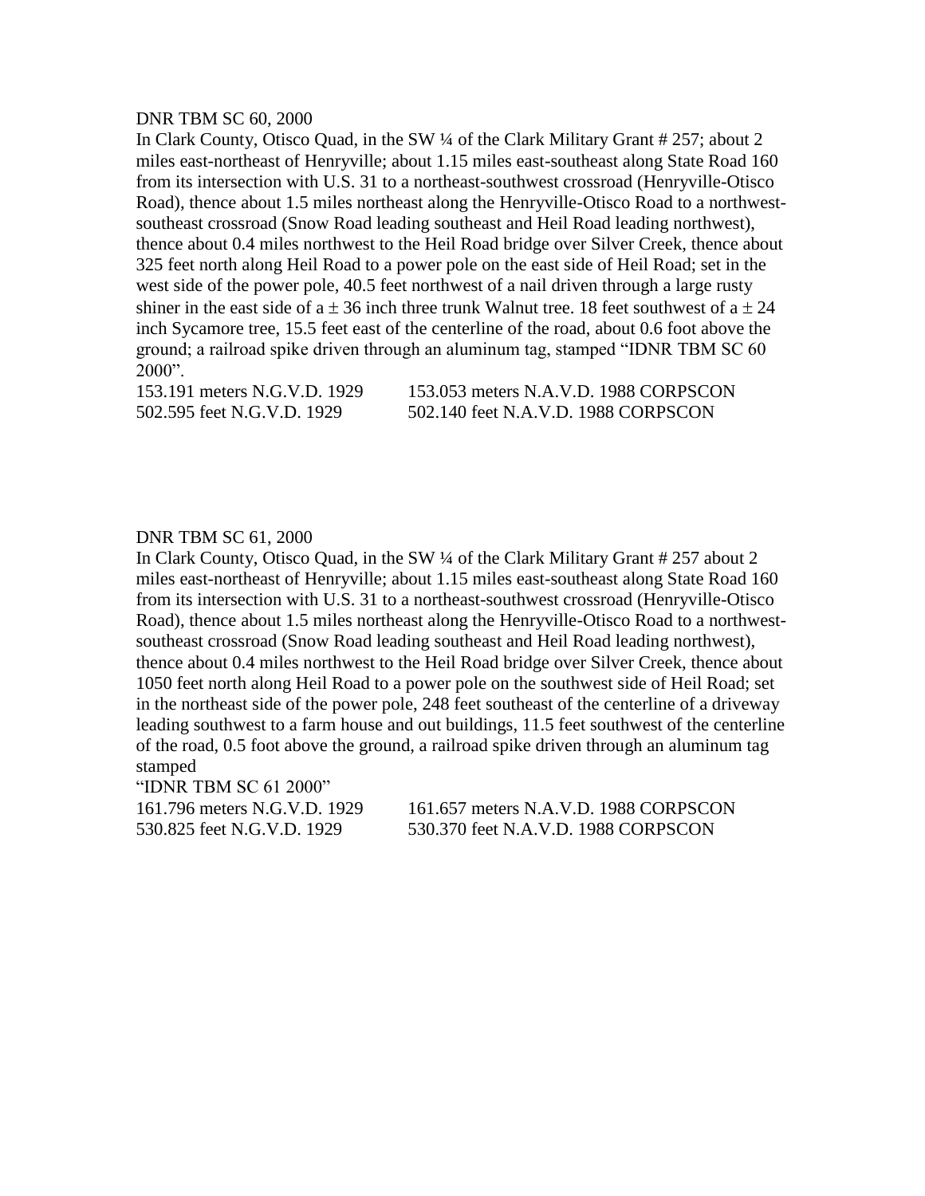DNR TBM SC 60, 2000

In Clark County, Otisco Quad, in the SW ¼ of the Clark Military Grant # 257; about 2 miles east-northeast of Henryville; about 1.15 miles east-southeast along State Road 160 from its intersection with U.S. 31 to a northeast-southwest crossroad (Henryville-Otisco Road), thence about 1.5 miles northeast along the Henryville-Otisco Road to a northwest-southeast crossroad (Snow Road leading southeast and Heil Road leading northwest), thence about 0.4 miles northwest to the Heil Road bridge over Silver Creek, thence about 325 feet north along Heil Road to a power pole on the east side of Heil Road; set in the west side of the power pole, 40.5 feet northwest of a nail driven through a large rusty shiner in the east side of a ± 36 inch three trunk Walnut tree. 18 feet southwest of a ± 24 inch Sycamore tree, 15.5 feet east of the centerline of the road, about 0.6 foot above the ground; a railroad spike driven through an aluminum tag, stamped "IDNR TBM SC 60 2000".

153.191 meters N.G.V.D. 1929 153.053 meters N.A.V.D. 1988 CORPSCON
502.595 feet N.G.V.D. 1929 502.140 feet N.A.V.D. 1988 CORPSCON

DNR TBM SC 61, 2000

In Clark County, Otisco Quad, in the SW ¼ of the Clark Military Grant # 257 about 2 miles east-northeast of Henryville; about 1.15 miles east-southeast along State Road 160 from its intersection with U.S. 31 to a northeast-southwest crossroad (Henryville-Otisco Road), thence about 1.5 miles northeast along the Henryville-Otisco Road to a northwest-southeast crossroad (Snow Road leading southeast and Heil Road leading northwest), thence about 0.4 miles northwest to the Heil Road bridge over Silver Creek, thence about 1050 feet north along Heil Road to a power pole on the southwest side of Heil Road; set in the northeast side of the power pole, 248 feet southeast of the centerline of a driveway leading southwest to a farm house and out buildings, 11.5 feet southwest of the centerline of the road, 0.5 foot above the ground, a railroad spike driven through an aluminum tag stamped
"IDNR TBM SC 61 2000"

161.796 meters N.G.V.D. 1929 161.657 meters N.A.V.D. 1988 CORPSCON
530.825 feet N.G.V.D. 1929 530.370 feet N.A.V.D. 1988 CORPSCON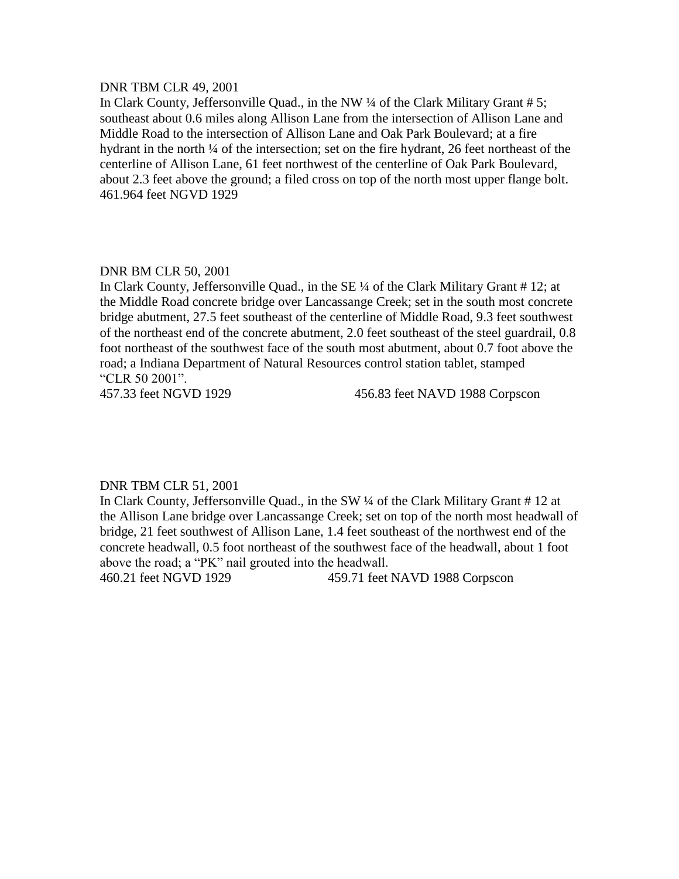DNR TBM CLR 49, 2001

In Clark County, Jeffersonville Quad., in the NW ¼ of the Clark Military Grant # 5; southeast about 0.6 miles along Allison Lane from the intersection of Allison Lane and Middle Road to the intersection of Allison Lane and Oak Park Boulevard; at a fire hydrant in the north ¼ of the intersection; set on the fire hydrant, 26 feet northeast of the centerline of Allison Lane, 61 feet northwest of the centerline of Oak Park Boulevard, about 2.3 feet above the ground; a filed cross on top of the north most upper flange bolt.

461.964 feet NGVD 1929

DNR BM CLR 50, 2001

In Clark County, Jeffersonville Quad., in the SE ¼ of the Clark Military Grant # 12; at the Middle Road concrete bridge over Lancassange Creek; set in the south most concrete bridge abutment, 27.5 feet southeast of the centerline of Middle Road, 9.3 feet southwest of the northeast end of the concrete abutment, 2.0 feet southeast of the steel guardrail, 0.8 foot northeast of the southwest face of the south most abutment, about 0.7 foot above the road; a Indiana Department of Natural Resources control station tablet, stamped "CLR 50 2001".

457.33 feet NGVD 1929　　　　　456.83 feet NAVD 1988 Corpscon

DNR TBM CLR 51, 2001

In Clark County, Jeffersonville Quad., in the SW ¼ of the Clark Military Grant # 12 at the Allison Lane bridge over Lancassange Creek; set on top of the north most headwall of bridge, 21 feet southwest of Allison Lane, 1.4 feet southeast of the northwest end of the concrete headwall, 0.5 foot northeast of the southwest face of the headwall, about 1 foot above the road; a "PK" nail grouted into the headwall.

460.21 feet NGVD 1929　　　　　459.71 feet NAVD 1988 Corpscon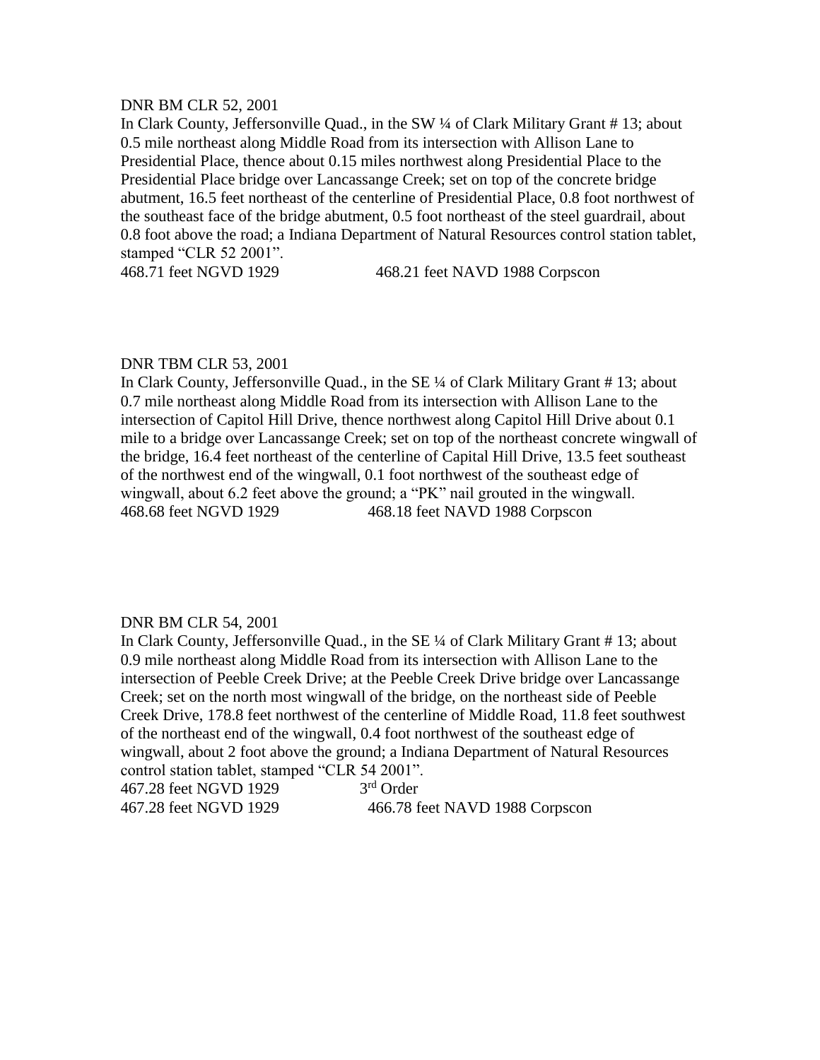DNR BM CLR 52, 2001

In Clark County, Jeffersonville Quad., in the SW ¼ of Clark Military Grant # 13; about 0.5 mile northeast along Middle Road from its intersection with Allison Lane to Presidential Place, thence about 0.15 miles northwest along Presidential Place to the Presidential Place bridge over Lancassange Creek; set on top of the concrete bridge abutment, 16.5 feet northeast of the centerline of Presidential Place, 0.8 foot northwest of the southeast face of the bridge abutment, 0.5 foot northeast of the steel guardrail, about 0.8 foot above the road; a Indiana Department of Natural Resources control station tablet, stamped "CLR 52 2001".

468.71 feet NGVD 1929 468.21 feet NAVD 1988 Corpscon

DNR TBM CLR 53, 2001

In Clark County, Jeffersonville Quad., in the SE ¼ of Clark Military Grant # 13; about 0.7 mile northeast along Middle Road from its intersection with Allison Lane to the intersection of Capitol Hill Drive, thence northwest along Capitol Hill Drive about 0.1 mile to a bridge over Lancassange Creek; set on top of the northeast concrete wingwall of the bridge, 16.4 feet northeast of the centerline of Capital Hill Drive, 13.5 feet southeast of the northwest end of the wingwall, 0.1 foot northwest of the southeast edge of wingwall, about 6.2 feet above the ground; a "PK" nail grouted in the wingwall.

468.68 feet NGVD 1929 468.18 feet NAVD 1988 Corpscon

DNR BM CLR 54, 2001

In Clark County, Jeffersonville Quad., in the SE ¼ of Clark Military Grant # 13; about 0.9 mile northeast along Middle Road from its intersection with Allison Lane to the intersection of Peeble Creek Drive; at the Peeble Creek Drive bridge over Lancassange Creek; set on the north most wingwall of the bridge, on the northeast side of Peeble Creek Drive, 178.8 feet northwest of the centerline of Middle Road, 11.8 feet southwest of the northeast end of the wingwall, 0.4 foot northwest of the southeast edge of wingwall, about 2 foot above the ground; a Indiana Department of Natural Resources control station tablet, stamped "CLR 54 2001".

467.28 feet NGVD 1929 3rd Order

467.28 feet NGVD 1929 466.78 feet NAVD 1988 Corpscon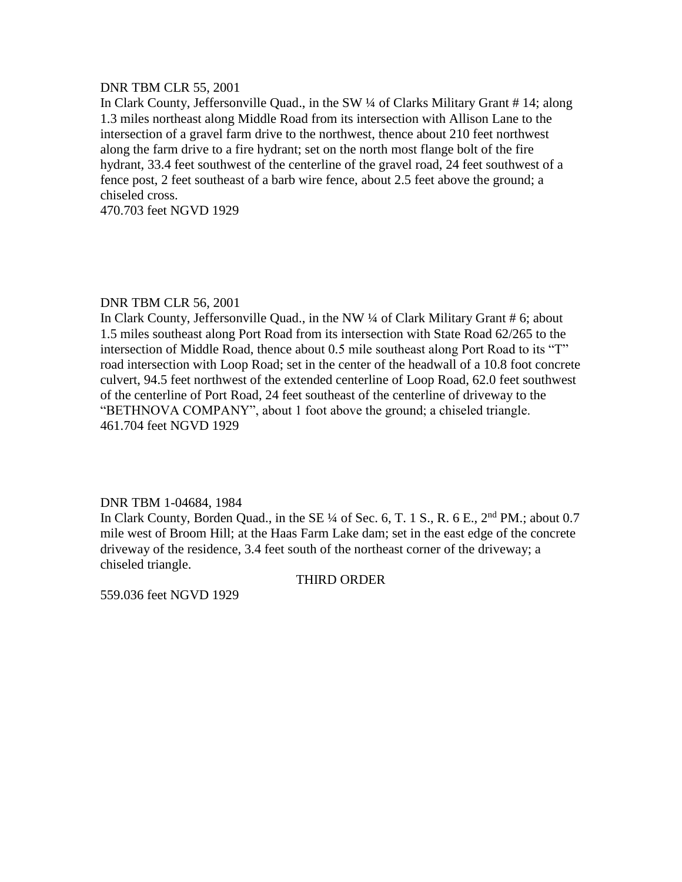DNR TBM CLR 55, 2001

In Clark County, Jeffersonville Quad., in the SW ¼ of Clarks Military Grant # 14; along 1.3 miles northeast along Middle Road from its intersection with Allison Lane to the intersection of a gravel farm drive to the northwest, thence about 210 feet northwest along the farm drive to a fire hydrant; set on the north most flange bolt of the fire hydrant, 33.4 feet southwest of the centerline of the gravel road, 24 feet southwest of a fence post, 2 feet southeast of a barb wire fence, about 2.5 feet above the ground; a chiseled cross.

470.703 feet NGVD 1929

DNR TBM CLR 56, 2001

In Clark County, Jeffersonville Quad., in the NW ¼ of Clark Military Grant # 6; about 1.5 miles southeast along Port Road from its intersection with State Road 62/265 to the intersection of Middle Road, thence about 0.5 mile southeast along Port Road to its "T" road intersection with Loop Road; set in the center of the headwall of a 10.8 foot concrete culvert, 94.5 feet northwest of the extended centerline of Loop Road, 62.0 feet southwest of the centerline of Port Road, 24 feet southeast of the centerline of driveway to the "BETHNOVA COMPANY", about 1 foot above the ground; a chiseled triangle.

461.704 feet NGVD 1929

DNR TBM 1-04684, 1984

In Clark County, Borden Quad., in the SE ¼ of Sec. 6, T. 1 S., R. 6 E., 2nd PM.; about 0.7 mile west of Broom Hill; at the Haas Farm Lake dam; set in the east edge of the concrete driveway of the residence, 3.4 feet south of the northeast corner of the driveway; a chiseled triangle.

THIRD ORDER

559.036 feet NGVD 1929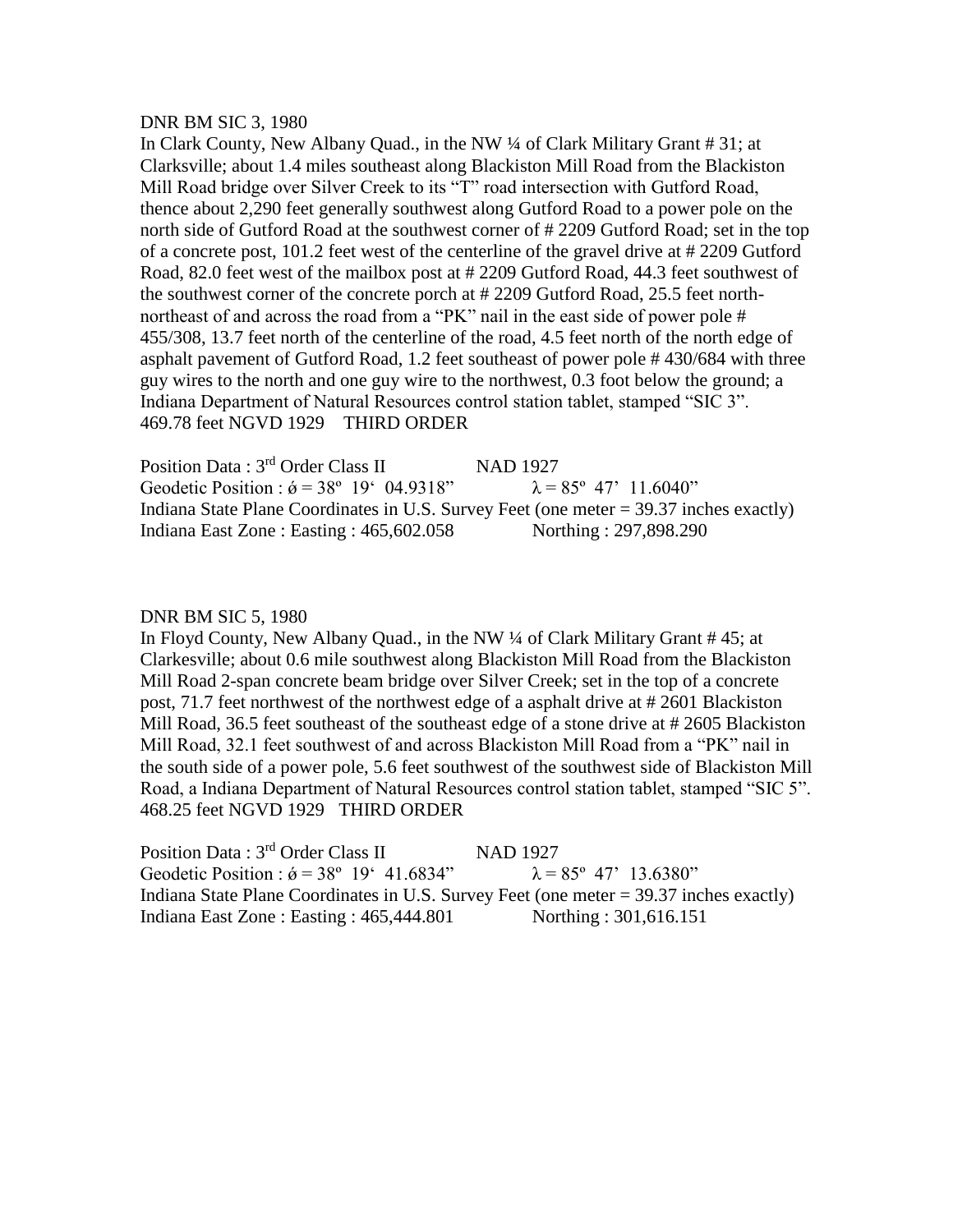DNR BM SIC 3, 1980

In Clark County, New Albany Quad., in the NW ¼ of Clark Military Grant # 31; at Clarksville; about 1.4 miles southeast along Blackiston Mill Road from the Blackiston Mill Road bridge over Silver Creek to its “T” road intersection with Gutford Road, thence about 2,290 feet generally southwest along Gutford Road to a power pole on the north side of Gutford Road at the southwest corner of # 2209 Gutford Road; set in the top of a concrete post, 101.2 feet west of the centerline of the gravel drive at # 2209 Gutford Road, 82.0 feet west of the mailbox post at # 2209 Gutford Road, 44.3 feet southwest of the southwest corner of the concrete porch at # 2209 Gutford Road, 25.5 feet north-northeast of and across the road from a “PK” nail in the east side of power pole # 455/308, 13.7 feet north of the centerline of the road, 4.5 feet north of the north edge of asphalt pavement of Gutford Road, 1.2 feet southeast of power pole # 430/684 with three guy wires to the north and one guy wire to the northwest, 0.3 foot below the ground; a Indiana Department of Natural Resources control station tablet, stamped “SIC 3”.
469.78 feet NGVD 1929 THIRD ORDER

Position Data : 3rd Order Class II NAD 1927
Geodetic Position : ǿ = 38º 19‘ 04.9318” λ = 85º 47’ 11.6040”
Indiana State Plane Coordinates in U.S. Survey Feet (one meter = 39.37 inches exactly)
Indiana East Zone : Easting : 465,602.058 Northing : 297,898.290

DNR BM SIC 5, 1980

In Floyd County, New Albany Quad., in the NW ¼ of Clark Military Grant # 45; at Clarkesville; about 0.6 mile southwest along Blackiston Mill Road from the Blackiston Mill Road 2-span concrete beam bridge over Silver Creek; set in the top of a concrete post, 71.7 feet northwest of the northwest edge of a asphalt drive at # 2601 Blackiston Mill Road, 36.5 feet southeast of the southeast edge of a stone drive at # 2605 Blackiston Mill Road, 32.1 feet southwest of and across Blackiston Mill Road from a “PK” nail in the south side of a power pole, 5.6 feet southwest of the southwest side of Blackiston Mill Road, a Indiana Department of Natural Resources control station tablet, stamped “SIC 5”.
468.25 feet NGVD 1929 THIRD ORDER

Position Data : 3rd Order Class II NAD 1927
Geodetic Position : ǿ = 38º 19‘ 41.6834” λ = 85º 47’ 13.6380”
Indiana State Plane Coordinates in U.S. Survey Feet (one meter = 39.37 inches exactly)
Indiana East Zone : Easting : 465,444.801 Northing : 301,616.151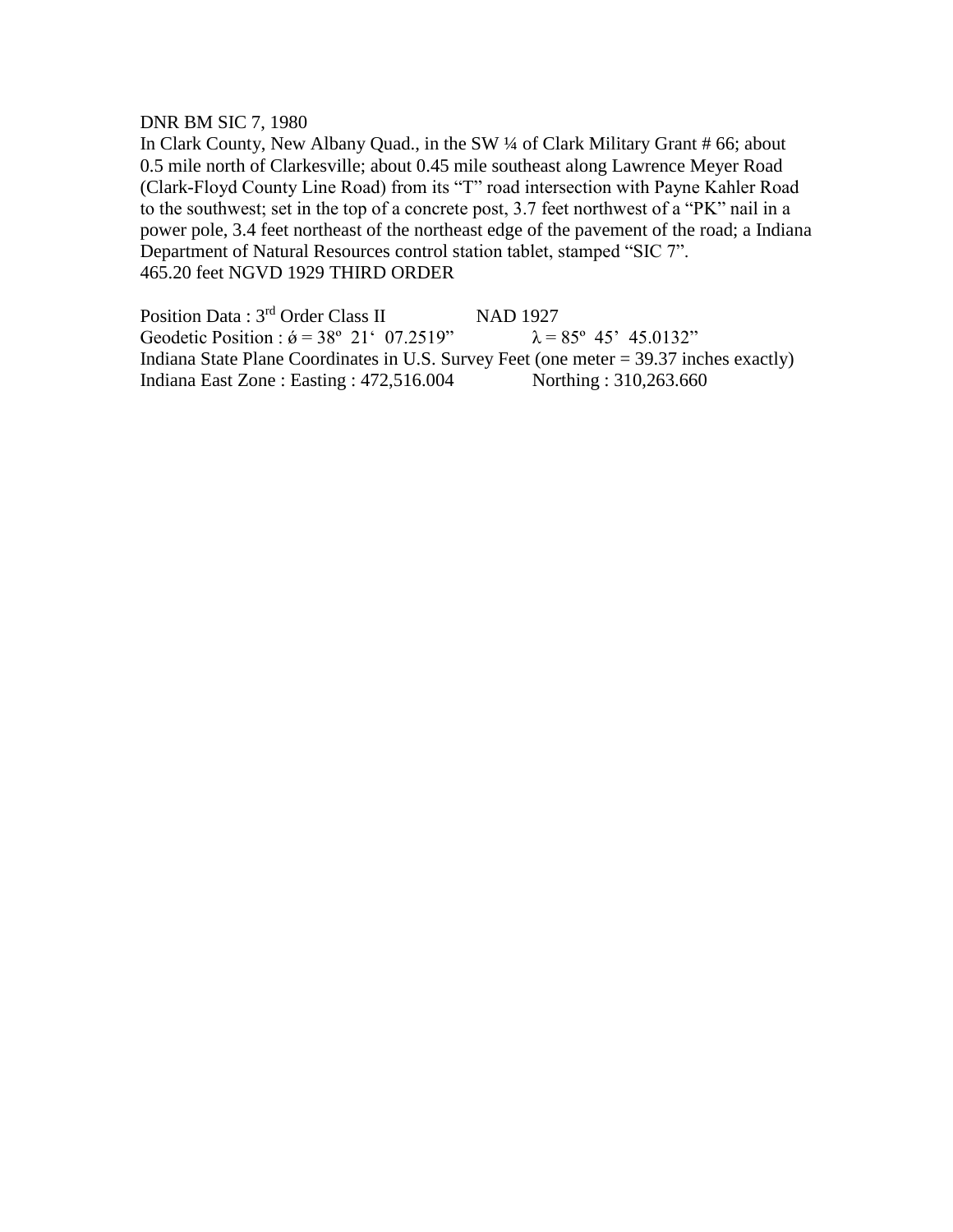DNR BM SIC 7, 1980

In Clark County, New Albany Quad., in the SW ¼ of Clark Military Grant # 66; about 0.5 mile north of Clarkesville; about 0.45 mile southeast along Lawrence Meyer Road (Clark-Floyd County Line Road) from its "T" road intersection with Payne Kahler Road to the southwest; set in the top of a concrete post, 3.7 feet northwest of a "PK" nail in a power pole, 3.4 feet northeast of the northeast edge of the pavement of the road; a Indiana Department of Natural Resources control station tablet, stamped "SIC 7".

465.20 feet NGVD 1929 THIRD ORDER

Position Data : 3rd Order Class II NAD 1927

Geodetic Position : ǿ = 38º 21' 07.2519" λ = 85º 45' 45.0132"

Indiana State Plane Coordinates in U.S. Survey Feet (one meter = 39.37 inches exactly)

Indiana East Zone : Easting : 472,516.004 Northing : 310,263.660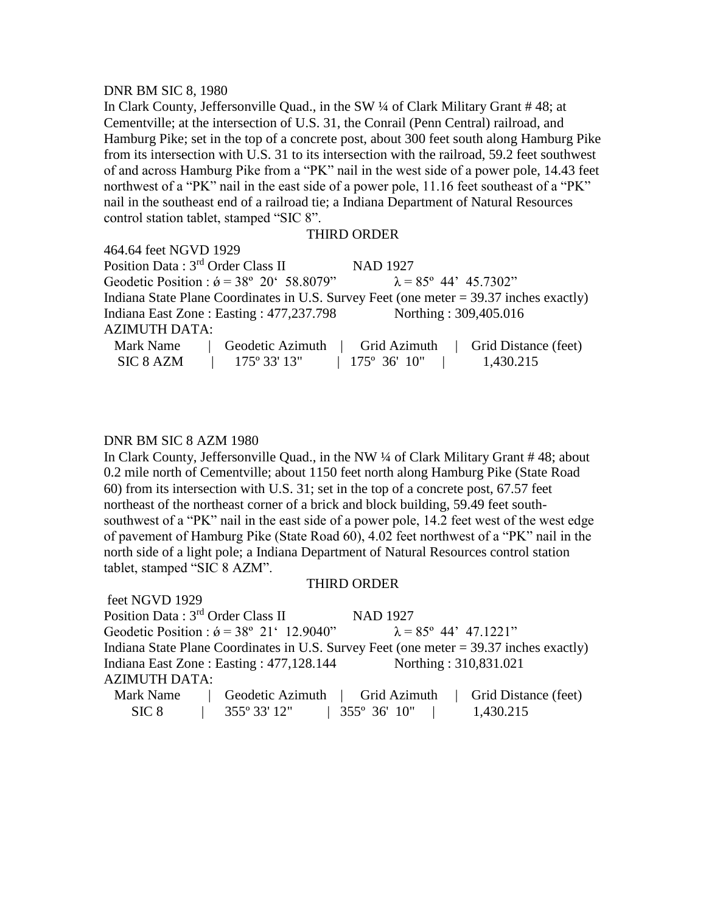DNR BM SIC 8, 1980

In Clark County, Jeffersonville Quad., in the SW ¼ of Clark Military Grant # 48; at Cementville; at the intersection of U.S. 31, the Conrail (Penn Central) railroad, and Hamburg Pike; set in the top of a concrete post, about 300 feet south along Hamburg Pike from its intersection with U.S. 31 to its intersection with the railroad, 59.2 feet southwest of and across Hamburg Pike from a "PK" nail in the west side of a power pole, 14.43 feet northwest of a "PK" nail in the east side of a power pole, 11.16 feet southeast of a "PK" nail in the southeast end of a railroad tie; a Indiana Department of Natural Resources control station tablet, stamped "SIC 8".

THIRD ORDER

464.64 feet NGVD 1929

Position Data : 3rd Order Class II NAD 1927

Geodetic Position : ǿ = 38º 20' 58.8079" λ = 85º 44' 45.7302"

Indiana State Plane Coordinates in U.S. Survey Feet (one meter = 39.37 inches exactly)

Indiana East Zone : Easting : 477,237.798 Northing : 309,405.016

AZIMUTH DATA:

| Mark Name | Geodetic Azimuth | Grid Azimuth | Grid Distance (feet) |
|---|---|---|---|
| SIC 8 AZM | 175º 33' 13" | 175º 36' 10" | 1,430.215 |

DNR BM SIC 8 AZM 1980

In Clark County, Jeffersonville Quad., in the NW ¼ of Clark Military Grant # 48; about 0.2 mile north of Cementville; about 1150 feet north along Hamburg Pike (State Road 60) from its intersection with U.S. 31; set in the top of a concrete post, 67.57 feet northeast of the northeast corner of a brick and block building, 59.49 feet south-southwest of a "PK" nail in the east side of a power pole, 14.2 feet west of the west edge of pavement of Hamburg Pike (State Road 60), 4.02 feet northwest of a "PK" nail in the north side of a light pole; a Indiana Department of Natural Resources control station tablet, stamped "SIC 8 AZM".

THIRD ORDER

feet NGVD 1929

Position Data : 3rd Order Class II NAD 1927

Geodetic Position : ǿ = 38º 21' 12.9040" λ = 85º 44' 47.1221"

Indiana State Plane Coordinates in U.S. Survey Feet (one meter = 39.37 inches exactly)

Indiana East Zone : Easting : 477,128.144 Northing : 310,831.021

AZIMUTH DATA:

| Mark Name | Geodetic Azimuth | Grid Azimuth | Grid Distance (feet) |
|---|---|---|---|
| SIC 8 | 355º 33' 12" | 355º 36' 10" | 1,430.215 |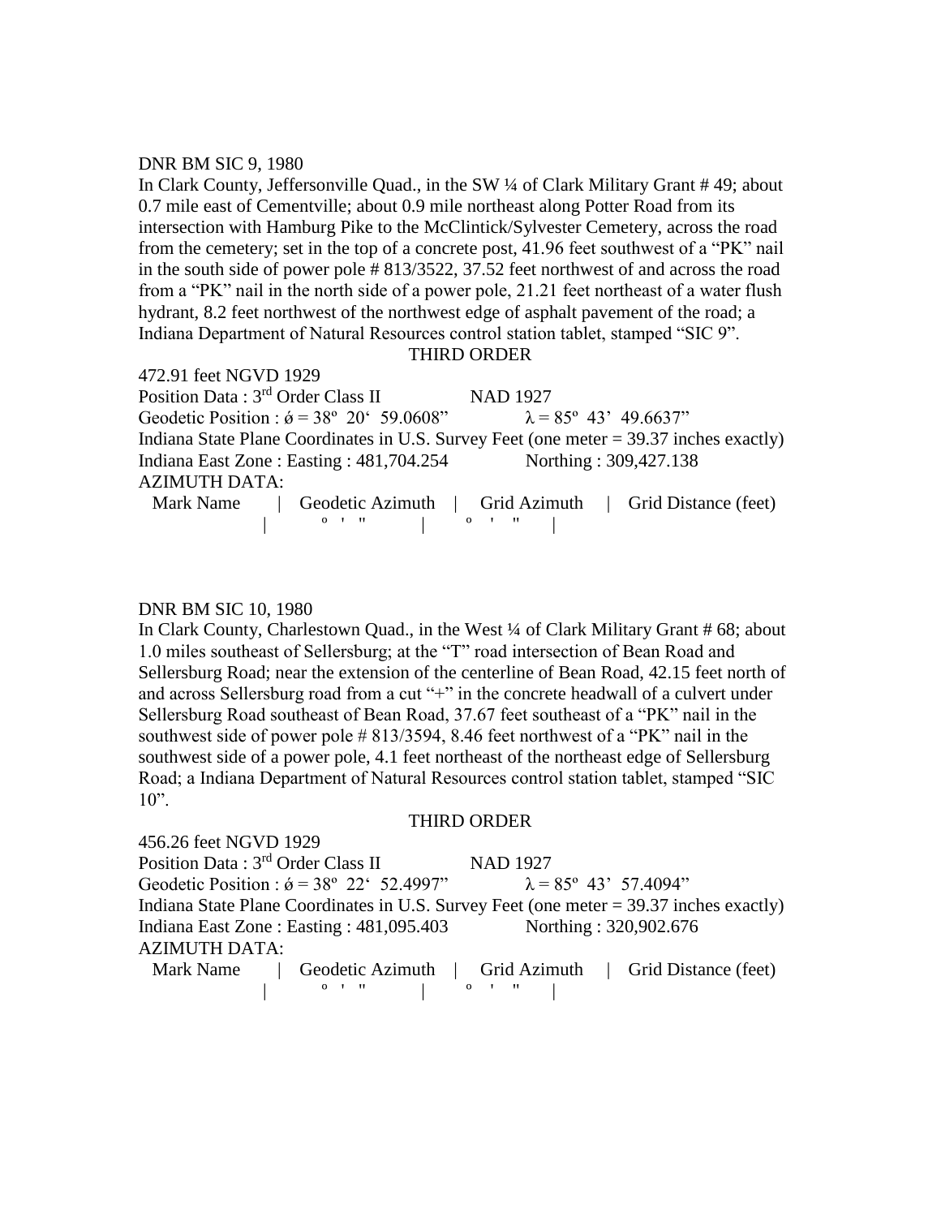DNR BM SIC 9, 1980

In Clark County, Jeffersonville Quad., in the SW ¼ of Clark Military Grant # 49; about 0.7 mile east of Cementville; about 0.9 mile northeast along Potter Road from its intersection with Hamburg Pike to the McClintick/Sylvester Cemetery, across the road from the cemetery; set in the top of a concrete post, 41.96 feet southwest of a "PK" nail in the south side of power pole # 813/3522, 37.52 feet northwest of and across the road from a "PK" nail in the north side of a power pole, 21.21 feet northeast of a water flush hydrant, 8.2 feet northwest of the northwest edge of asphalt pavement of the road; a Indiana Department of Natural Resources control station tablet, stamped "SIC 9".

THIRD ORDER

472.91 feet NGVD 1929

Position Data : 3rd Order Class II    NAD 1927

Geodetic Position : ǿ = 38º 20' 59.0608"    λ = 85º 43' 49.6637"

Indiana State Plane Coordinates in U.S. Survey Feet (one meter = 39.37 inches exactly)

Indiana East Zone : Easting : 481,704.254    Northing : 309,427.138

AZIMUTH DATA:

| Mark Name | Geodetic Azimuth | Grid Azimuth | Grid Distance (feet) |
|---|---|---|---|
| | º ' " | º ' " | |

DNR BM SIC 10, 1980

In Clark County, Charlestown Quad., in the West ¼ of Clark Military Grant # 68; about 1.0 miles southeast of Sellersburg; at the "T" road intersection of Bean Road and Sellersburg Road; near the extension of the centerline of Bean Road, 42.15 feet north of and across Sellersburg road from a cut "+" in the concrete headwall of a culvert under Sellersburg Road southeast of Bean Road, 37.67 feet southeast of a "PK" nail in the southwest side of power pole # 813/3594, 8.46 feet northwest of a "PK" nail in the southwest side of a power pole, 4.1 feet northeast of the northeast edge of Sellersburg Road; a Indiana Department of Natural Resources control station tablet, stamped "SIC 10".

THIRD ORDER

456.26 feet NGVD 1929

Position Data : 3rd Order Class II    NAD 1927

Geodetic Position : ǿ = 38º 22' 52.4997"    λ = 85º 43' 57.4094"

Indiana State Plane Coordinates in U.S. Survey Feet (one meter = 39.37 inches exactly)

Indiana East Zone : Easting : 481,095.403    Northing : 320,902.676

AZIMUTH DATA:

| Mark Name | Geodetic Azimuth | Grid Azimuth | Grid Distance (feet) |
|---|---|---|---|
| | º ' " | º ' " | |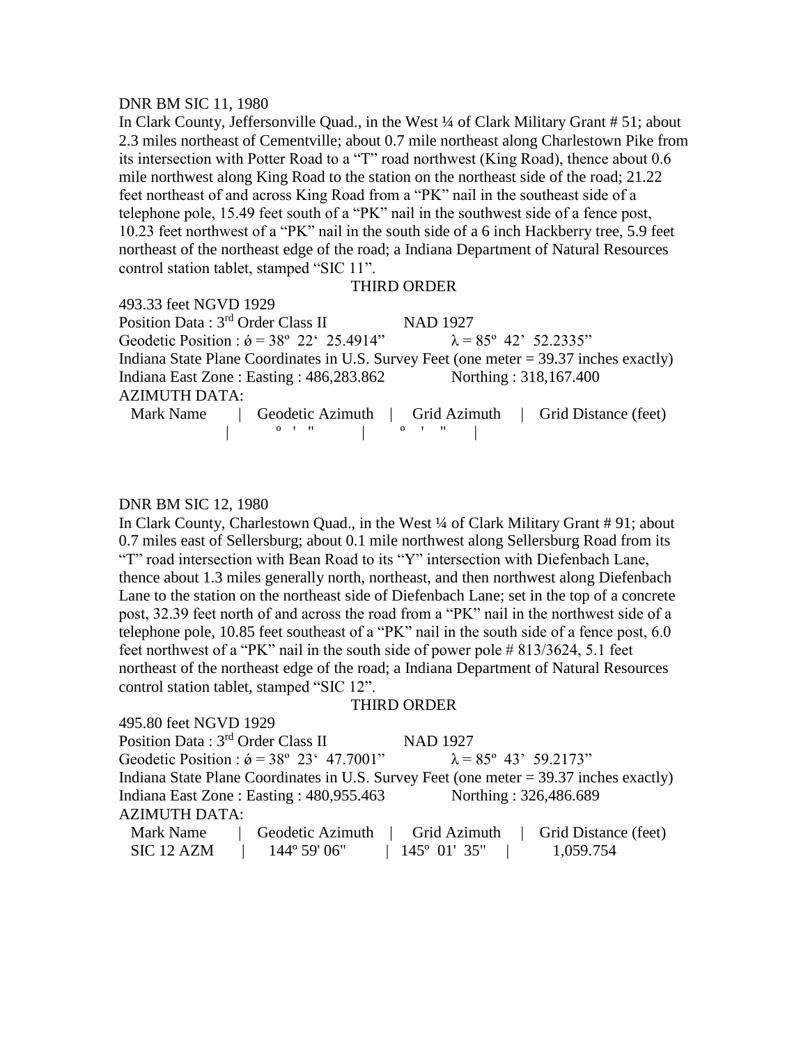DNR BM SIC 11, 1980

In Clark County, Jeffersonville Quad., in the West ¼ of Clark Military Grant # 51; about 2.3 miles northeast of Cementville; about 0.7 mile northeast along Charlestown Pike from its intersection with Potter Road to a "T" road northwest (King Road), thence about 0.6 mile northwest along King Road to the station on the northeast side of the road; 21.22 feet northeast of and across King Road from a "PK" nail in the southeast side of a telephone pole, 15.49 feet south of a "PK" nail in the southwest side of a fence post, 10.23 feet northwest of a "PK" nail in the south side of a 6 inch Hackberry tree, 5.9 feet northeast of the northeast edge of the road; a Indiana Department of Natural Resources control station tablet, stamped "SIC 11".

THIRD ORDER

493.33 feet NGVD 1929

Position Data : 3rd Order Class II NAD 1927

Geodetic Position : ǿ = 38º 22' 25.4914" λ = 85º 42' 52.2335"

Indiana State Plane Coordinates in U.S. Survey Feet (one meter = 39.37 inches exactly)

Indiana East Zone : Easting : 486,283.862 Northing : 318,167.400

AZIMUTH DATA:

| Mark Name | Geodetic Azimuth | Grid Azimuth | Grid Distance (feet) |
|---|---|---|---|
| | º ' " | º ' " | |

DNR BM SIC 12, 1980

In Clark County, Charlestown Quad., in the West ¼ of Clark Military Grant # 91; about 0.7 miles east of Sellersburg; about 0.1 mile northwest along Sellersburg Road from its "T" road intersection with Bean Road to its "Y" intersection with Diefenbach Lane, thence about 1.3 miles generally north, northeast, and then northwest along Diefenbach Lane to the station on the northeast side of Diefenbach Lane; set in the top of a concrete post, 32.39 feet north of and across the road from a "PK" nail in the northwest side of a telephone pole, 10.85 feet southeast of a "PK" nail in the south side of a fence post, 6.0 feet northwest of a "PK" nail in the south side of power pole # 813/3624, 5.1 feet northeast of the northeast edge of the road; a Indiana Department of Natural Resources control station tablet, stamped "SIC 12".

THIRD ORDER

495.80 feet NGVD 1929

Position Data : 3rd Order Class II NAD 1927

Geodetic Position : ǿ = 38º 23' 47.7001" λ = 85º 43' 59.2173"

Indiana State Plane Coordinates in U.S. Survey Feet (one meter = 39.37 inches exactly)

Indiana East Zone : Easting : 480,955.463 Northing : 326,486.689

AZIMUTH DATA:

| Mark Name | Geodetic Azimuth | Grid Azimuth | Grid Distance (feet) |
|---|---|---|---|
| SIC 12 AZM | 144º 59' 06" | 145º 01' 35" | 1,059.754 |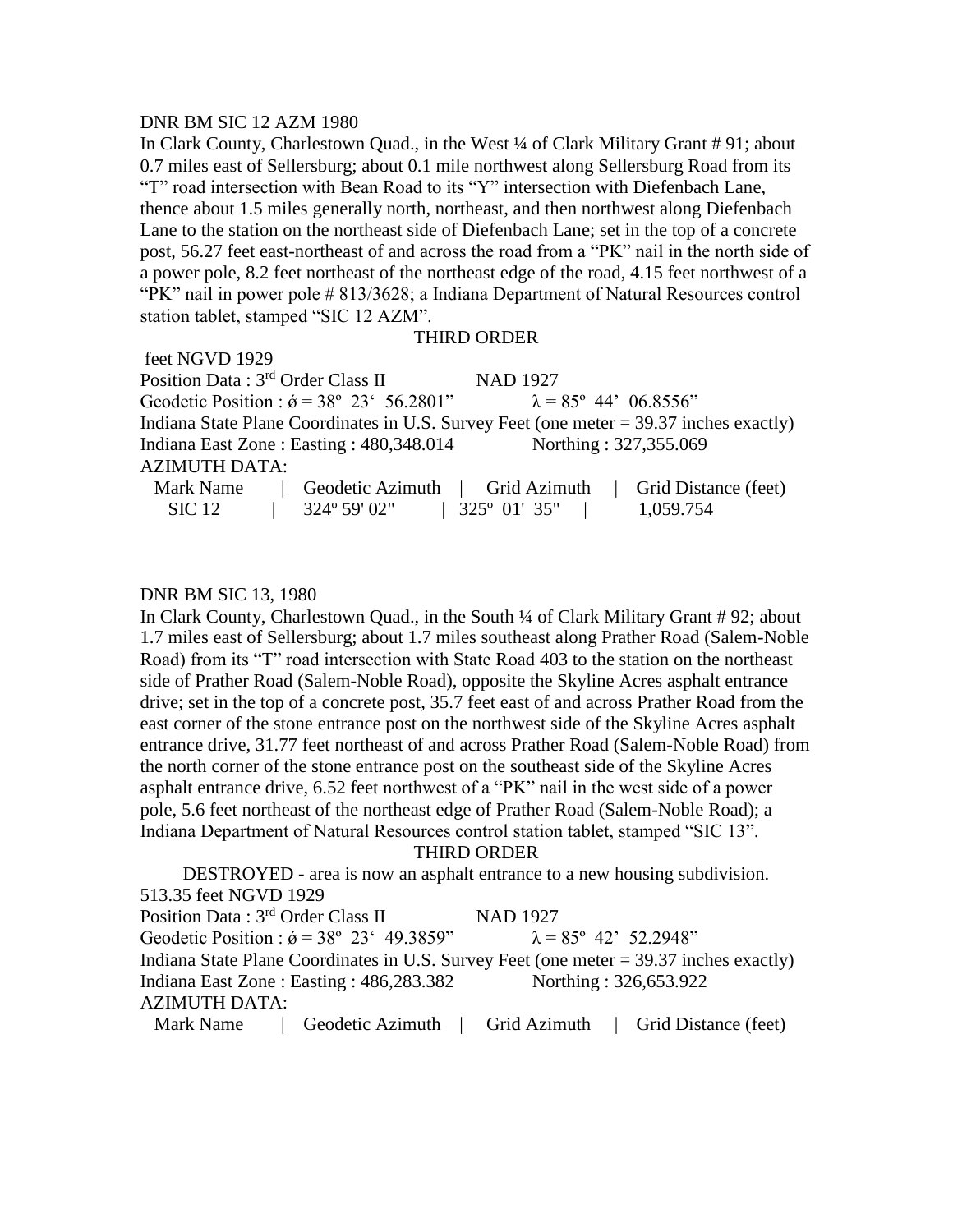DNR BM SIC 12 AZM 1980

In Clark County, Charlestown Quad., in the West ¼ of Clark Military Grant # 91; about 0.7 miles east of Sellersburg; about 0.1 mile northwest along Sellersburg Road from its "T" road intersection with Bean Road to its "Y" intersection with Diefenbach Lane, thence about 1.5 miles generally north, northeast, and then northwest along Diefenbach Lane to the station on the northeast side of Diefenbach Lane; set in the top of a concrete post, 56.27 feet east-northeast of and across the road from a "PK" nail in the north side of a power pole, 8.2 feet northeast of the northeast edge of the road, 4.15 feet northwest of a "PK" nail in power pole # 813/3628; a Indiana Department of Natural Resources control station tablet, stamped "SIC 12 AZM".

THIRD ORDER

feet NGVD 1929

Position Data : 3rd Order Class II NAD 1927

Geodetic Position : ǿ = 38º 23' 56.2801" λ = 85º 44' 06.8556"

Indiana State Plane Coordinates in U.S. Survey Feet (one meter = 39.37 inches exactly)

Indiana East Zone : Easting : 480,348.014 Northing : 327,355.069

AZIMUTH DATA:

| Mark Name | Geodetic Azimuth | Grid Azimuth | Grid Distance (feet) |
|---|---|---|---|
| SIC 12 | 324º 59' 02" | 325º 01' 35" | 1,059.754 |

DNR BM SIC 13, 1980

In Clark County, Charlestown Quad., in the South ¼ of Clark Military Grant # 92; about 1.7 miles east of Sellersburg; about 1.7 miles southeast along Prather Road (Salem-Noble Road) from its "T" road intersection with State Road 403 to the station on the northeast side of Prather Road (Salem-Noble Road), opposite the Skyline Acres asphalt entrance drive; set in the top of a concrete post, 35.7 feet east of and across Prather Road from the east corner of the stone entrance post on the northwest side of the Skyline Acres asphalt entrance drive, 31.77 feet northeast of and across Prather Road (Salem-Noble Road) from the north corner of the stone entrance post on the southeast side of the Skyline Acres asphalt entrance drive, 6.52 feet northwest of a "PK" nail in the west side of a power pole, 5.6 feet northeast of the northeast edge of Prather Road (Salem-Noble Road); a Indiana Department of Natural Resources control station tablet, stamped "SIC 13".

THIRD ORDER

DESTROYED - area is now an asphalt entrance to a new housing subdivision.

513.35 feet NGVD 1929

Position Data : 3rd Order Class II NAD 1927

Geodetic Position : ǿ = 38º 23' 49.3859" λ = 85º 42' 52.2948"

Indiana State Plane Coordinates in U.S. Survey Feet (one meter = 39.37 inches exactly)

Indiana East Zone : Easting : 486,283.382 Northing : 326,653.922

AZIMUTH DATA:

| Mark Name | Geodetic Azimuth | Grid Azimuth | Grid Distance (feet) |
|---|---|---|---|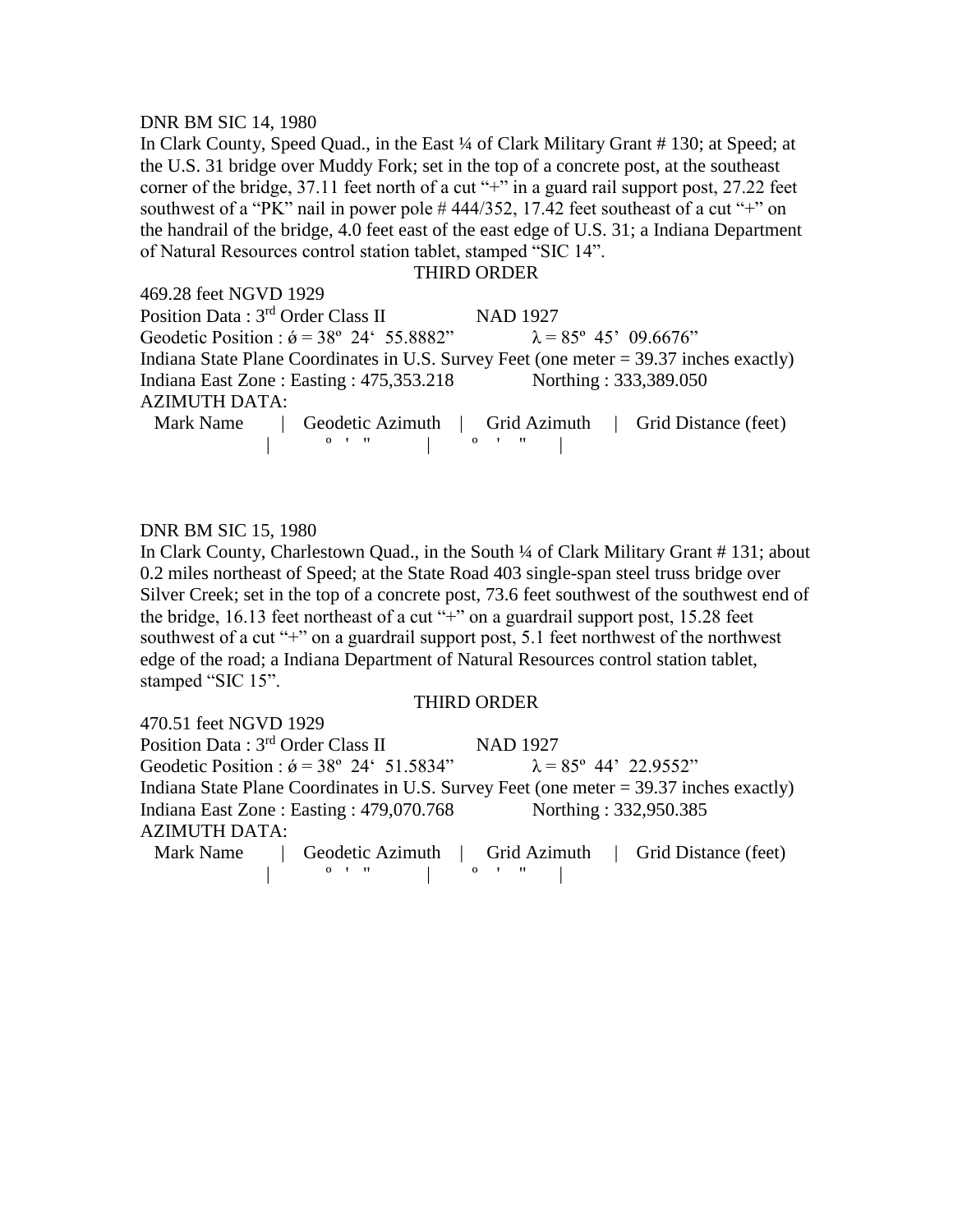DNR BM SIC 14, 1980

In Clark County, Speed Quad., in the East ¼ of Clark Military Grant # 130; at Speed; at the U.S. 31 bridge over Muddy Fork; set in the top of a concrete post, at the southeast corner of the bridge, 37.11 feet north of a cut "+" in a guard rail support post, 27.22 feet southwest of a "PK" nail in power pole # 444/352, 17.42 feet southeast of a cut "+" on the handrail of the bridge, 4.0 feet east of the east edge of U.S. 31; a Indiana Department of Natural Resources control station tablet, stamped "SIC 14".

THIRD ORDER

469.28 feet NGVD 1929

Position Data : 3rd Order Class II NAD 1927

Geodetic Position : ǿ = 38º 24' 55.8882" λ = 85º 45' 09.6676"

Indiana State Plane Coordinates in U.S. Survey Feet (one meter = 39.37 inches exactly)

Indiana East Zone : Easting : 475,353.218 Northing : 333,389.050

AZIMUTH DATA:

| Mark Name | Geodetic Azimuth | Grid Azimuth | Grid Distance (feet) |
|---|---|---|---|
| | º ' " | º ' " | |

DNR BM SIC 15, 1980

In Clark County, Charlestown Quad., in the South ¼ of Clark Military Grant # 131; about 0.2 miles northeast of Speed; at the State Road 403 single-span steel truss bridge over Silver Creek; set in the top of a concrete post, 73.6 feet southwest of the southwest end of the bridge, 16.13 feet northeast of a cut "+" on a guardrail support post, 15.28 feet southwest of a cut "+" on a guardrail support post, 5.1 feet northwest of the northwest edge of the road; a Indiana Department of Natural Resources control station tablet, stamped "SIC 15".

THIRD ORDER

470.51 feet NGVD 1929

Position Data : 3rd Order Class II NAD 1927

Geodetic Position : ǿ = 38º 24' 51.5834" λ = 85º 44' 22.9552"

Indiana State Plane Coordinates in U.S. Survey Feet (one meter = 39.37 inches exactly)

Indiana East Zone : Easting : 479,070.768 Northing : 332,950.385

AZIMUTH DATA:

| Mark Name | Geodetic Azimuth | Grid Azimuth | Grid Distance (feet) |
|---|---|---|---|
| | º ' " | º ' " | |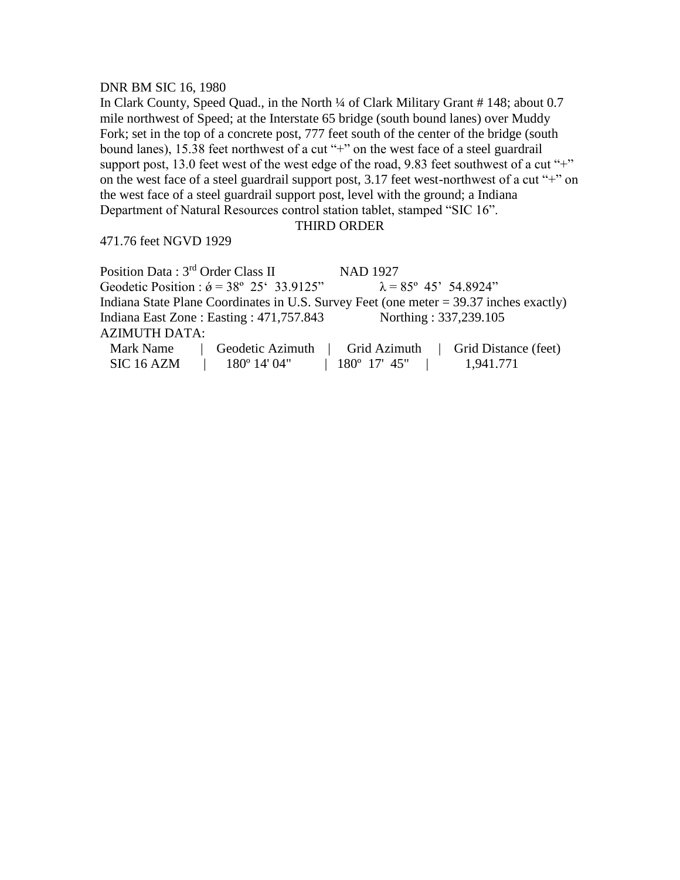DNR BM SIC 16, 1980

In Clark County, Speed Quad., in the North ¼ of Clark Military Grant # 148; about 0.7 mile northwest of Speed; at the Interstate 65 bridge (south bound lanes) over Muddy Fork; set in the top of a concrete post, 777 feet south of the center of the bridge (south bound lanes), 15.38 feet northwest of a cut "+" on the west face of a steel guardrail support post, 13.0 feet west of the west edge of the road, 9.83 feet southwest of a cut "+" on the west face of a steel guardrail support post, 3.17 feet west-northwest of a cut "+" on the west face of a steel guardrail support post, level with the ground; a Indiana Department of Natural Resources control station tablet, stamped "SIC 16".

THIRD ORDER

471.76 feet NGVD 1929

Position Data : 3rd Order Class II NAD 1927

Geodetic Position : ǿ = 38º 25' 33.9125" λ = 85º 45' 54.8924"

Indiana State Plane Coordinates in U.S. Survey Feet (one meter = 39.37 inches exactly)

Indiana East Zone : Easting : 471,757.843 Northing : 337,239.105

AZIMUTH DATA:

| Mark Name | Geodetic Azimuth | Grid Azimuth | Grid Distance (feet) |
|---|---|---|---|
| SIC 16 AZM | 180º 14' 04" | 180º 17' 45" | 1,941.771 |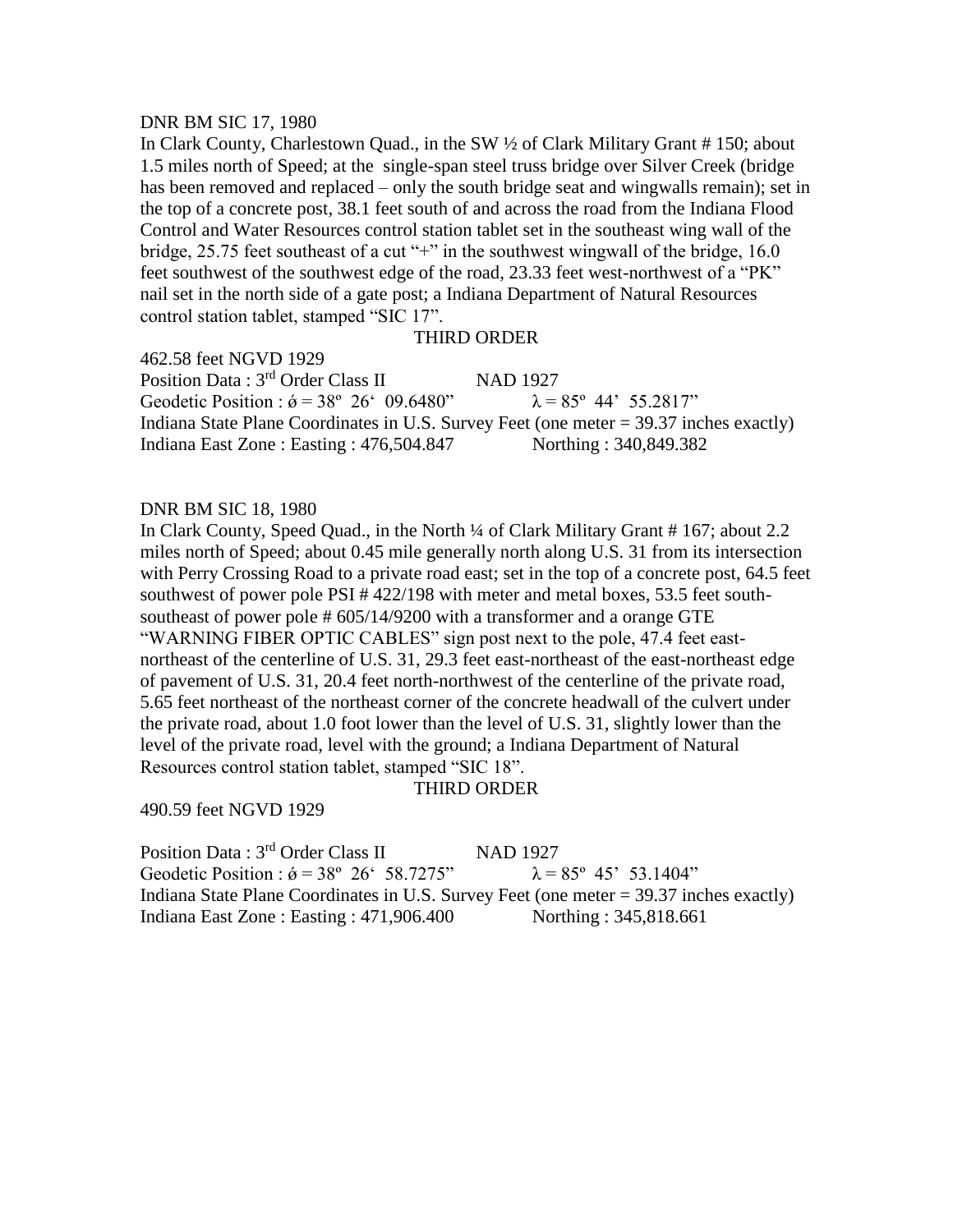DNR BM SIC 17, 1980

In Clark County, Charlestown Quad., in the SW ½ of Clark Military Grant # 150; about 1.5 miles north of Speed; at the single-span steel truss bridge over Silver Creek (bridge has been removed and replaced – only the south bridge seat and wingwalls remain); set in the top of a concrete post, 38.1 feet south of and across the road from the Indiana Flood Control and Water Resources control station tablet set in the southeast wing wall of the bridge, 25.75 feet southeast of a cut "+" in the southwest wingwall of the bridge, 16.0 feet southwest of the southwest edge of the road, 23.33 feet west-northwest of a "PK" nail set in the north side of a gate post; a Indiana Department of Natural Resources control station tablet, stamped "SIC 17".

THIRD ORDER

462.58 feet NGVD 1929

Position Data : 3rd Order Class II NAD 1927

Geodetic Position : ǿ = 38º 26' 09.6480" λ = 85º 44' 55.2817"

Indiana State Plane Coordinates in U.S. Survey Feet (one meter = 39.37 inches exactly)

Indiana East Zone : Easting : 476,504.847 Northing : 340,849.382

DNR BM SIC 18, 1980

In Clark County, Speed Quad., in the North ¼ of Clark Military Grant # 167; about 2.2 miles north of Speed; about 0.45 mile generally north along U.S. 31 from its intersection with Perry Crossing Road to a private road east; set in the top of a concrete post, 64.5 feet southwest of power pole PSI # 422/198 with meter and metal boxes, 53.5 feet south-southeast of power pole # 605/14/9200 with a transformer and a orange GTE "WARNING FIBER OPTIC CABLES" sign post next to the pole, 47.4 feet east-northeast of the centerline of U.S. 31, 29.3 feet east-northeast of the east-northeast edge of pavement of U.S. 31, 20.4 feet north-northwest of the centerline of the private road, 5.65 feet northeast of the northeast corner of the concrete headwall of the culvert under the private road, about 1.0 foot lower than the level of U.S. 31, slightly lower than the level of the private road, level with the ground; a Indiana Department of Natural Resources control station tablet, stamped "SIC 18".

THIRD ORDER

490.59 feet NGVD 1929

Position Data : 3rd Order Class II NAD 1927

Geodetic Position : ǿ = 38º 26' 58.7275" λ = 85º 45' 53.1404"

Indiana State Plane Coordinates in U.S. Survey Feet (one meter = 39.37 inches exactly)

Indiana East Zone : Easting : 471,906.400 Northing : 345,818.661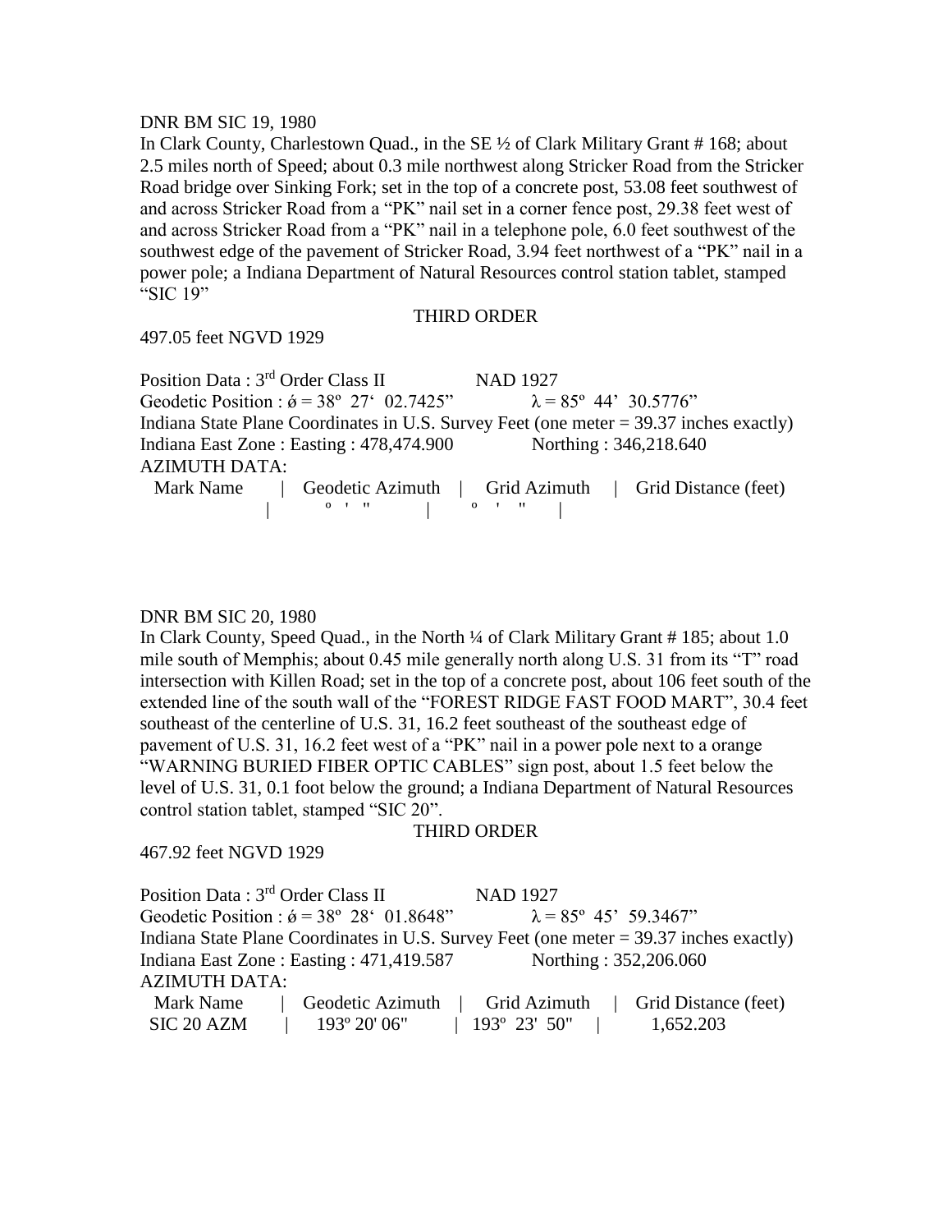DNR BM SIC 19, 1980

In Clark County, Charlestown Quad., in the SE ½ of Clark Military Grant # 168; about 2.5 miles north of Speed; about 0.3 mile northwest along Stricker Road from the Stricker Road bridge over Sinking Fork; set in the top of a concrete post, 53.08 feet southwest of and across Stricker Road from a "PK" nail set in a corner fence post, 29.38 feet west of and across Stricker Road from a "PK" nail in a telephone pole, 6.0 feet southwest of the southwest edge of the pavement of Stricker Road, 3.94 feet northwest of a "PK" nail in a power pole; a Indiana Department of Natural Resources control station tablet, stamped "SIC 19"

THIRD ORDER

497.05 feet NGVD 1929

Position Data : 3rd Order Class II NAD 1927

Geodetic Position : ǿ = 38º 27' 02.7425" λ = 85º 44' 30.5776"

Indiana State Plane Coordinates in U.S. Survey Feet (one meter = 39.37 inches exactly)

Indiana East Zone : Easting : 478,474.900 Northing : 346,218.640

AZIMUTH DATA:

| Mark Name | Geodetic Azimuth | Grid Azimuth | Grid Distance (feet) |
|---|---|---|---|
| | º ' " | º ' " | |

DNR BM SIC 20, 1980

In Clark County, Speed Quad., in the North ¼ of Clark Military Grant # 185; about 1.0 mile south of Memphis; about 0.45 mile generally north along U.S. 31 from its "T" road intersection with Killen Road; set in the top of a concrete post, about 106 feet south of the extended line of the south wall of the "FOREST RIDGE FAST FOOD MART", 30.4 feet southeast of the centerline of U.S. 31, 16.2 feet southeast of the southeast edge of pavement of U.S. 31, 16.2 feet west of a "PK" nail in a power pole next to a orange "WARNING BURIED FIBER OPTIC CABLES" sign post, about 1.5 feet below the level of U.S. 31, 0.1 foot below the ground; a Indiana Department of Natural Resources control station tablet, stamped "SIC 20".

THIRD ORDER

467.92 feet NGVD 1929

Position Data : 3rd Order Class II NAD 1927

Geodetic Position : ǿ = 38º 28' 01.8648" λ = 85º 45' 59.3467"

Indiana State Plane Coordinates in U.S. Survey Feet (one meter = 39.37 inches exactly)

Indiana East Zone : Easting : 471,419.587 Northing : 352,206.060

AZIMUTH DATA:

| Mark Name | Geodetic Azimuth | Grid Azimuth | Grid Distance (feet) |
|---|---|---|---|
| SIC 20 AZM | 193º 20' 06" | 193º 23' 50" | 1,652.203 |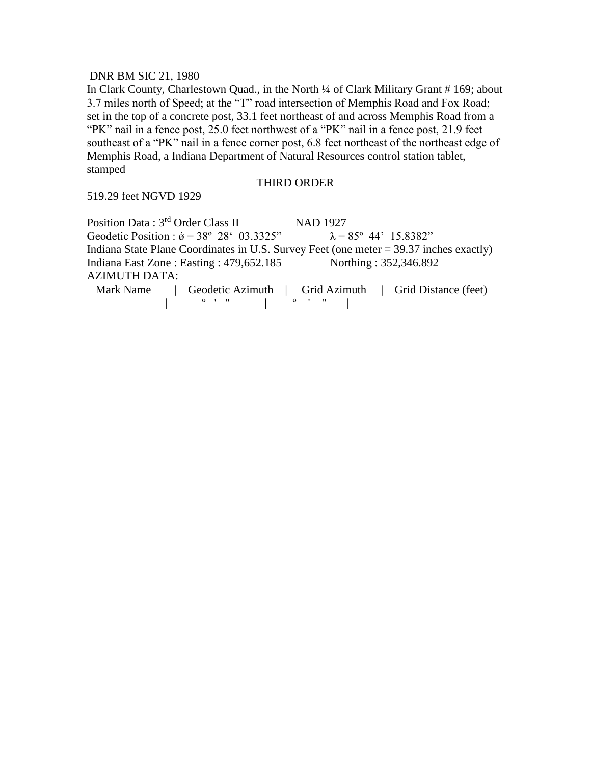DNR BM SIC 21, 1980

In Clark County, Charlestown Quad., in the North ¼ of Clark Military Grant # 169; about 3.7 miles north of Speed; at the "T" road intersection of Memphis Road and Fox Road; set in the top of a concrete post, 33.1 feet northeast of and across Memphis Road from a "PK" nail in a fence post, 25.0 feet northwest of a "PK" nail in a fence post, 21.9 feet southeast of a "PK" nail in a fence corner post, 6.8 feet northeast of the northeast edge of Memphis Road, a Indiana Department of Natural Resources control station tablet, stamped

THIRD ORDER

519.29 feet NGVD 1929

Position Data : 3rd Order Class II NAD 1927

Geodetic Position : ǿ = 38º 28' 03.3325" λ = 85º 44' 15.8382"

Indiana State Plane Coordinates in U.S. Survey Feet (one meter = 39.37 inches exactly)

Indiana East Zone : Easting : 479,652.185 Northing : 352,346.892

AZIMUTH DATA:

| Mark Name | Geodetic Azimuth | Grid Azimuth | Grid Distance (feet) |
|---|---|---|---|
| | º ' " | º ' " | |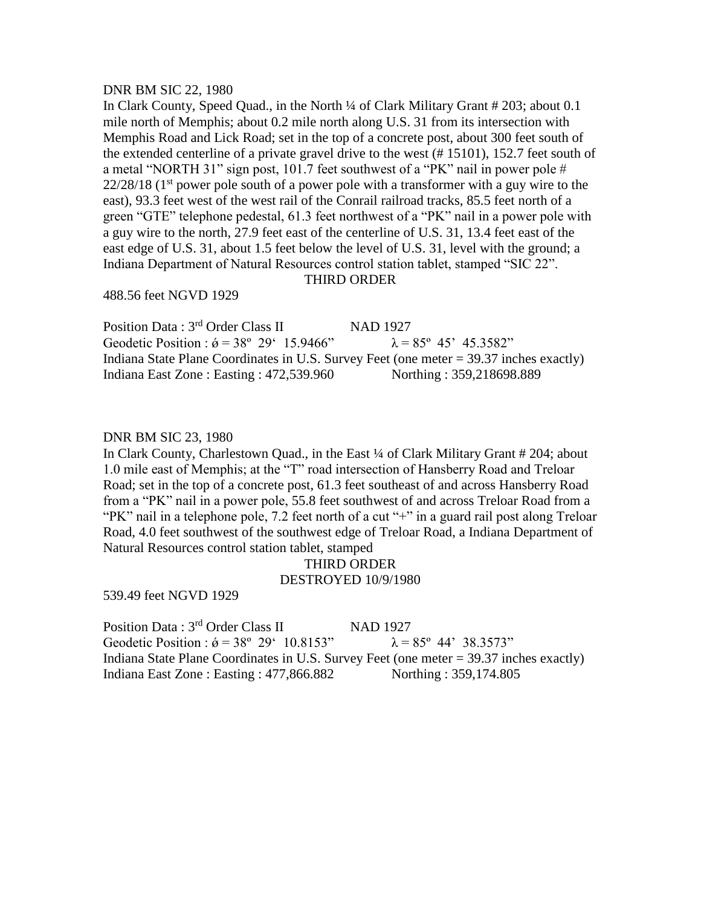DNR BM SIC 22, 1980

In Clark County, Speed Quad., in the North ¼ of Clark Military Grant # 203; about 0.1 mile north of Memphis; about 0.2 mile north along U.S. 31 from its intersection with Memphis Road and Lick Road; set in the top of a concrete post, about 300 feet south of the extended centerline of a private gravel drive to the west (# 15101), 152.7 feet south of a metal "NORTH 31" sign post, 101.7 feet southwest of a "PK" nail in power pole # 22/28/18 (1st power pole south of a power pole with a transformer with a guy wire to the east), 93.3 feet west of the west rail of the Conrail railroad tracks, 85.5 feet north of a green "GTE" telephone pedestal, 61.3 feet northwest of a "PK" nail in a power pole with a guy wire to the north, 27.9 feet east of the centerline of U.S. 31, 13.4 feet east of the east edge of U.S. 31, about 1.5 feet below the level of U.S. 31, level with the ground; a Indiana Department of Natural Resources control station tablet, stamped "SIC 22".

THIRD ORDER

488.56 feet NGVD 1929

Position Data : 3rd Order Class II NAD 1927

Geodetic Position : ǿ = 38º 29' 15.9466" λ = 85º 45' 45.3582"

Indiana State Plane Coordinates in U.S. Survey Feet (one meter = 39.37 inches exactly)

Indiana East Zone : Easting : 472,539.960 Northing : 359,218698.889

DNR BM SIC 23, 1980

In Clark County, Charlestown Quad., in the East ¼ of Clark Military Grant # 204; about 1.0 mile east of Memphis; at the "T" road intersection of Hansberry Road and Treloar Road; set in the top of a concrete post, 61.3 feet southeast of and across Hansberry Road from a "PK" nail in a power pole, 55.8 feet southwest of and across Treloar Road from a "PK" nail in a telephone pole, 7.2 feet north of a cut "+" in a guard rail post along Treloar Road, 4.0 feet southwest of the southwest edge of Treloar Road, a Indiana Department of Natural Resources control station tablet, stamped

THIRD ORDER

DESTROYED 10/9/1980

539.49 feet NGVD 1929

Position Data : 3rd Order Class II NAD 1927

Geodetic Position : ǿ = 38º 29' 10.8153" λ = 85º 44' 38.3573"

Indiana State Plane Coordinates in U.S. Survey Feet (one meter = 39.37 inches exactly)

Indiana East Zone : Easting : 477,866.882 Northing : 359,174.805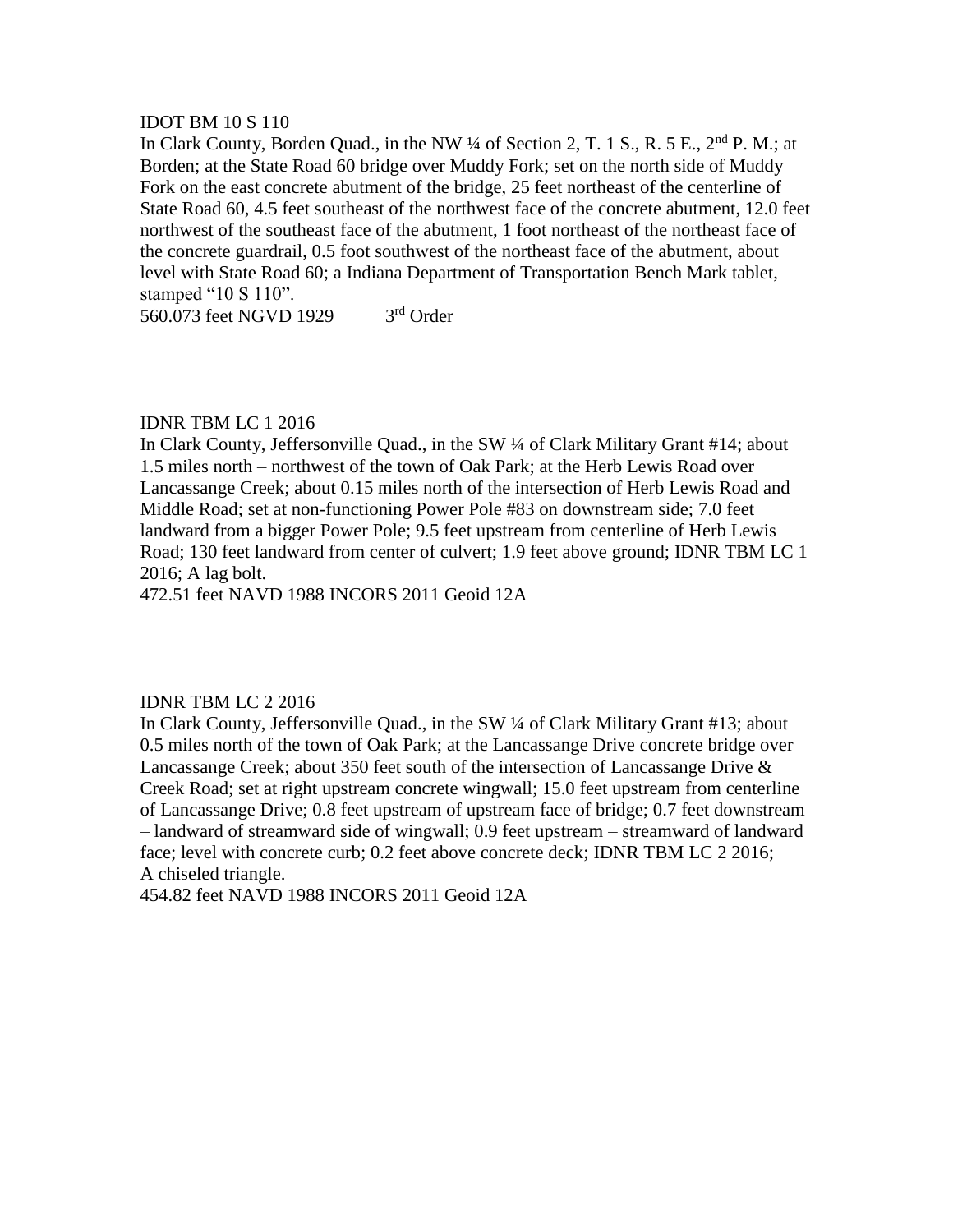IDOT BM 10 S 110

In Clark County, Borden Quad., in the NW ¼ of Section 2, T. 1 S., R. 5 E., 2nd P. M.; at Borden; at the State Road 60 bridge over Muddy Fork; set on the north side of Muddy Fork on the east concrete abutment of the bridge, 25 feet northeast of the centerline of State Road 60, 4.5 feet southeast of the northwest face of the concrete abutment, 12.0 feet northwest of the southeast face of the abutment, 1 foot northeast of the northeast face of the concrete guardrail, 0.5 foot southwest of the northeast face of the abutment, about level with State Road 60; a Indiana Department of Transportation Bench Mark tablet, stamped "10 S 110".

560.073 feet NGVD 1929 3rd Order

IDNR TBM LC 1 2016

In Clark County, Jeffersonville Quad., in the SW ¼ of Clark Military Grant #14; about 1.5 miles north – northwest of the town of Oak Park; at the Herb Lewis Road over Lancassange Creek; about 0.15 miles north of the intersection of Herb Lewis Road and Middle Road; set at non-functioning Power Pole #83 on downstream side; 7.0 feet landward from a bigger Power Pole; 9.5 feet upstream from centerline of Herb Lewis Road; 130 feet landward from center of culvert; 1.9 feet above ground; IDNR TBM LC 1 2016; A lag bolt.

472.51 feet NAVD 1988 INCORS 2011 Geoid 12A

IDNR TBM LC 2 2016

In Clark County, Jeffersonville Quad., in the SW ¼ of Clark Military Grant #13; about 0.5 miles north of the town of Oak Park; at the Lancassange Drive concrete bridge over Lancassange Creek; about 350 feet south of the intersection of Lancassange Drive & Creek Road; set at right upstream concrete wingwall; 15.0 feet upstream from centerline of Lancassange Drive; 0.8 feet upstream of upstream face of bridge; 0.7 feet downstream – landward of streamward side of wingwall; 0.9 feet upstream – streamward of landward face; level with concrete curb; 0.2 feet above concrete deck; IDNR TBM LC 2 2016; A chiseled triangle.

454.82 feet NAVD 1988 INCORS 2011 Geoid 12A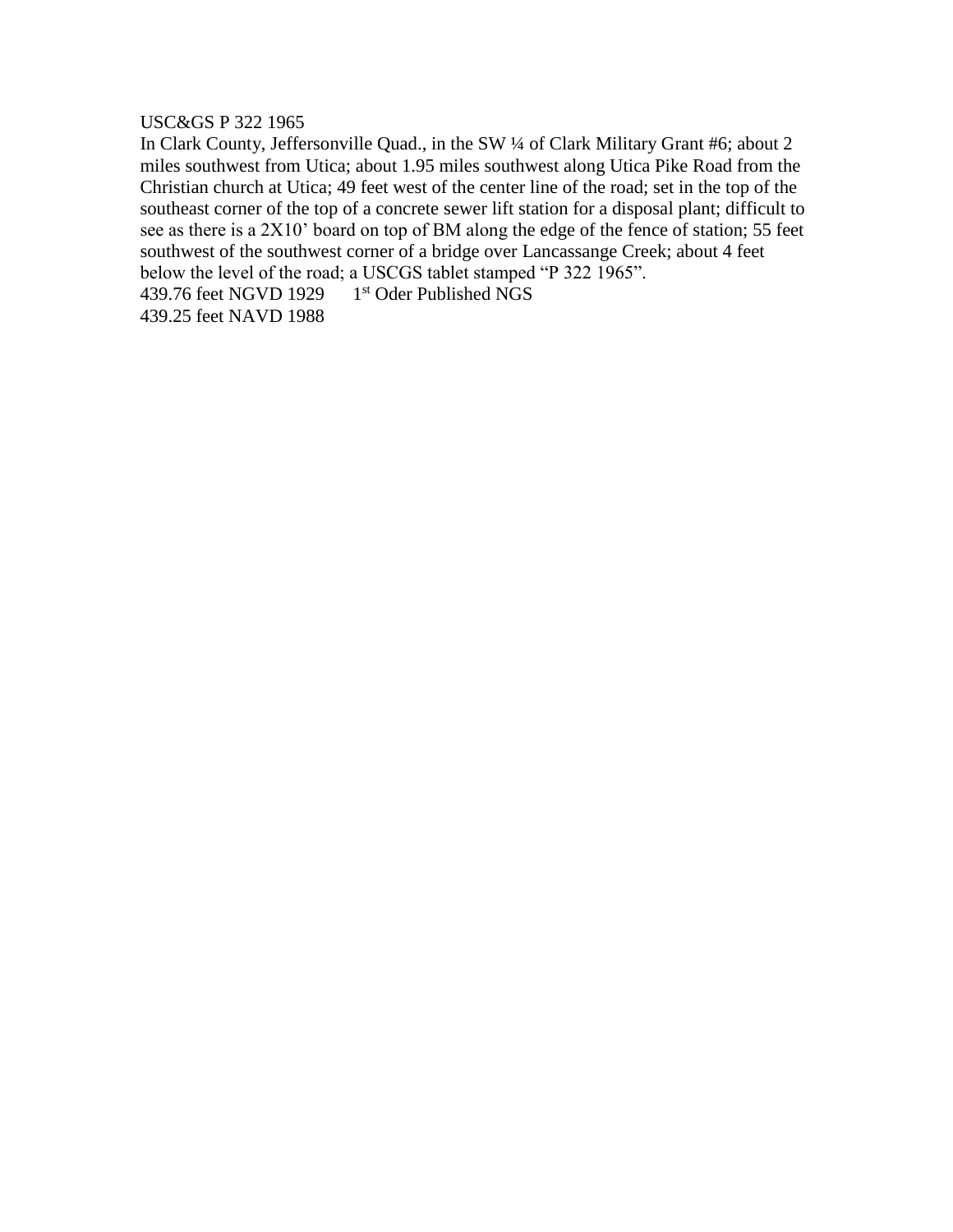USC&GS P 322 1965

In Clark County, Jeffersonville Quad., in the SW ¼ of Clark Military Grant #6; about 2 miles southwest from Utica; about 1.95 miles southwest along Utica Pike Road from the Christian church at Utica; 49 feet west of the center line of the road; set in the top of the southeast corner of the top of a concrete sewer lift station for a disposal plant; difficult to see as there is a 2X10' board on top of BM along the edge of the fence of station; 55 feet southwest of the southwest corner of a bridge over Lancassange Creek; about 4 feet below the level of the road; a USCGS tablet stamped "P 322 1965".

439.76 feet NGVD 1929 1st Oder Published NGS

439.25 feet NAVD 1988